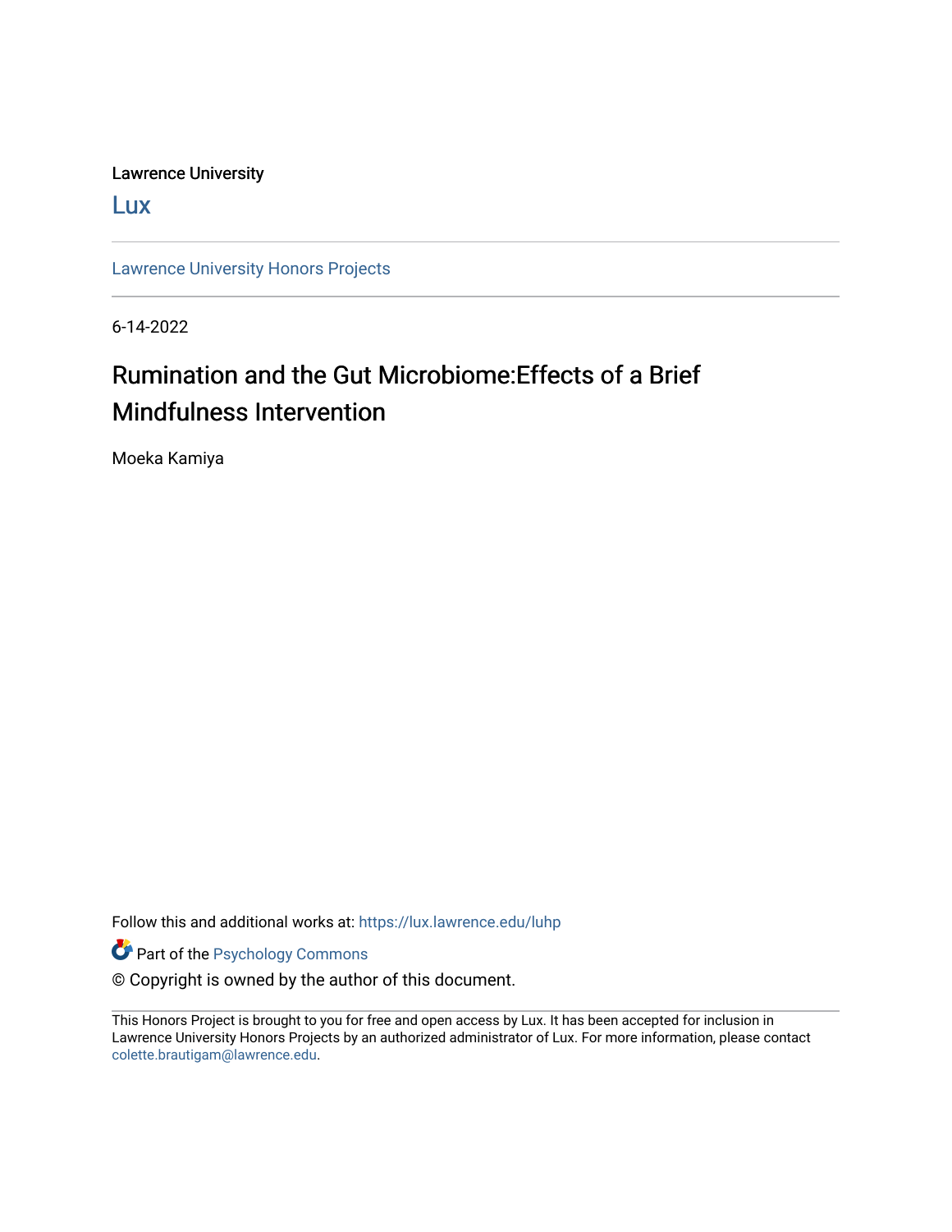Lawrence University

Lux

Lawrence University Honors Projects

6-14-2022

# Rumination and the Gut Microbiome:Effects of a Brief Mindfulness Intervention

Moeka Kamiya

Follow this and additional works at: https://lux.lawrence.edu/luhp

Part of the Psychology Commons

© Copyright is owned by the author of this document.

This Honors Project is brought to you for free and open access by Lux. It has been accepted for inclusion in Lawrence University Honors Projects by an authorized administrator of Lux. For more information, please contact colette.brautigam@lawrence.edu.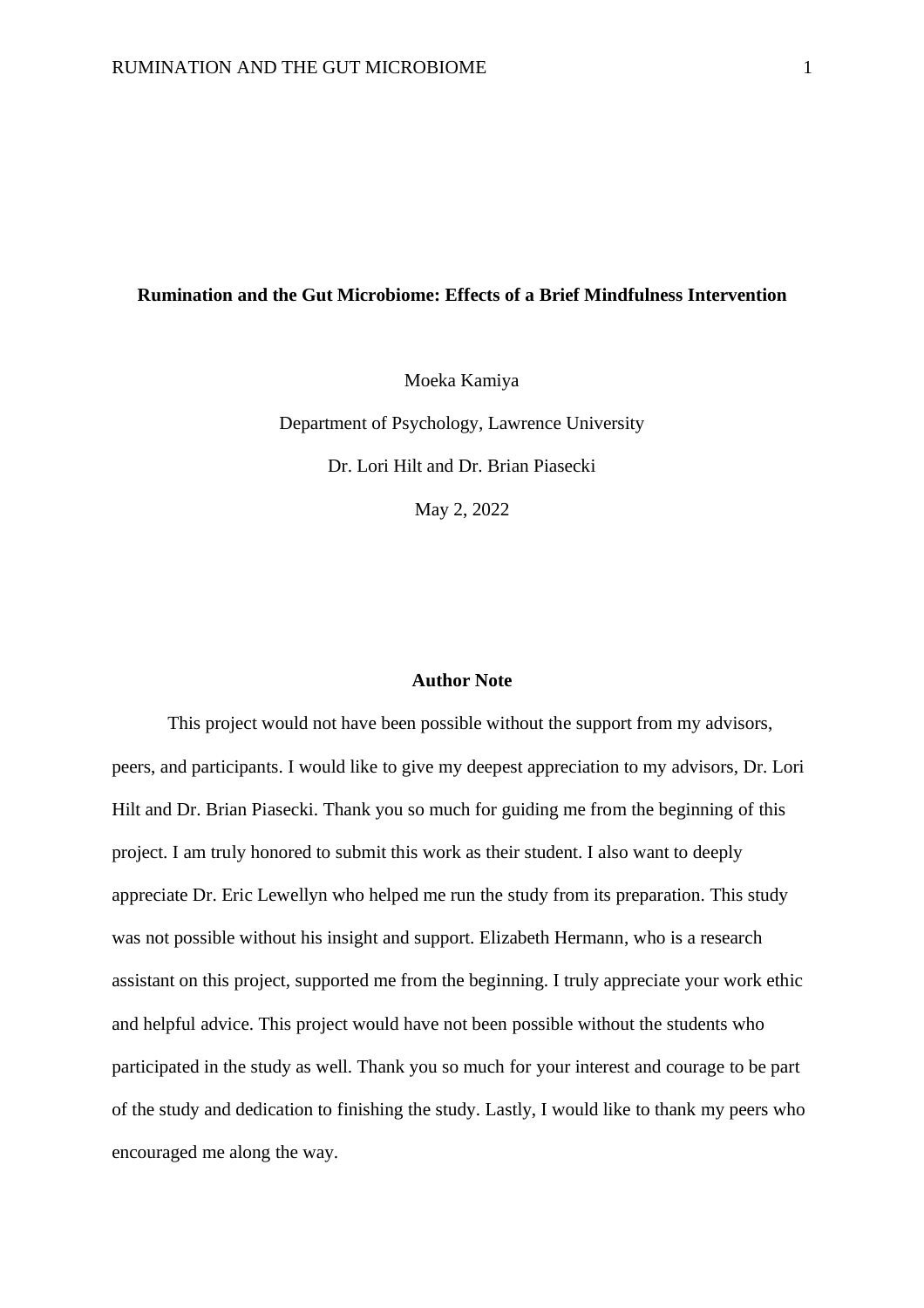**Rumination and the Gut Microbiome: Effects of a Brief Mindfulness Intervention**

Moeka Kamiya

Department of Psychology, Lawrence University

Dr. Lori Hilt and Dr. Brian Piasecki

May 2, 2022

**Author Note**

This project would not have been possible without the support from my advisors, peers, and participants. I would like to give my deepest appreciation to my advisors, Dr. Lori Hilt and Dr. Brian Piasecki. Thank you so much for guiding me from the beginning of this project. I am truly honored to submit this work as their student. I also want to deeply appreciate Dr. Eric Lewellyn who helped me run the study from its preparation. This study was not possible without his insight and support. Elizabeth Hermann, who is a research assistant on this project, supported me from the beginning. I truly appreciate your work ethic and helpful advice. This project would have not been possible without the students who participated in the study as well. Thank you so much for your interest and courage to be part of the study and dedication to finishing the study. Lastly, I would like to thank my peers who encouraged me along the way.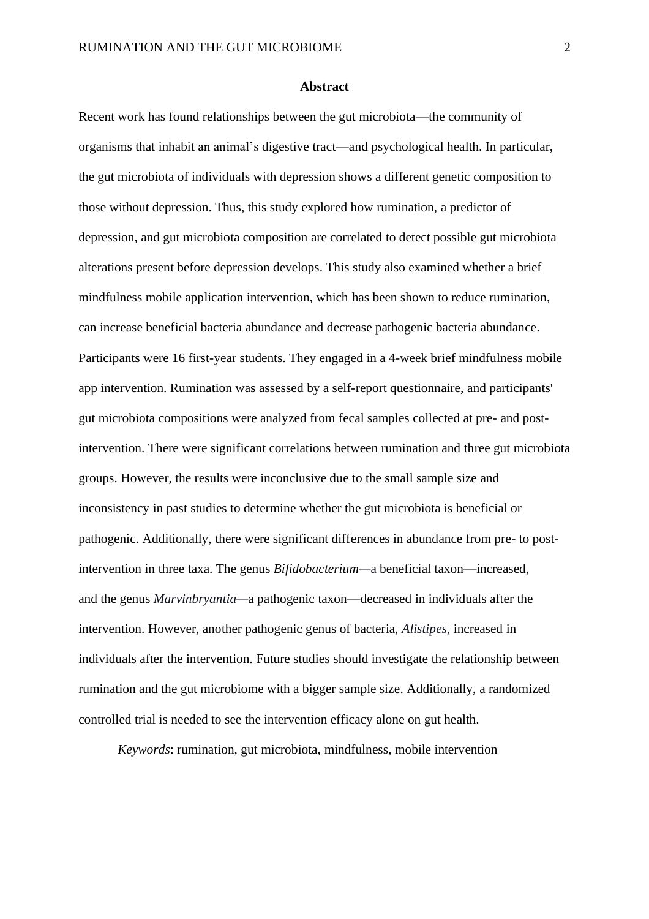## Abstract

Recent work has found relationships between the gut microbiota—the community of organisms that inhabit an animal's digestive tract—and psychological health. In particular, the gut microbiota of individuals with depression shows a different genetic composition to those without depression. Thus, this study explored how rumination, a predictor of depression, and gut microbiota composition are correlated to detect possible gut microbiota alterations present before depression develops. This study also examined whether a brief mindfulness mobile application intervention, which has been shown to reduce rumination, can increase beneficial bacteria abundance and decrease pathogenic bacteria abundance. Participants were 16 first-year students. They engaged in a 4-week brief mindfulness mobile app intervention. Rumination was assessed by a self-report questionnaire, and participants' gut microbiota compositions were analyzed from fecal samples collected at pre- and post-intervention. There were significant correlations between rumination and three gut microbiota groups. However, the results were inconclusive due to the small sample size and inconsistency in past studies to determine whether the gut microbiota is beneficial or pathogenic. Additionally, there were significant differences in abundance from pre- to post-intervention in three taxa. The genus *Bifidobacterium*—a beneficial taxon—increased, and the genus *Marvinbryantia*—a pathogenic taxon—decreased in individuals after the intervention. However, another pathogenic genus of bacteria, *Alistipes*, increased in individuals after the intervention. Future studies should investigate the relationship between rumination and the gut microbiome with a bigger sample size. Additionally, a randomized controlled trial is needed to see the intervention efficacy alone on gut health.

*Keywords*: rumination, gut microbiota, mindfulness, mobile intervention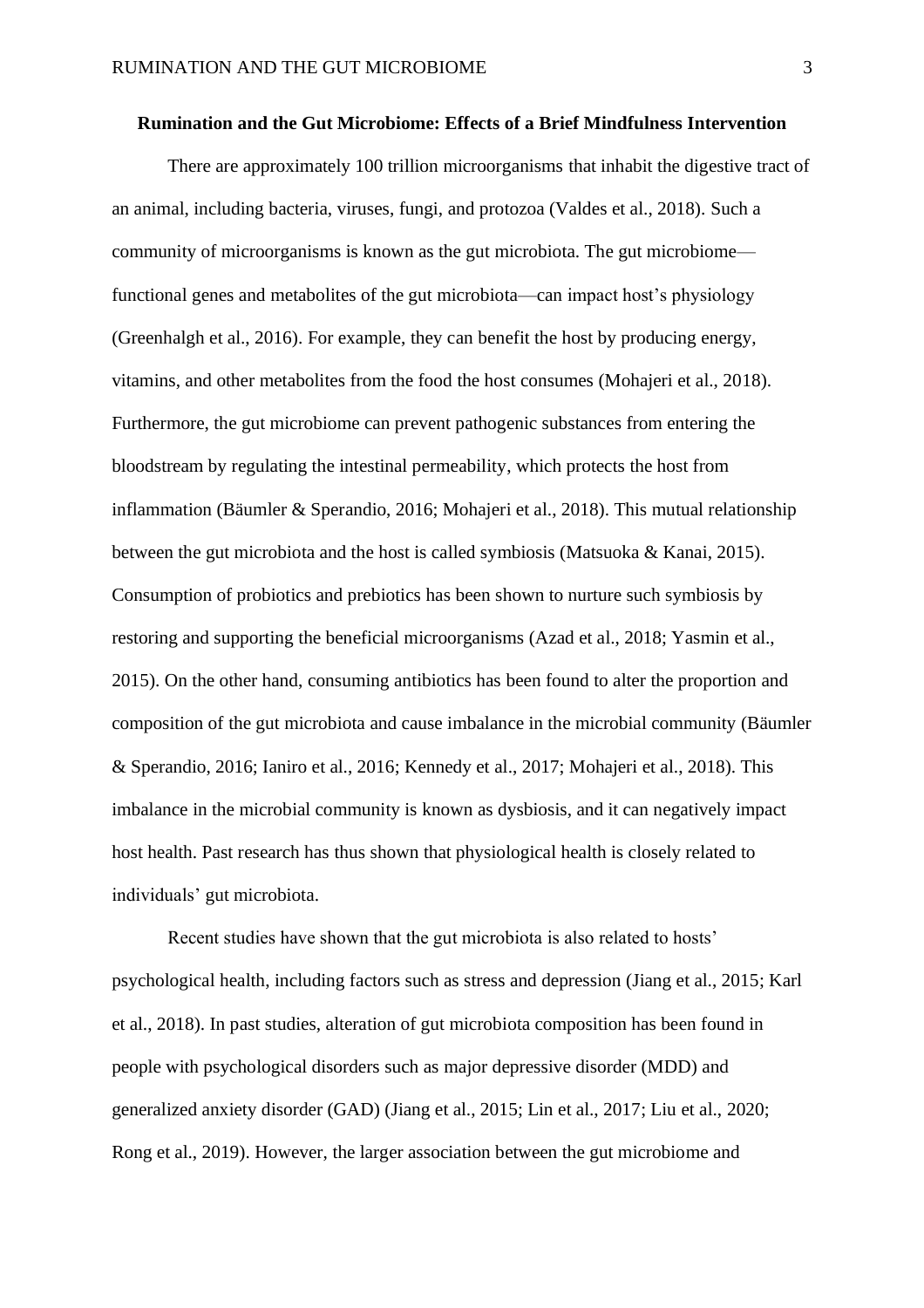**Rumination and the Gut Microbiome: Effects of a Brief Mindfulness Intervention**

There are approximately 100 trillion microorganisms that inhabit the digestive tract of an animal, including bacteria, viruses, fungi, and protozoa (Valdes et al., 2018). Such a community of microorganisms is known as the gut microbiota. The gut microbiome—functional genes and metabolites of the gut microbiota—can impact host's physiology (Greenhalgh et al., 2016). For example, they can benefit the host by producing energy, vitamins, and other metabolites from the food the host consumes (Mohajeri et al., 2018). Furthermore, the gut microbiome can prevent pathogenic substances from entering the bloodstream by regulating the intestinal permeability, which protects the host from inflammation (Bäumler & Sperandio, 2016; Mohajeri et al., 2018). This mutual relationship between the gut microbiota and the host is called symbiosis (Matsuoka & Kanai, 2015). Consumption of probiotics and prebiotics has been shown to nurture such symbiosis by restoring and supporting the beneficial microorganisms (Azad et al., 2018; Yasmin et al., 2015). On the other hand, consuming antibiotics has been found to alter the proportion and composition of the gut microbiota and cause imbalance in the microbial community (Bäumler & Sperandio, 2016; Ianiro et al., 2016; Kennedy et al., 2017; Mohajeri et al., 2018). This imbalance in the microbial community is known as dysbiosis, and it can negatively impact host health. Past research has thus shown that physiological health is closely related to individuals' gut microbiota.

Recent studies have shown that the gut microbiota is also related to hosts' psychological health, including factors such as stress and depression (Jiang et al., 2015; Karl et al., 2018). In past studies, alteration of gut microbiota composition has been found in people with psychological disorders such as major depressive disorder (MDD) and generalized anxiety disorder (GAD) (Jiang et al., 2015; Lin et al., 2017; Liu et al., 2020; Rong et al., 2019). However, the larger association between the gut microbiome and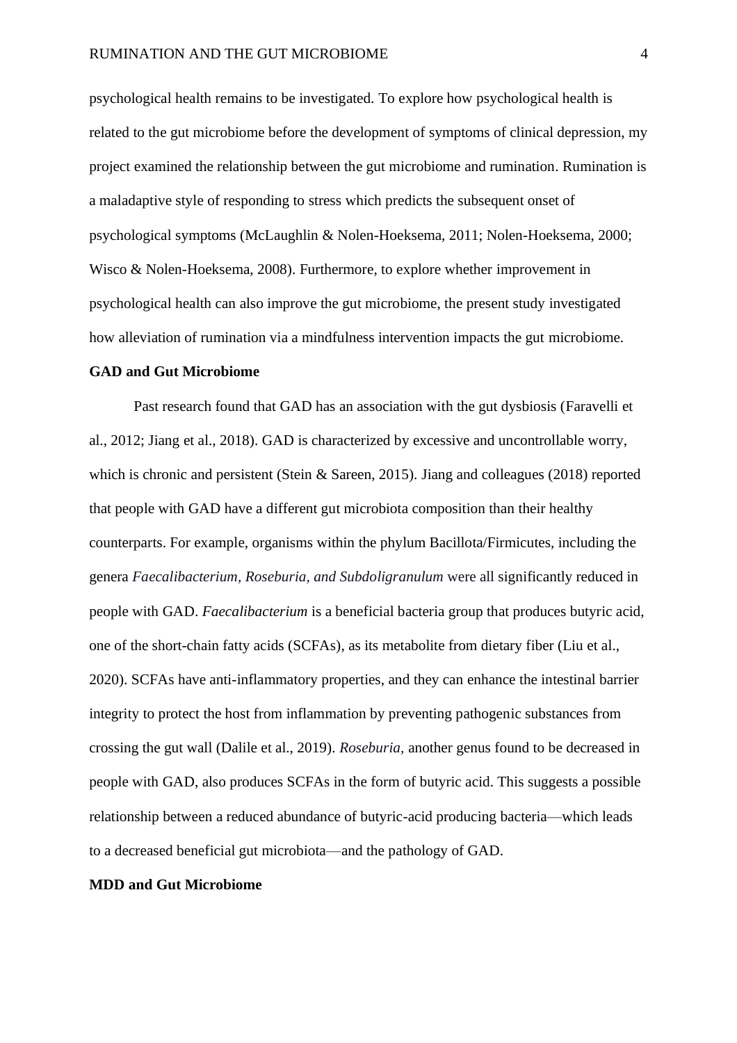psychological health remains to be investigated. To explore how psychological health is related to the gut microbiome before the development of symptoms of clinical depression, my project examined the relationship between the gut microbiome and rumination. Rumination is a maladaptive style of responding to stress which predicts the subsequent onset of psychological symptoms (McLaughlin & Nolen-Hoeksema, 2011; Nolen-Hoeksema, 2000; Wisco & Nolen-Hoeksema, 2008). Furthermore, to explore whether improvement in psychological health can also improve the gut microbiome, the present study investigated how alleviation of rumination via a mindfulness intervention impacts the gut microbiome.

**GAD and Gut Microbiome**

Past research found that GAD has an association with the gut dysbiosis (Faravelli et al., 2012; Jiang et al., 2018). GAD is characterized by excessive and uncontrollable worry, which is chronic and persistent (Stein & Sareen, 2015). Jiang and colleagues (2018) reported that people with GAD have a different gut microbiota composition than their healthy counterparts. For example, organisms within the phylum Bacillota/Firmicutes, including the genera *Faecalibacterium, Roseburia, and Subdoligranulum* were all significantly reduced in people with GAD. *Faecalibacterium* is a beneficial bacteria group that produces butyric acid, one of the short-chain fatty acids (SCFAs), as its metabolite from dietary fiber (Liu et al., 2020). SCFAs have anti-inflammatory properties, and they can enhance the intestinal barrier integrity to protect the host from inflammation by preventing pathogenic substances from crossing the gut wall (Dalile et al., 2019). *Roseburia,* another genus found to be decreased in people with GAD, also produces SCFAs in the form of butyric acid. This suggests a possible relationship between a reduced abundance of butyric-acid producing bacteria—which leads to a decreased beneficial gut microbiota—and the pathology of GAD.

**MDD and Gut Microbiome**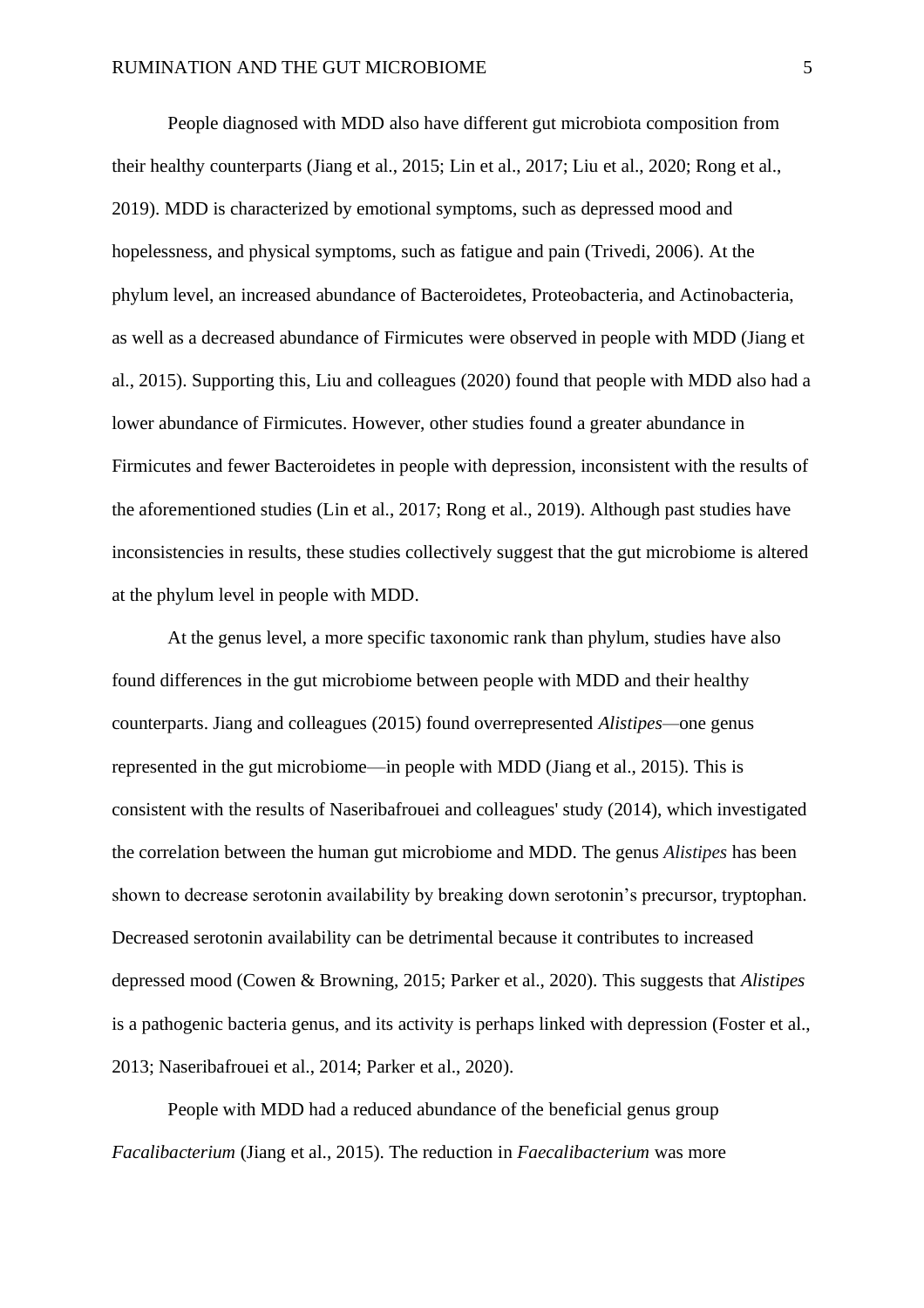People diagnosed with MDD also have different gut microbiota composition from their healthy counterparts (Jiang et al., 2015; Lin et al., 2017; Liu et al., 2020; Rong et al., 2019). MDD is characterized by emotional symptoms, such as depressed mood and hopelessness, and physical symptoms, such as fatigue and pain (Trivedi, 2006). At the phylum level, an increased abundance of Bacteroidetes, Proteobacteria, and Actinobacteria, as well as a decreased abundance of Firmicutes were observed in people with MDD (Jiang et al., 2015). Supporting this, Liu and colleagues (2020) found that people with MDD also had a lower abundance of Firmicutes. However, other studies found a greater abundance in Firmicutes and fewer Bacteroidetes in people with depression, inconsistent with the results of the aforementioned studies (Lin et al., 2017; Rong et al., 2019). Although past studies have inconsistencies in results, these studies collectively suggest that the gut microbiome is altered at the phylum level in people with MDD.

At the genus level, a more specific taxonomic rank than phylum, studies have also found differences in the gut microbiome between people with MDD and their healthy counterparts. Jiang and colleagues (2015) found overrepresented *Alistipes*—one genus represented in the gut microbiome—in people with MDD (Jiang et al., 2015). This is consistent with the results of Naseribafrouei and colleagues' study (2014), which investigated the correlation between the human gut microbiome and MDD. The genus *Alistipes* has been shown to decrease serotonin availability by breaking down serotonin's precursor, tryptophan. Decreased serotonin availability can be detrimental because it contributes to increased depressed mood (Cowen & Browning, 2015; Parker et al., 2020). This suggests that *Alistipes* is a pathogenic bacteria genus, and its activity is perhaps linked with depression (Foster et al., 2013; Naseribafrouei et al., 2014; Parker et al., 2020).

People with MDD had a reduced abundance of the beneficial genus group *Facalibacterium* (Jiang et al., 2015). The reduction in *Faecalibacterium* was more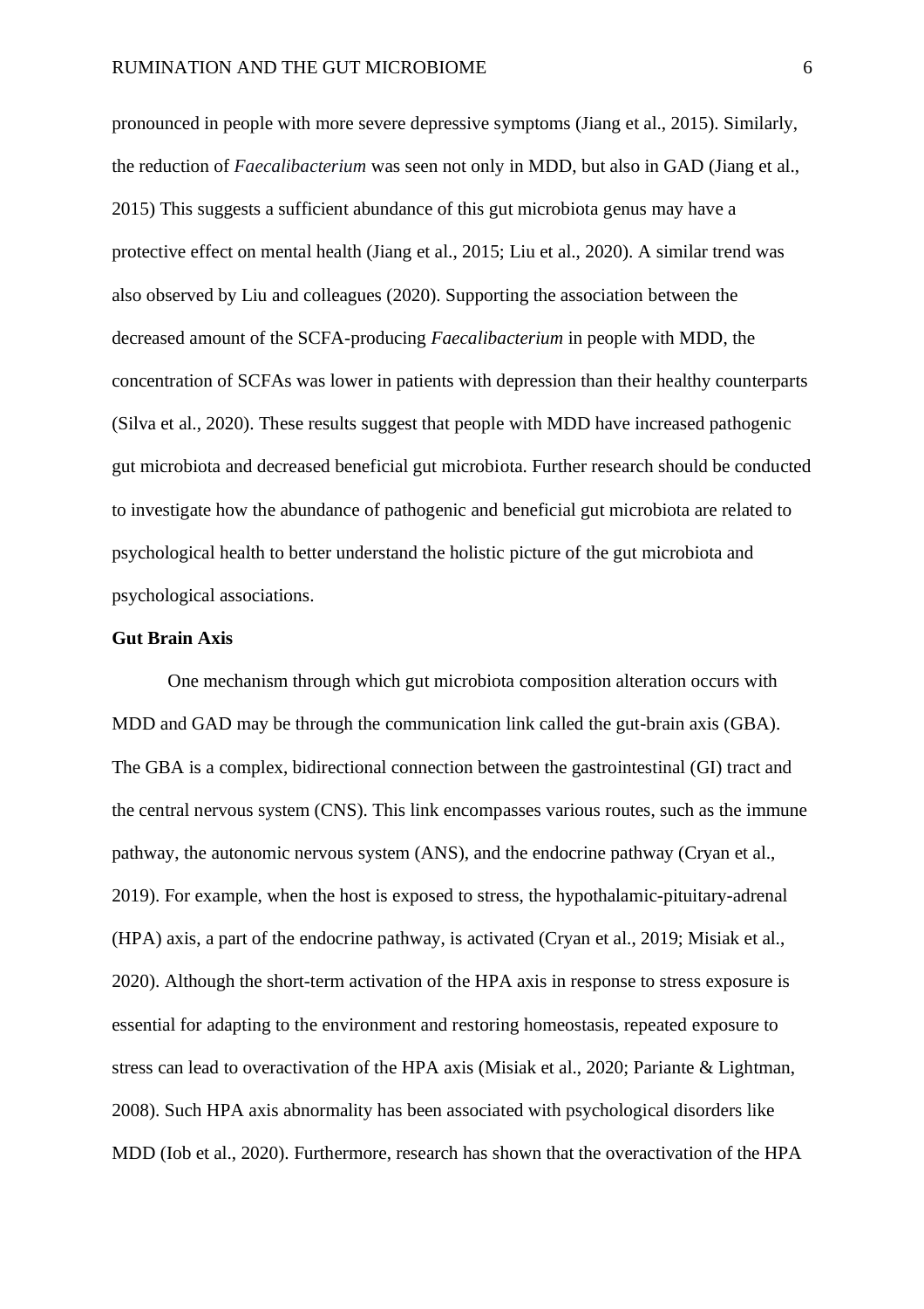pronounced in people with more severe depressive symptoms (Jiang et al., 2015). Similarly, the reduction of *Faecalibacterium* was seen not only in MDD, but also in GAD (Jiang et al., 2015) This suggests a sufficient abundance of this gut microbiota genus may have a protective effect on mental health (Jiang et al., 2015; Liu et al., 2020). A similar trend was also observed by Liu and colleagues (2020). Supporting the association between the decreased amount of the SCFA-producing *Faecalibacterium* in people with MDD, the concentration of SCFAs was lower in patients with depression than their healthy counterparts (Silva et al., 2020). These results suggest that people with MDD have increased pathogenic gut microbiota and decreased beneficial gut microbiota. Further research should be conducted to investigate how the abundance of pathogenic and beneficial gut microbiota are related to psychological health to better understand the holistic picture of the gut microbiota and psychological associations.

**Gut Brain Axis**

One mechanism through which gut microbiota composition alteration occurs with MDD and GAD may be through the communication link called the gut-brain axis (GBA). The GBA is a complex, bidirectional connection between the gastrointestinal (GI) tract and the central nervous system (CNS). This link encompasses various routes, such as the immune pathway, the autonomic nervous system (ANS), and the endocrine pathway (Cryan et al., 2019). For example, when the host is exposed to stress, the hypothalamic-pituitary-adrenal (HPA) axis, a part of the endocrine pathway, is activated (Cryan et al., 2019; Misiak et al., 2020). Although the short-term activation of the HPA axis in response to stress exposure is essential for adapting to the environment and restoring homeostasis, repeated exposure to stress can lead to overactivation of the HPA axis (Misiak et al., 2020; Pariante & Lightman, 2008). Such HPA axis abnormality has been associated with psychological disorders like MDD (Iob et al., 2020). Furthermore, research has shown that the overactivation of the HPA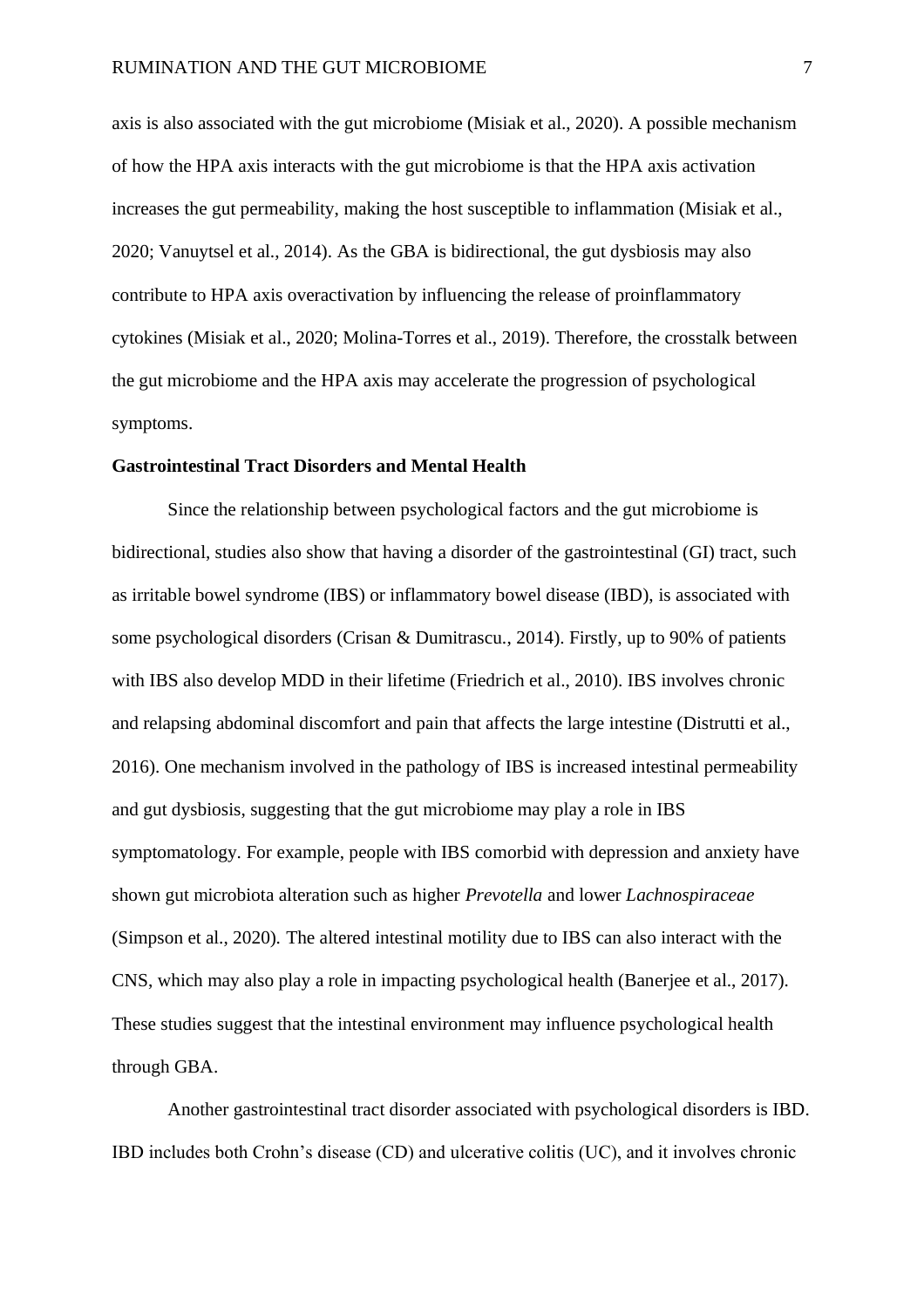axis is also associated with the gut microbiome (Misiak et al., 2020). A possible mechanism of how the HPA axis interacts with the gut microbiome is that the HPA axis activation increases the gut permeability, making the host susceptible to inflammation (Misiak et al., 2020; Vanuytsel et al., 2014). As the GBA is bidirectional, the gut dysbiosis may also contribute to HPA axis overactivation by influencing the release of proinflammatory cytokines (Misiak et al., 2020; Molina-Torres et al., 2019). Therefore, the crosstalk between the gut microbiome and the HPA axis may accelerate the progression of psychological symptoms.

**Gastrointestinal Tract Disorders and Mental Health**

Since the relationship between psychological factors and the gut microbiome is bidirectional, studies also show that having a disorder of the gastrointestinal (GI) tract, such as irritable bowel syndrome (IBS) or inflammatory bowel disease (IBD), is associated with some psychological disorders (Crisan & Dumitrascu., 2014). Firstly, up to 90% of patients with IBS also develop MDD in their lifetime (Friedrich et al., 2010). IBS involves chronic and relapsing abdominal discomfort and pain that affects the large intestine (Distrutti et al., 2016). One mechanism involved in the pathology of IBS is increased intestinal permeability and gut dysbiosis, suggesting that the gut microbiome may play a role in IBS symptomatology. For example, people with IBS comorbid with depression and anxiety have shown gut microbiota alteration such as higher *Prevotella* and lower *Lachnospiraceae* (Simpson et al., 2020). The altered intestinal motility due to IBS can also interact with the CNS, which may also play a role in impacting psychological health (Banerjee et al., 2017). These studies suggest that the intestinal environment may influence psychological health through GBA.

Another gastrointestinal tract disorder associated with psychological disorders is IBD. IBD includes both Crohn's disease (CD) and ulcerative colitis (UC), and it involves chronic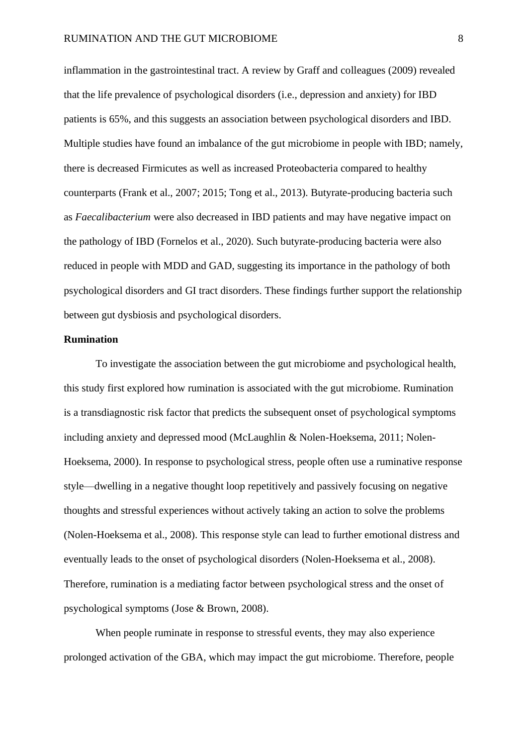inflammation in the gastrointestinal tract. A review by Graff and colleagues (2009) revealed that the life prevalence of psychological disorders (i.e., depression and anxiety) for IBD patients is 65%, and this suggests an association between psychological disorders and IBD. Multiple studies have found an imbalance of the gut microbiome in people with IBD; namely, there is decreased Firmicutes as well as increased Proteobacteria compared to healthy counterparts (Frank et al., 2007; 2015; Tong et al., 2013). Butyrate-producing bacteria such as *Faecalibacterium* were also decreased in IBD patients and may have negative impact on the pathology of IBD (Fornelos et al., 2020). Such butyrate-producing bacteria were also reduced in people with MDD and GAD, suggesting its importance in the pathology of both psychological disorders and GI tract disorders. These findings further support the relationship between gut dysbiosis and psychological disorders.

**Rumination**

To investigate the association between the gut microbiome and psychological health, this study first explored how rumination is associated with the gut microbiome. Rumination is a transdiagnostic risk factor that predicts the subsequent onset of psychological symptoms including anxiety and depressed mood (McLaughlin & Nolen-Hoeksema, 2011; Nolen-Hoeksema, 2000). In response to psychological stress, people often use a ruminative response style—dwelling in a negative thought loop repetitively and passively focusing on negative thoughts and stressful experiences without actively taking an action to solve the problems (Nolen-Hoeksema et al., 2008). This response style can lead to further emotional distress and eventually leads to the onset of psychological disorders (Nolen-Hoeksema et al., 2008). Therefore, rumination is a mediating factor between psychological stress and the onset of psychological symptoms (Jose & Brown, 2008).

When people ruminate in response to stressful events, they may also experience prolonged activation of the GBA, which may impact the gut microbiome. Therefore, people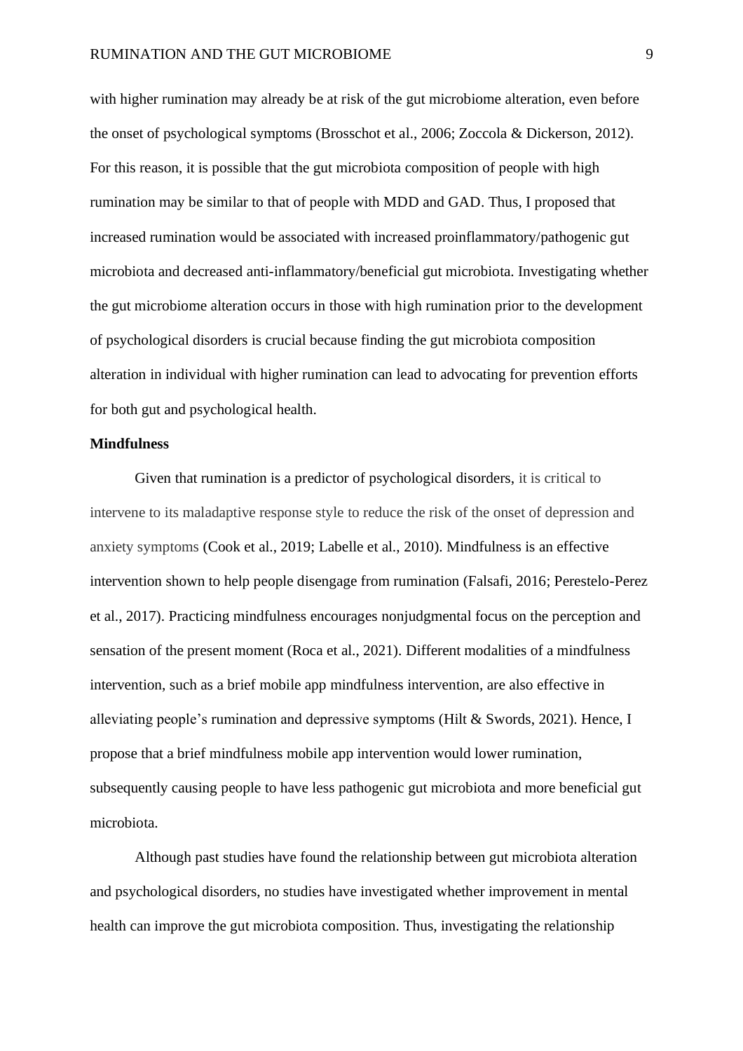with higher rumination may already be at risk of the gut microbiome alteration, even before the onset of psychological symptoms (Brosschot et al., 2006; Zoccola & Dickerson, 2012). For this reason, it is possible that the gut microbiota composition of people with high rumination may be similar to that of people with MDD and GAD. Thus, I proposed that increased rumination would be associated with increased proinflammatory/pathogenic gut microbiota and decreased anti-inflammatory/beneficial gut microbiota. Investigating whether the gut microbiome alteration occurs in those with high rumination prior to the development of psychological disorders is crucial because finding the gut microbiota composition alteration in individual with higher rumination can lead to advocating for prevention efforts for both gut and psychological health.

**Mindfulness**

Given that rumination is a predictor of psychological disorders, it is critical to intervene to its maladaptive response style to reduce the risk of the onset of depression and anxiety symptoms (Cook et al., 2019; Labelle et al., 2010). Mindfulness is an effective intervention shown to help people disengage from rumination (Falsafi, 2016; Perestelo-Perez et al., 2017). Practicing mindfulness encourages nonjudgmental focus on the perception and sensation of the present moment (Roca et al., 2021). Different modalities of a mindfulness intervention, such as a brief mobile app mindfulness intervention, are also effective in alleviating people's rumination and depressive symptoms (Hilt & Swords, 2021). Hence, I propose that a brief mindfulness mobile app intervention would lower rumination, subsequently causing people to have less pathogenic gut microbiota and more beneficial gut microbiota.

Although past studies have found the relationship between gut microbiota alteration and psychological disorders, no studies have investigated whether improvement in mental health can improve the gut microbiota composition. Thus, investigating the relationship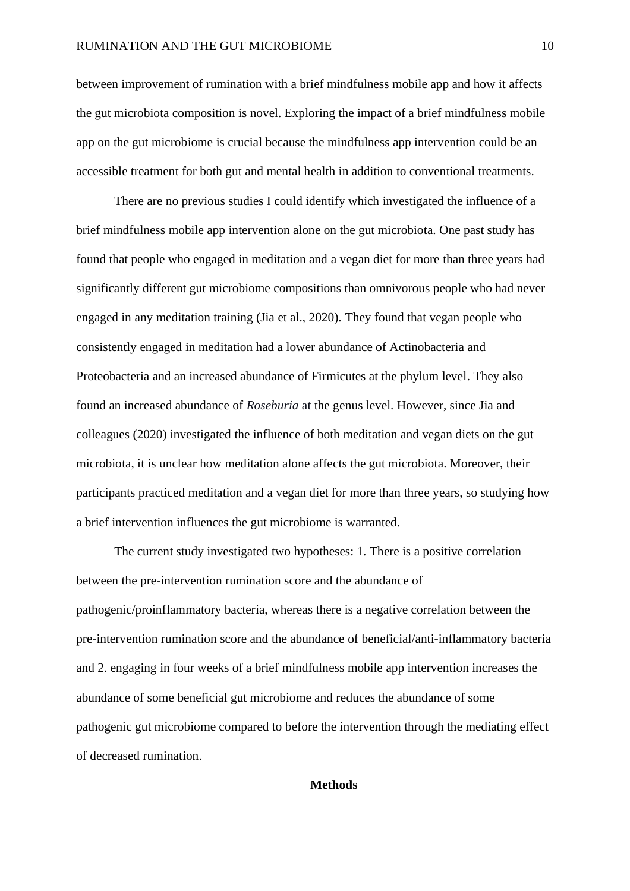between improvement of rumination with a brief mindfulness mobile app and how it affects the gut microbiota composition is novel. Exploring the impact of a brief mindfulness mobile app on the gut microbiome is crucial because the mindfulness app intervention could be an accessible treatment for both gut and mental health in addition to conventional treatments.

There are no previous studies I could identify which investigated the influence of a brief mindfulness mobile app intervention alone on the gut microbiota. One past study has found that people who engaged in meditation and a vegan diet for more than three years had significantly different gut microbiome compositions than omnivorous people who had never engaged in any meditation training (Jia et al., 2020). They found that vegan people who consistently engaged in meditation had a lower abundance of Actinobacteria and Proteobacteria and an increased abundance of Firmicutes at the phylum level. They also found an increased abundance of *Roseburia* at the genus level. However, since Jia and colleagues (2020) investigated the influence of both meditation and vegan diets on the gut microbiota, it is unclear how meditation alone affects the gut microbiota. Moreover, their participants practiced meditation and a vegan diet for more than three years, so studying how a brief intervention influences the gut microbiome is warranted.

The current study investigated two hypotheses: 1. There is a positive correlation between the pre-intervention rumination score and the abundance of pathogenic/proinflammatory bacteria, whereas there is a negative correlation between the pre-intervention rumination score and the abundance of beneficial/anti-inflammatory bacteria and 2. engaging in four weeks of a brief mindfulness mobile app intervention increases the abundance of some beneficial gut microbiome and reduces the abundance of some pathogenic gut microbiome compared to before the intervention through the mediating effect of decreased rumination.

## Methods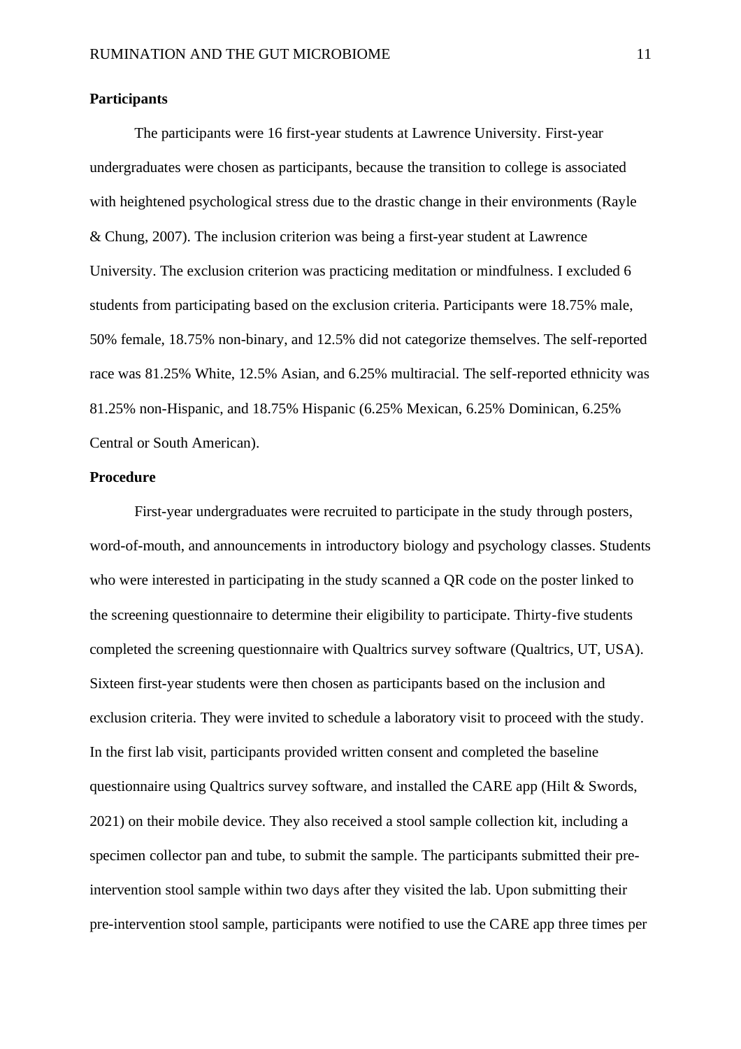**Participants**

The participants were 16 first-year students at Lawrence University. First-year undergraduates were chosen as participants, because the transition to college is associated with heightened psychological stress due to the drastic change in their environments (Rayle & Chung, 2007). The inclusion criterion was being a first-year student at Lawrence University. The exclusion criterion was practicing meditation or mindfulness. I excluded 6 students from participating based on the exclusion criteria. Participants were 18.75% male, 50% female, 18.75% non-binary, and 12.5% did not categorize themselves. The self-reported race was 81.25% White, 12.5% Asian, and 6.25% multiracial. The self-reported ethnicity was 81.25% non-Hispanic, and 18.75% Hispanic (6.25% Mexican, 6.25% Dominican, 6.25% Central or South American).

**Procedure**

First-year undergraduates were recruited to participate in the study through posters, word-of-mouth, and announcements in introductory biology and psychology classes. Students who were interested in participating in the study scanned a QR code on the poster linked to the screening questionnaire to determine their eligibility to participate. Thirty-five students completed the screening questionnaire with Qualtrics survey software (Qualtrics, UT, USA). Sixteen first-year students were then chosen as participants based on the inclusion and exclusion criteria. They were invited to schedule a laboratory visit to proceed with the study. In the first lab visit, participants provided written consent and completed the baseline questionnaire using Qualtrics survey software, and installed the CARE app (Hilt & Swords, 2021) on their mobile device. They also received a stool sample collection kit, including a specimen collector pan and tube, to submit the sample. The participants submitted their pre-intervention stool sample within two days after they visited the lab. Upon submitting their pre-intervention stool sample, participants were notified to use the CARE app three times per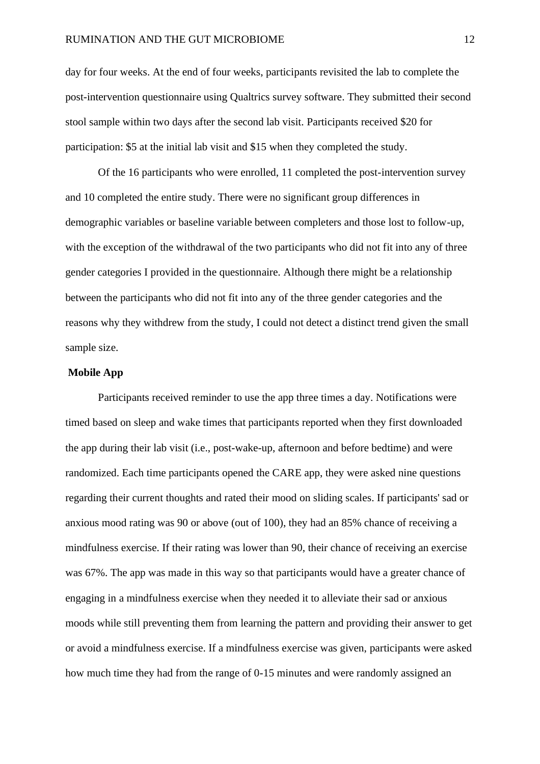day for four weeks. At the end of four weeks, participants revisited the lab to complete the post-intervention questionnaire using Qualtrics survey software. They submitted their second stool sample within two days after the second lab visit. Participants received $20 for participation: $5 at the initial lab visit and $15 when they completed the study.

Of the 16 participants who were enrolled, 11 completed the post-intervention survey and 10 completed the entire study. There were no significant group differences in demographic variables or baseline variable between completers and those lost to follow-up, with the exception of the withdrawal of the two participants who did not fit into any of three gender categories I provided in the questionnaire. Although there might be a relationship between the participants who did not fit into any of the three gender categories and the reasons why they withdrew from the study, I could not detect a distinct trend given the small sample size.

**Mobile App**

Participants received reminder to use the app three times a day. Notifications were timed based on sleep and wake times that participants reported when they first downloaded the app during their lab visit (i.e., post-wake-up, afternoon and before bedtime) and were randomized. Each time participants opened the CARE app, they were asked nine questions regarding their current thoughts and rated their mood on sliding scales. If participants' sad or anxious mood rating was 90 or above (out of 100), they had an 85% chance of receiving a mindfulness exercise. If their rating was lower than 90, their chance of receiving an exercise was 67%. The app was made in this way so that participants would have a greater chance of engaging in a mindfulness exercise when they needed it to alleviate their sad or anxious moods while still preventing them from learning the pattern and providing their answer to get or avoid a mindfulness exercise. If a mindfulness exercise was given, participants were asked how much time they had from the range of 0-15 minutes and were randomly assigned an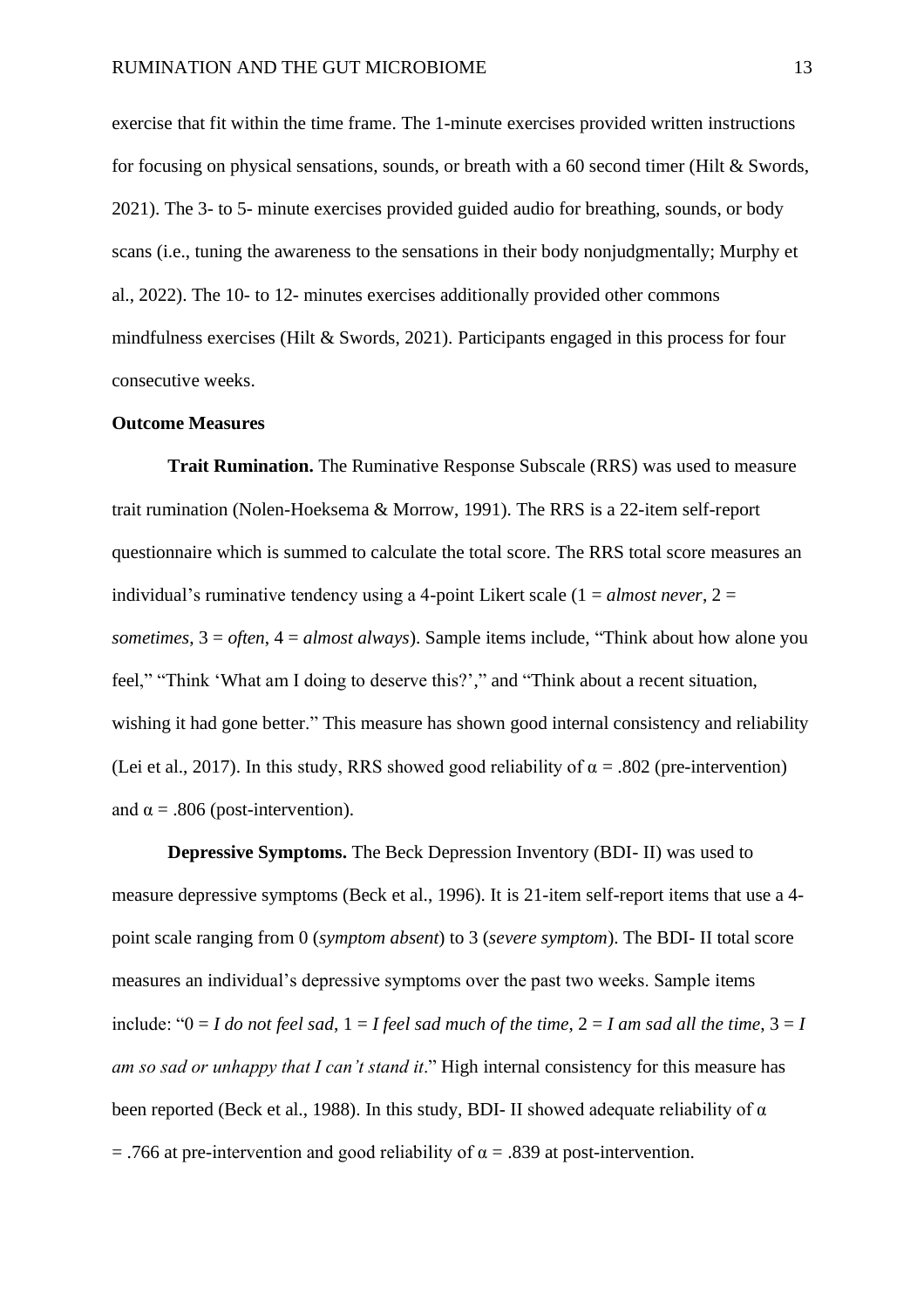exercise that fit within the time frame. The 1-minute exercises provided written instructions for focusing on physical sensations, sounds, or breath with a 60 second timer (Hilt & Swords, 2021). The 3- to 5- minute exercises provided guided audio for breathing, sounds, or body scans (i.e., tuning the awareness to the sensations in their body nonjudgmentally; Murphy et al., 2022). The 10- to 12- minutes exercises additionally provided other commons mindfulness exercises (Hilt & Swords, 2021). Participants engaged in this process for four consecutive weeks.

**Outcome Measures**

**Trait Rumination.** The Ruminative Response Subscale (RRS) was used to measure trait rumination (Nolen-Hoeksema & Morrow, 1991). The RRS is a 22-item self-report questionnaire which is summed to calculate the total score. The RRS total score measures an individual's ruminative tendency using a 4-point Likert scale (1 = *almost never*, 2 = *sometimes*, 3 = *often*, 4 = *almost always*). Sample items include, "Think about how alone you feel," "Think 'What am I doing to deserve this?'," and "Think about a recent situation, wishing it had gone better." This measure has shown good internal consistency and reliability (Lei et al., 2017). In this study, RRS showed good reliability of $\alpha = .802$ (pre-intervention) and $\alpha = .806$ (post-intervention).

**Depressive Symptoms.** The Beck Depression Inventory (BDI- II) was used to measure depressive symptoms (Beck et al., 1996). It is 21-item self-report items that use a 4-point scale ranging from 0 (*symptom absent*) to 3 (*severe symptom*). The BDI- II total score measures an individual's depressive symptoms over the past two weeks. Sample items include: "0 = *I do not feel sad*, 1 = *I feel sad much of the time*, 2 = *I am sad all the time*, 3 = *I am so sad or unhappy that I can't stand it*." High internal consistency for this measure has been reported (Beck et al., 1988). In this study, BDI- II showed adequate reliability of $\alpha = .766$ at pre-intervention and good reliability of $\alpha = .839$ at post-intervention.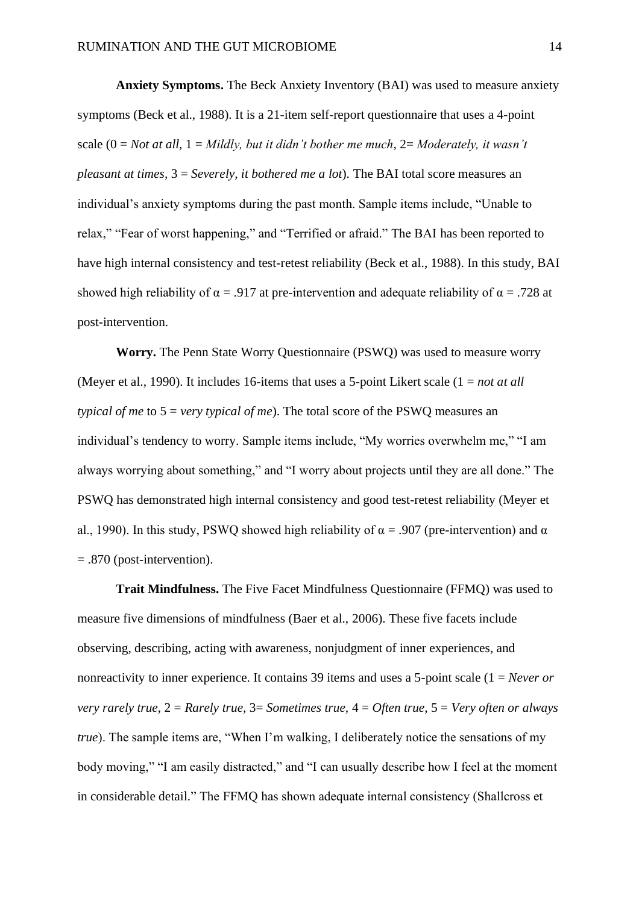**Anxiety Symptoms.** The Beck Anxiety Inventory (BAI) was used to measure anxiety symptoms (Beck et al., 1988). It is a 21-item self-report questionnaire that uses a 4-point scale (0 = *Not at all*, 1 = *Mildly, but it didn't bother me much*, 2= *Moderately, it wasn't pleasant at times*, 3 = *Severely, it bothered me a lot*). The BAI total score measures an individual's anxiety symptoms during the past month. Sample items include, "Unable to relax," "Fear of worst happening," and "Terrified or afraid." The BAI has been reported to have high internal consistency and test-retest reliability (Beck et al., 1988). In this study, BAI showed high reliability of $\alpha$ = .917 at pre-intervention and adequate reliability of $\alpha$ = .728 at post-intervention.

**Worry.** The Penn State Worry Questionnaire (PSWQ) was used to measure worry (Meyer et al., 1990). It includes 16-items that uses a 5-point Likert scale (1 = *not at all typical of me* to 5 = *very typical of me*). The total score of the PSWQ measures an individual's tendency to worry. Sample items include, "My worries overwhelm me," "I am always worrying about something," and "I worry about projects until they are all done." The PSWQ has demonstrated high internal consistency and good test-retest reliability (Meyer et al., 1990). In this study, PSWQ showed high reliability of $\alpha$ = .907 (pre-intervention) and $\alpha$ = .870 (post-intervention).

**Trait Mindfulness.** The Five Facet Mindfulness Questionnaire (FFMQ) was used to measure five dimensions of mindfulness (Baer et al., 2006). These five facets include observing, describing, acting with awareness, nonjudgment of inner experiences, and nonreactivity to inner experience. It contains 39 items and uses a 5-point scale (1 = *Never or very rarely true*, 2 = *Rarely true*, 3= *Sometimes true*, 4 = *Often true*, 5 = *Very often or always true*). The sample items are, "When I'm walking, I deliberately notice the sensations of my body moving," "I am easily distracted," and "I can usually describe how I feel at the moment in considerable detail." The FFMQ has shown adequate internal consistency (Shallcross et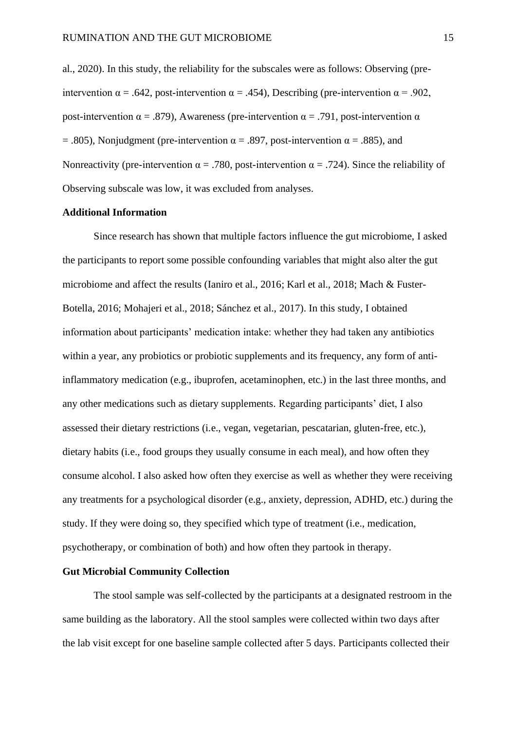al., 2020). In this study, the reliability for the subscales were as follows: Observing (pre-intervention $\alpha = .642$, post-intervention $\alpha = .454$), Describing (pre-intervention $\alpha = .902$, post-intervention $\alpha = .879$), Awareness (pre-intervention $\alpha = .791$, post-intervention $\alpha = .805$), Nonjudgment (pre-intervention $\alpha = .897$, post-intervention $\alpha = .885$), and Nonreactivity (pre-intervention $\alpha = .780$, post-intervention $\alpha = .724$). Since the reliability of Observing subscale was low, it was excluded from analyses.

### Additional Information

Since research has shown that multiple factors influence the gut microbiome, I asked the participants to report some possible confounding variables that might also alter the gut microbiome and affect the results (Ianiro et al., 2016; Karl et al., 2018; Mach & Fuster-Botella, 2016; Mohajeri et al., 2018; Sánchez et al., 2017). In this study, I obtained information about participants' medication intake: whether they had taken any antibiotics within a year, any probiotics or probiotic supplements and its frequency, any form of anti-inflammatory medication (e.g., ibuprofen, acetaminophen, etc.) in the last three months, and any other medications such as dietary supplements. Regarding participants' diet, I also assessed their dietary restrictions (i.e., vegan, vegetarian, pescatarian, gluten-free, etc.), dietary habits (i.e., food groups they usually consume in each meal), and how often they consume alcohol. I also asked how often they exercise as well as whether they were receiving any treatments for a psychological disorder (e.g., anxiety, depression, ADHD, etc.) during the study. If they were doing so, they specified which type of treatment (i.e., medication, psychotherapy, or combination of both) and how often they partook in therapy.

### Gut Microbial Community Collection

The stool sample was self-collected by the participants at a designated restroom in the same building as the laboratory. All the stool samples were collected within two days after the lab visit except for one baseline sample collected after 5 days. Participants collected their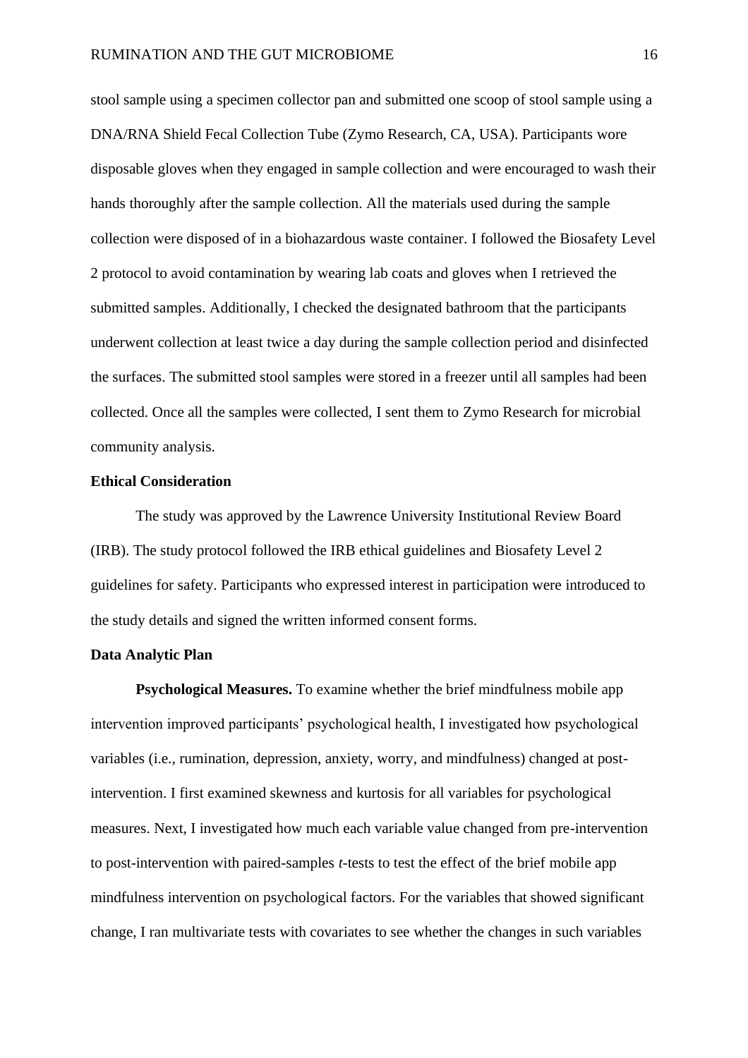stool sample using a specimen collector pan and submitted one scoop of stool sample using a DNA/RNA Shield Fecal Collection Tube (Zymo Research, CA, USA). Participants wore disposable gloves when they engaged in sample collection and were encouraged to wash their hands thoroughly after the sample collection. All the materials used during the sample collection were disposed of in a biohazardous waste container. I followed the Biosafety Level 2 protocol to avoid contamination by wearing lab coats and gloves when I retrieved the submitted samples. Additionally, I checked the designated bathroom that the participants underwent collection at least twice a day during the sample collection period and disinfected the surfaces. The submitted stool samples were stored in a freezer until all samples had been collected. Once all the samples were collected, I sent them to Zymo Research for microbial community analysis.

### Ethical Consideration

The study was approved by the Lawrence University Institutional Review Board (IRB). The study protocol followed the IRB ethical guidelines and Biosafety Level 2 guidelines for safety. Participants who expressed interest in participation were introduced to the study details and signed the written informed consent forms.

### Data Analytic Plan

**Psychological Measures.** To examine whether the brief mindfulness mobile app intervention improved participants' psychological health, I investigated how psychological variables (i.e., rumination, depression, anxiety, worry, and mindfulness) changed at post-intervention. I first examined skewness and kurtosis for all variables for psychological measures. Next, I investigated how much each variable value changed from pre-intervention to post-intervention with paired-samples *t*-tests to test the effect of the brief mobile app mindfulness intervention on psychological factors. For the variables that showed significant change, I ran multivariate tests with covariates to see whether the changes in such variables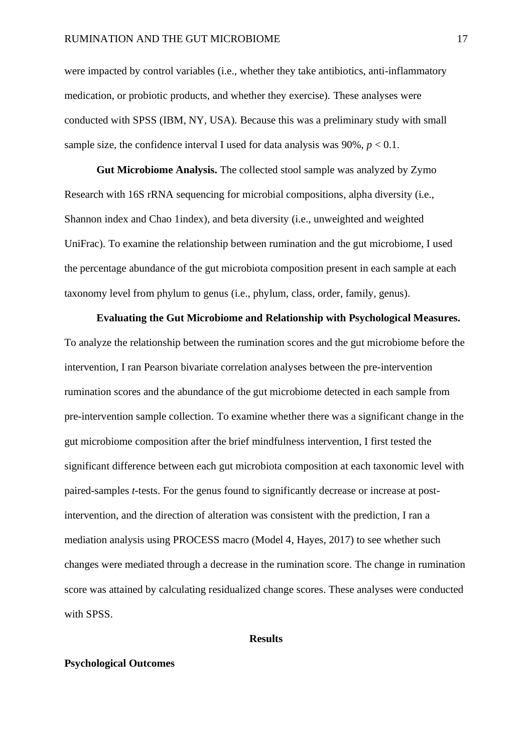were impacted by control variables (i.e., whether they take antibiotics, anti-inflammatory medication, or probiotic products, and whether they exercise). These analyses were conducted with SPSS (IBM, NY, USA). Because this was a preliminary study with small sample size, the confidence interval I used for data analysis was 90%, $p < 0.1$.

**Gut Microbiome Analysis.** The collected stool sample was analyzed by Zymo Research with 16S rRNA sequencing for microbial compositions, alpha diversity (i.e., Shannon index and Chao 1index), and beta diversity (i.e., unweighted and weighted UniFrac). To examine the relationship between rumination and the gut microbiome, I used the percentage abundance of the gut microbiota composition present in each sample at each taxonomy level from phylum to genus (i.e., phylum, class, order, family, genus).

**Evaluating the Gut Microbiome and Relationship with Psychological Measures.** To analyze the relationship between the rumination scores and the gut microbiome before the intervention, I ran Pearson bivariate correlation analyses between the pre-intervention rumination scores and the abundance of the gut microbiome detected in each sample from pre-intervention sample collection. To examine whether there was a significant change in the gut microbiome composition after the brief mindfulness intervention, I first tested the significant difference between each gut microbiota composition at each taxonomic level with paired-samples *t*-tests. For the genus found to significantly decrease or increase at post-intervention, and the direction of alteration was consistent with the prediction, I ran a mediation analysis using PROCESS macro (Model 4, Hayes, 2017) to see whether such changes were mediated through a decrease in the rumination score. The change in rumination score was attained by calculating residualized change scores. These analyses were conducted with SPSS.

## Results

### Psychological Outcomes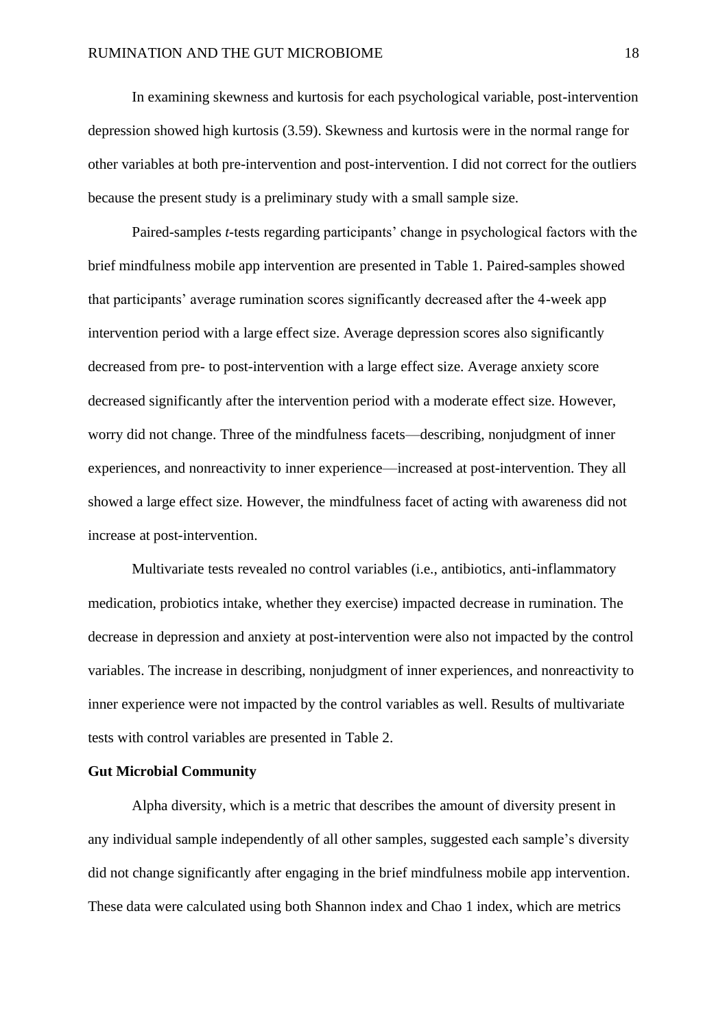In examining skewness and kurtosis for each psychological variable, post-intervention depression showed high kurtosis (3.59). Skewness and kurtosis were in the normal range for other variables at both pre-intervention and post-intervention. I did not correct for the outliers because the present study is a preliminary study with a small sample size.

Paired-samples *t*-tests regarding participants' change in psychological factors with the brief mindfulness mobile app intervention are presented in Table 1. Paired-samples showed that participants' average rumination scores significantly decreased after the 4-week app intervention period with a large effect size. Average depression scores also significantly decreased from pre- to post-intervention with a large effect size. Average anxiety score decreased significantly after the intervention period with a moderate effect size. However, worry did not change. Three of the mindfulness facets—describing, nonjudgment of inner experiences, and nonreactivity to inner experience—increased at post-intervention. They all showed a large effect size. However, the mindfulness facet of acting with awareness did not increase at post-intervention.

Multivariate tests revealed no control variables (i.e., antibiotics, anti-inflammatory medication, probiotics intake, whether they exercise) impacted decrease in rumination. The decrease in depression and anxiety at post-intervention were also not impacted by the control variables. The increase in describing, nonjudgment of inner experiences, and nonreactivity to inner experience were not impacted by the control variables as well. Results of multivariate tests with control variables are presented in Table 2.

**Gut Microbial Community**

Alpha diversity, which is a metric that describes the amount of diversity present in any individual sample independently of all other samples, suggested each sample's diversity did not change significantly after engaging in the brief mindfulness mobile app intervention. These data were calculated using both Shannon index and Chao 1 index, which are metrics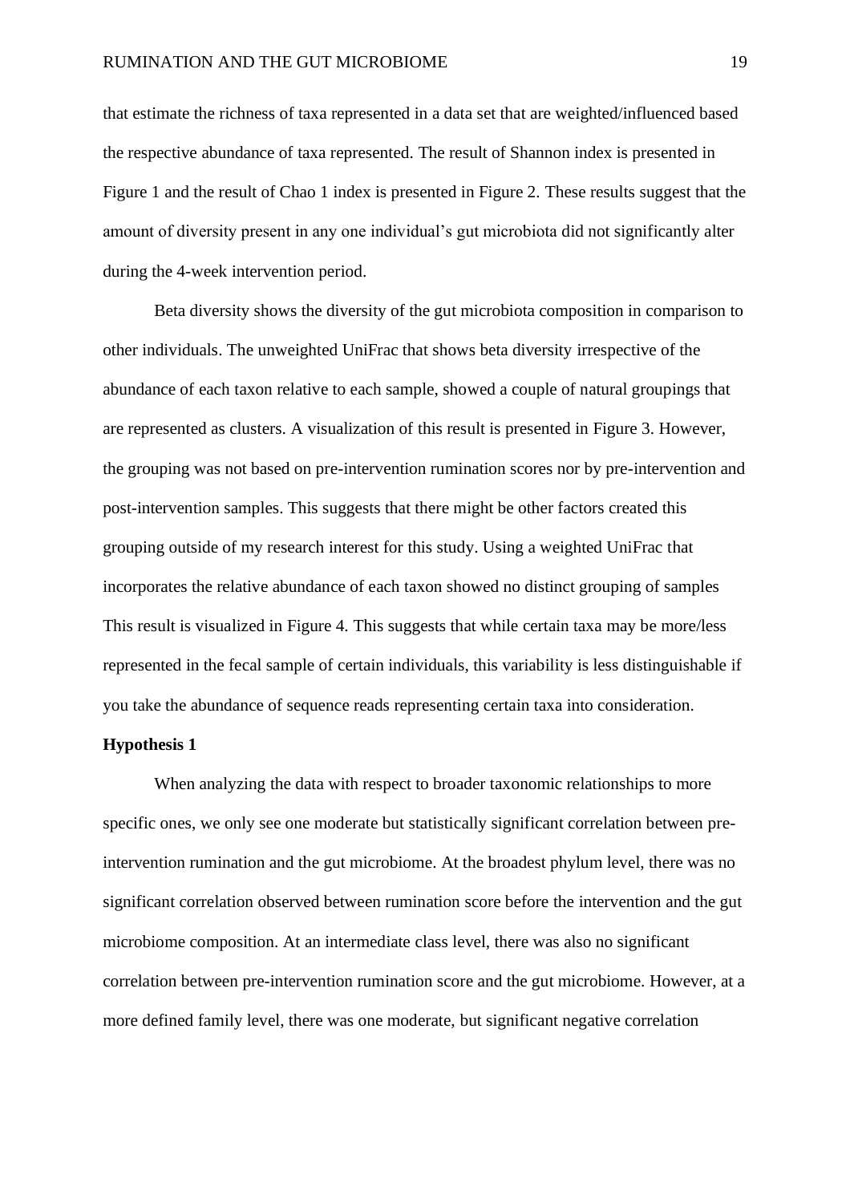that estimate the richness of taxa represented in a data set that are weighted/influenced based the respective abundance of taxa represented. The result of Shannon index is presented in Figure 1 and the result of Chao 1 index is presented in Figure 2. These results suggest that the amount of diversity present in any one individual's gut microbiota did not significantly alter during the 4-week intervention period.

Beta diversity shows the diversity of the gut microbiota composition in comparison to other individuals. The unweighted UniFrac that shows beta diversity irrespective of the abundance of each taxon relative to each sample, showed a couple of natural groupings that are represented as clusters. A visualization of this result is presented in Figure 3. However, the grouping was not based on pre-intervention rumination scores nor by pre-intervention and post-intervention samples. This suggests that there might be other factors created this grouping outside of my research interest for this study. Using a weighted UniFrac that incorporates the relative abundance of each taxon showed no distinct grouping of samples This result is visualized in Figure 4. This suggests that while certain taxa may be more/less represented in the fecal sample of certain individuals, this variability is less distinguishable if you take the abundance of sequence reads representing certain taxa into consideration.

**Hypothesis 1**

When analyzing the data with respect to broader taxonomic relationships to more specific ones, we only see one moderate but statistically significant correlation between pre-intervention rumination and the gut microbiome. At the broadest phylum level, there was no significant correlation observed between rumination score before the intervention and the gut microbiome composition. At an intermediate class level, there was also no significant correlation between pre-intervention rumination score and the gut microbiome. However, at a more defined family level, there was one moderate, but significant negative correlation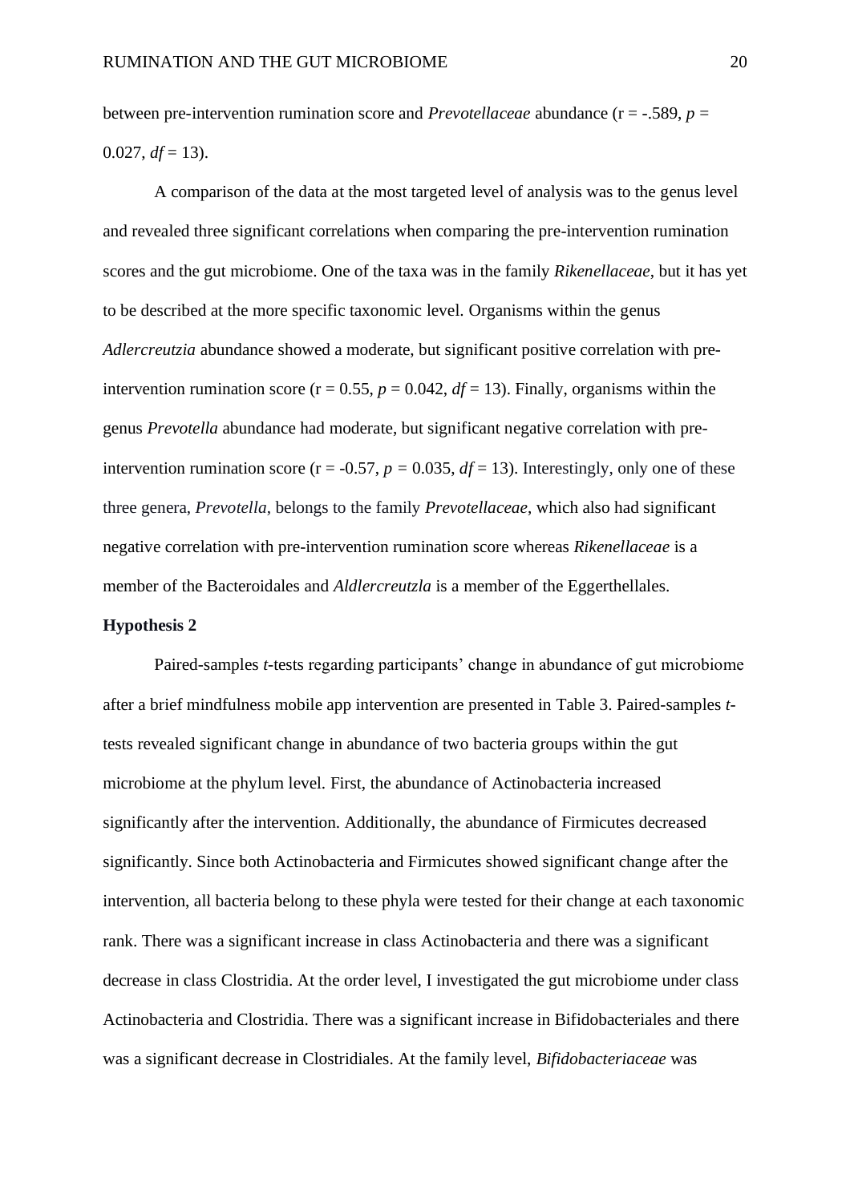between pre-intervention rumination score and *Prevotellaceae* abundance (r = -.589, $p$ = 0.027, $df$ = 13).

A comparison of the data at the most targeted level of analysis was to the genus level and revealed three significant correlations when comparing the pre-intervention rumination scores and the gut microbiome. One of the taxa was in the family *Rikenellaceae*, but it has yet to be described at the more specific taxonomic level. Organisms within the genus *Adlercreutzia* abundance showed a moderate, but significant positive correlation with pre-intervention rumination score (r = 0.55, $p$ = 0.042, $df$ = 13). Finally, organisms within the genus *Prevotella* abundance had moderate, but significant negative correlation with pre-intervention rumination score (r = -0.57, $p$ = 0.035, $df$ = 13). Interestingly, only one of these three genera, *Prevotella*, belongs to the family *Prevotellaceae*, which also had significant negative correlation with pre-intervention rumination score whereas *Rikenellaceae* is a member of the Bacteroidales and *Aldlercreutzla* is a member of the Eggerthellales.

**Hypothesis 2**

Paired-samples *t*-tests regarding participants' change in abundance of gut microbiome after a brief mindfulness mobile app intervention are presented in Table 3. Paired-samples *t*-tests revealed significant change in abundance of two bacteria groups within the gut microbiome at the phylum level. First, the abundance of Actinobacteria increased significantly after the intervention. Additionally, the abundance of Firmicutes decreased significantly. Since both Actinobacteria and Firmicutes showed significant change after the intervention, all bacteria belong to these phyla were tested for their change at each taxonomic rank. There was a significant increase in class Actinobacteria and there was a significant decrease in class Clostridia. At the order level, I investigated the gut microbiome under class Actinobacteria and Clostridia. There was a significant increase in Bifidobacteriales and there was a significant decrease in Clostridiales. At the family level, *Bifidobacteriaceae* was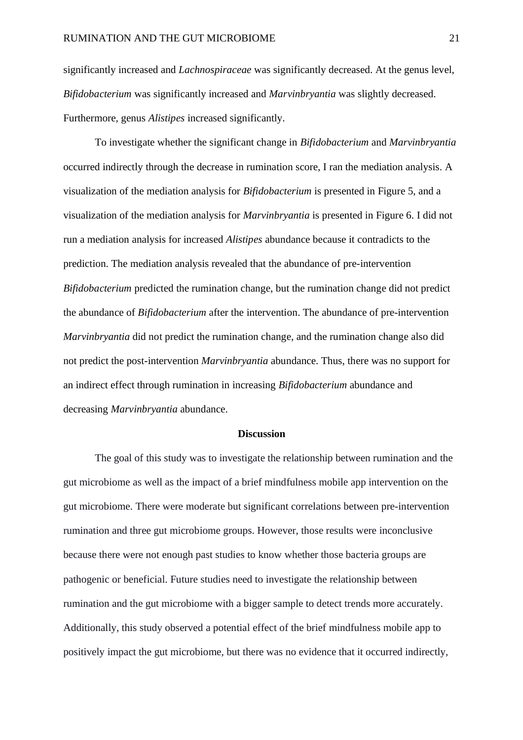significantly increased and *Lachnospiraceae* was significantly decreased. At the genus level, *Bifidobacterium* was significantly increased and *Marvinbryantia* was slightly decreased. Furthermore, genus *Alistipes* increased significantly.

To investigate whether the significant change in *Bifidobacterium* and *Marvinbryantia* occurred indirectly through the decrease in rumination score, I ran the mediation analysis. A visualization of the mediation analysis for *Bifidobacterium* is presented in Figure 5, and a visualization of the mediation analysis for *Marvinbryantia* is presented in Figure 6. I did not run a mediation analysis for increased *Alistipes* abundance because it contradicts to the prediction. The mediation analysis revealed that the abundance of pre-intervention *Bifidobacterium* predicted the rumination change, but the rumination change did not predict the abundance of *Bifidobacterium* after the intervention. The abundance of pre-intervention *Marvinbryantia* did not predict the rumination change, and the rumination change also did not predict the post-intervention *Marvinbryantia* abundance. Thus, there was no support for an indirect effect through rumination in increasing *Bifidobacterium* abundance and decreasing *Marvinbryantia* abundance.

## Discussion

The goal of this study was to investigate the relationship between rumination and the gut microbiome as well as the impact of a brief mindfulness mobile app intervention on the gut microbiome. There were moderate but significant correlations between pre-intervention rumination and three gut microbiome groups. However, those results were inconclusive because there were not enough past studies to know whether those bacteria groups are pathogenic or beneficial. Future studies need to investigate the relationship between rumination and the gut microbiome with a bigger sample to detect trends more accurately. Additionally, this study observed a potential effect of the brief mindfulness mobile app to positively impact the gut microbiome, but there was no evidence that it occurred indirectly,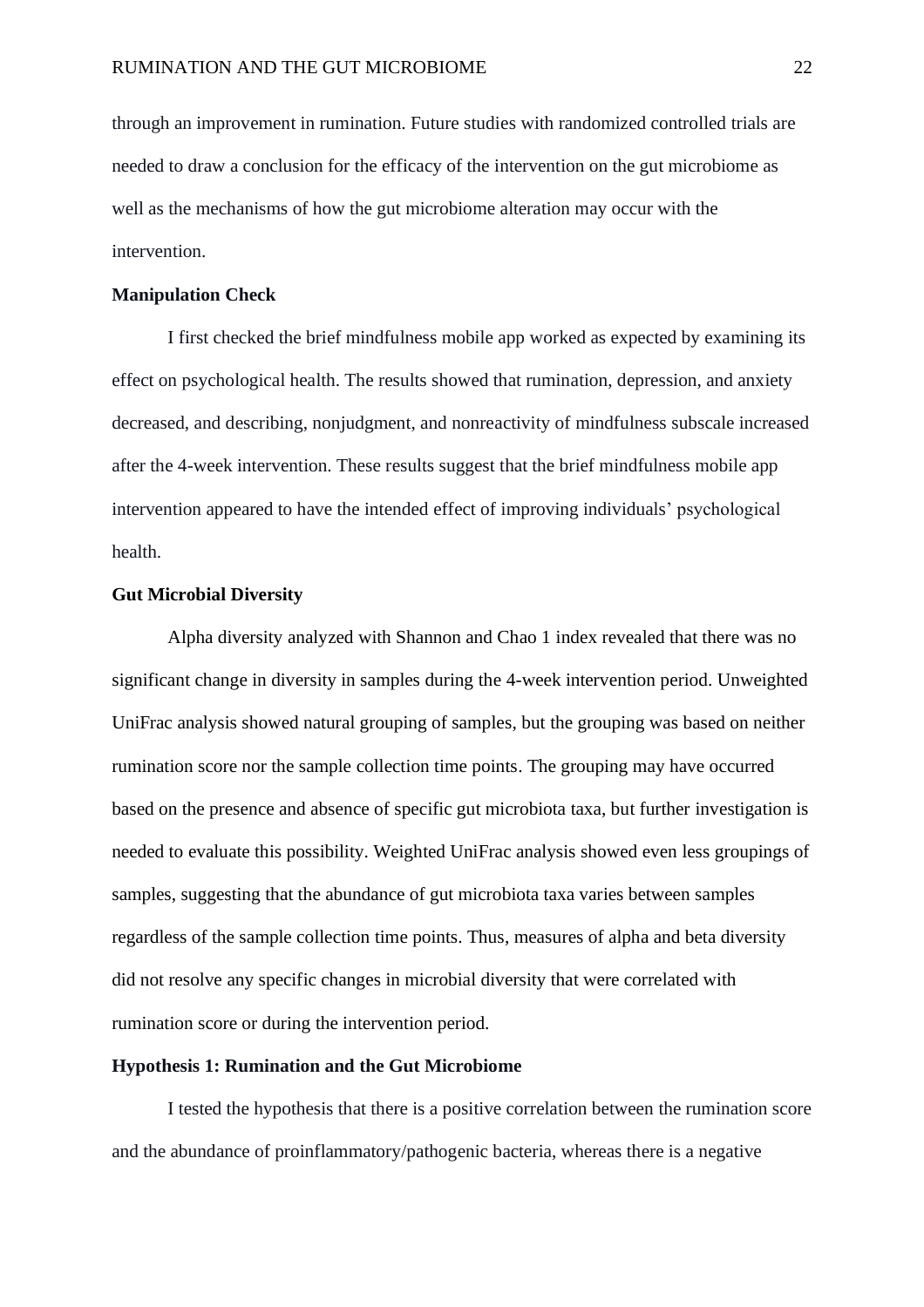through an improvement in rumination. Future studies with randomized controlled trials are needed to draw a conclusion for the efficacy of the intervention on the gut microbiome as well as the mechanisms of how the gut microbiome alteration may occur with the intervention.

**Manipulation Check**

I first checked the brief mindfulness mobile app worked as expected by examining its effect on psychological health. The results showed that rumination, depression, and anxiety decreased, and describing, nonjudgment, and nonreactivity of mindfulness subscale increased after the 4-week intervention. These results suggest that the brief mindfulness mobile app intervention appeared to have the intended effect of improving individuals' psychological health.

**Gut Microbial Diversity**

Alpha diversity analyzed with Shannon and Chao 1 index revealed that there was no significant change in diversity in samples during the 4-week intervention period. Unweighted UniFrac analysis showed natural grouping of samples, but the grouping was based on neither rumination score nor the sample collection time points. The grouping may have occurred based on the presence and absence of specific gut microbiota taxa, but further investigation is needed to evaluate this possibility. Weighted UniFrac analysis showed even less groupings of samples, suggesting that the abundance of gut microbiota taxa varies between samples regardless of the sample collection time points. Thus, measures of alpha and beta diversity did not resolve any specific changes in microbial diversity that were correlated with rumination score or during the intervention period.

**Hypothesis 1: Rumination and the Gut Microbiome**

I tested the hypothesis that there is a positive correlation between the rumination score and the abundance of proinflammatory/pathogenic bacteria, whereas there is a negative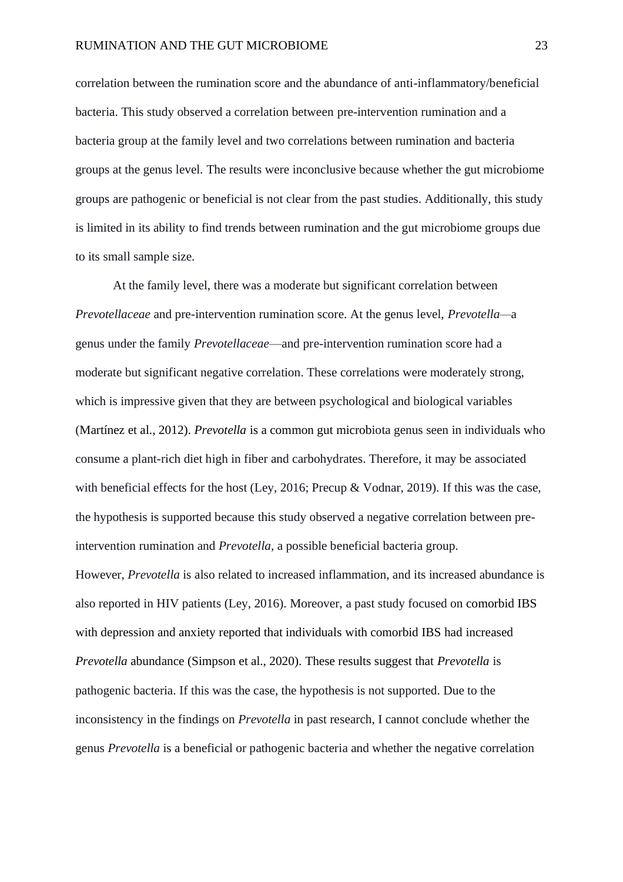correlation between the rumination score and the abundance of anti-inflammatory/beneficial bacteria. This study observed a correlation between pre-intervention rumination and a bacteria group at the family level and two correlations between rumination and bacteria groups at the genus level. The results were inconclusive because whether the gut microbiome groups are pathogenic or beneficial is not clear from the past studies. Additionally, this study is limited in its ability to find trends between rumination and the gut microbiome groups due to its small sample size.

At the family level, there was a moderate but significant correlation between *Prevotellaceae* and pre-intervention rumination score. At the genus level, *Prevotella*—a genus under the family *Prevotellaceae*—and pre-intervention rumination score had a moderate but significant negative correlation. These correlations were moderately strong, which is impressive given that they are between psychological and biological variables (Martínez et al., 2012). *Prevotella* is a common gut microbiota genus seen in individuals who consume a plant-rich diet high in fiber and carbohydrates. Therefore, it may be associated with beneficial effects for the host (Ley, 2016; Precup & Vodnar, 2019). If this was the case, the hypothesis is supported because this study observed a negative correlation between pre-intervention rumination and *Prevotella*, a possible beneficial bacteria group.
However, *Prevotella* is also related to increased inflammation, and its increased abundance is also reported in HIV patients (Ley, 2016). Moreover, a past study focused on comorbid IBS with depression and anxiety reported that individuals with comorbid IBS had increased *Prevotella* abundance (Simpson et al., 2020). These results suggest that *Prevotella* is pathogenic bacteria. If this was the case, the hypothesis is not supported. Due to the inconsistency in the findings on *Prevotella* in past research, I cannot conclude whether the genus *Prevotella* is a beneficial or pathogenic bacteria and whether the negative correlation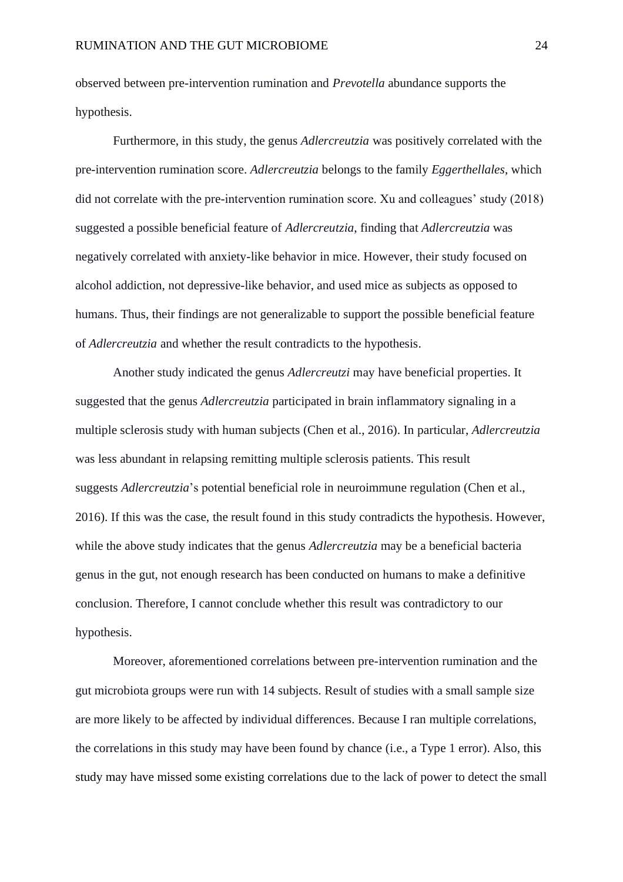observed between pre-intervention rumination and *Prevotella* abundance supports the hypothesis.

Furthermore, in this study, the genus *Adlercreutzia* was positively correlated with the pre-intervention rumination score. *Adlercreutzia* belongs to the family *Eggerthellales*, which did not correlate with the pre-intervention rumination score. Xu and colleagues' study (2018) suggested a possible beneficial feature of *Adlercreutzia*, finding that *Adlercreutzia* was negatively correlated with anxiety-like behavior in mice. However, their study focused on alcohol addiction, not depressive-like behavior, and used mice as subjects as opposed to humans. Thus, their findings are not generalizable to support the possible beneficial feature of *Adlercreutzia* and whether the result contradicts to the hypothesis.

Another study indicated the genus *Adlercreutzi* may have beneficial properties. It suggested that the genus *Adlercreutzia* participated in brain inflammatory signaling in a multiple sclerosis study with human subjects (Chen et al., 2016). In particular, *Adlercreutzia* was less abundant in relapsing remitting multiple sclerosis patients. This result suggests *Adlercreutzia*'s potential beneficial role in neuroimmune regulation (Chen et al., 2016). If this was the case, the result found in this study contradicts the hypothesis. However, while the above study indicates that the genus *Adlercreutzia* may be a beneficial bacteria genus in the gut, not enough research has been conducted on humans to make a definitive conclusion. Therefore, I cannot conclude whether this result was contradictory to our hypothesis.

Moreover, aforementioned correlations between pre-intervention rumination and the gut microbiota groups were run with 14 subjects. Result of studies with a small sample size are more likely to be affected by individual differences. Because I ran multiple correlations, the correlations in this study may have been found by chance (i.e., a Type 1 error). Also, this study may have missed some existing correlations due to the lack of power to detect the small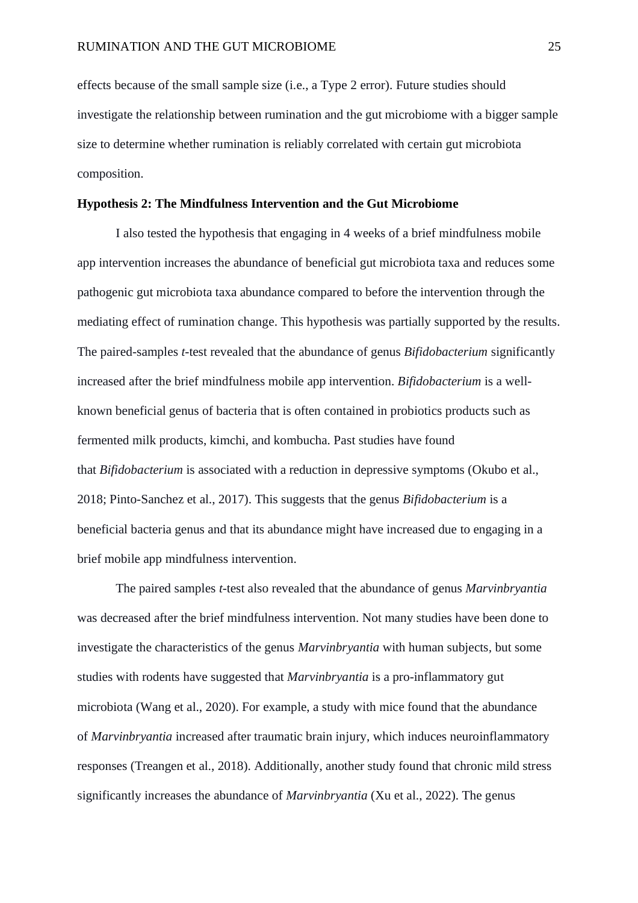effects because of the small sample size (i.e., a Type 2 error). Future studies should investigate the relationship between rumination and the gut microbiome with a bigger sample size to determine whether rumination is reliably correlated with certain gut microbiota composition.

**Hypothesis 2: The Mindfulness Intervention and the Gut Microbiome**

I also tested the hypothesis that engaging in 4 weeks of a brief mindfulness mobile app intervention increases the abundance of beneficial gut microbiota taxa and reduces some pathogenic gut microbiota taxa abundance compared to before the intervention through the mediating effect of rumination change. This hypothesis was partially supported by the results. The paired-samples *t*-test revealed that the abundance of genus *Bifidobacterium* significantly increased after the brief mindfulness mobile app intervention. *Bifidobacterium* is a well-known beneficial genus of bacteria that is often contained in probiotics products such as fermented milk products, kimchi, and kombucha. Past studies have found that *Bifidobacterium* is associated with a reduction in depressive symptoms (Okubo et al., 2018; Pinto-Sanchez et al., 2017). This suggests that the genus *Bifidobacterium* is a beneficial bacteria genus and that its abundance might have increased due to engaging in a brief mobile app mindfulness intervention.

The paired samples *t*-test also revealed that the abundance of genus *Marvinbryantia* was decreased after the brief mindfulness intervention. Not many studies have been done to investigate the characteristics of the genus *Marvinbryantia* with human subjects, but some studies with rodents have suggested that *Marvinbryantia* is a pro-inflammatory gut microbiota (Wang et al., 2020). For example, a study with mice found that the abundance of *Marvinbryantia* increased after traumatic brain injury, which induces neuroinflammatory responses (Treangen et al., 2018). Additionally, another study found that chronic mild stress significantly increases the abundance of *Marvinbryantia* (Xu et al., 2022). The genus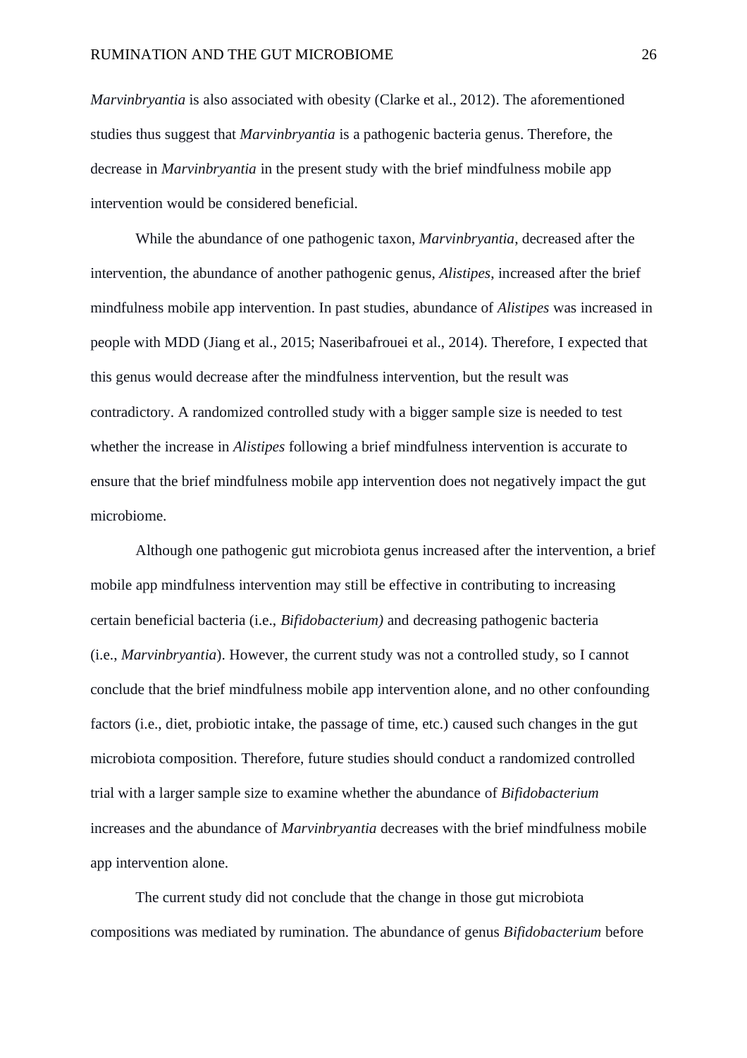*Marvinbryantia* is also associated with obesity (Clarke et al., 2012). The aforementioned studies thus suggest that *Marvinbryantia* is a pathogenic bacteria genus. Therefore, the decrease in *Marvinbryantia* in the present study with the brief mindfulness mobile app intervention would be considered beneficial.

While the abundance of one pathogenic taxon, *Marvinbryantia*, decreased after the intervention, the abundance of another pathogenic genus, *Alistipes*, increased after the brief mindfulness mobile app intervention. In past studies, abundance of *Alistipes* was increased in people with MDD (Jiang et al., 2015; Naseribafrouei et al., 2014). Therefore, I expected that this genus would decrease after the mindfulness intervention, but the result was contradictory. A randomized controlled study with a bigger sample size is needed to test whether the increase in *Alistipes* following a brief mindfulness intervention is accurate to ensure that the brief mindfulness mobile app intervention does not negatively impact the gut microbiome.

Although one pathogenic gut microbiota genus increased after the intervention, a brief mobile app mindfulness intervention may still be effective in contributing to increasing certain beneficial bacteria (i.e., *Bifidobacterium)* and decreasing pathogenic bacteria (i.e., *Marvinbryantia*). However, the current study was not a controlled study, so I cannot conclude that the brief mindfulness mobile app intervention alone, and no other confounding factors (i.e., diet, probiotic intake, the passage of time, etc.) caused such changes in the gut microbiota composition. Therefore, future studies should conduct a randomized controlled trial with a larger sample size to examine whether the abundance of *Bifidobacterium* increases and the abundance of *Marvinbryantia* decreases with the brief mindfulness mobile app intervention alone.

The current study did not conclude that the change in those gut microbiota compositions was mediated by rumination. The abundance of genus *Bifidobacterium* before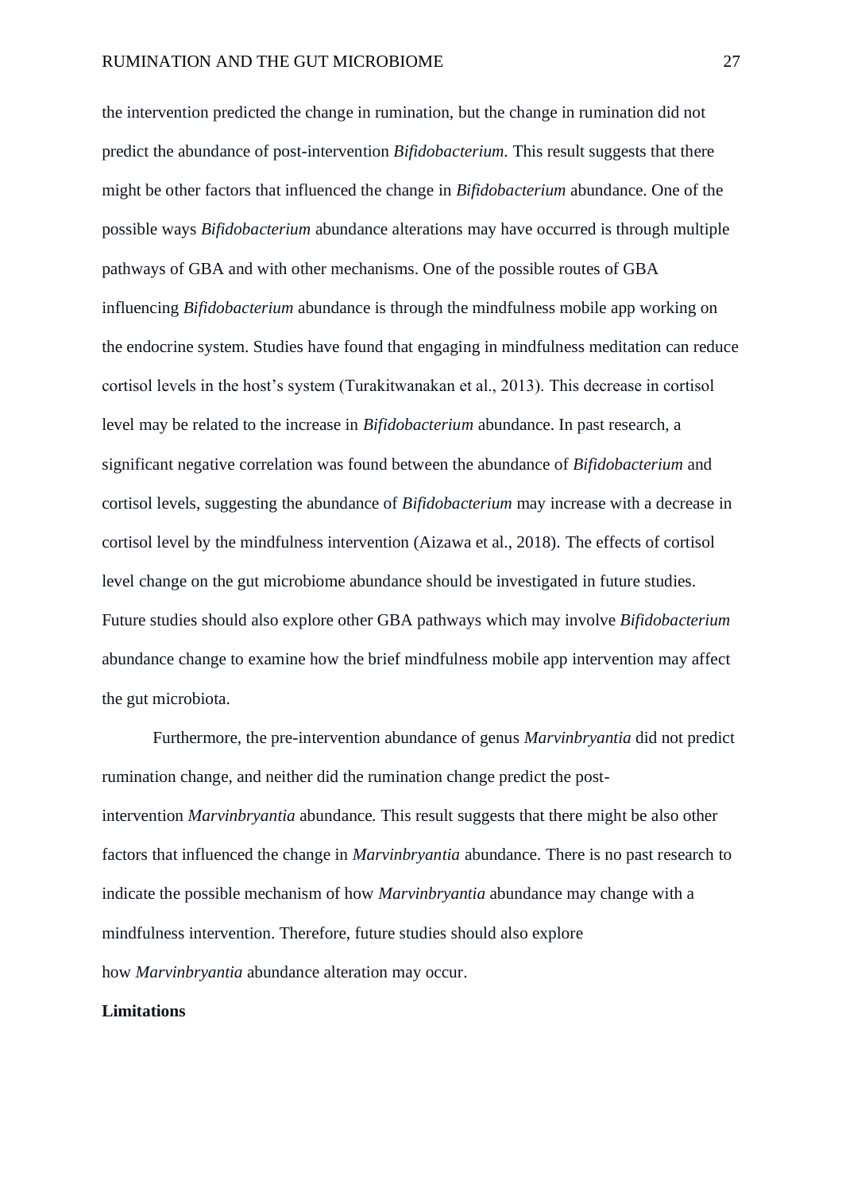the intervention predicted the change in rumination, but the change in rumination did not predict the abundance of post-intervention *Bifidobacterium*. This result suggests that there might be other factors that influenced the change in *Bifidobacterium* abundance. One of the possible ways *Bifidobacterium* abundance alterations may have occurred is through multiple pathways of GBA and with other mechanisms. One of the possible routes of GBA influencing *Bifidobacterium* abundance is through the mindfulness mobile app working on the endocrine system. Studies have found that engaging in mindfulness meditation can reduce cortisol levels in the host's system (Turakitwanakan et al., 2013). This decrease in cortisol level may be related to the increase in *Bifidobacterium* abundance. In past research, a significant negative correlation was found between the abundance of *Bifidobacterium* and cortisol levels, suggesting the abundance of *Bifidobacterium* may increase with a decrease in cortisol level by the mindfulness intervention (Aizawa et al., 2018). The effects of cortisol level change on the gut microbiome abundance should be investigated in future studies. Future studies should also explore other GBA pathways which may involve *Bifidobacterium* abundance change to examine how the brief mindfulness mobile app intervention may affect the gut microbiota.

Furthermore, the pre-intervention abundance of genus *Marvinbryantia* did not predict rumination change, and neither did the rumination change predict the post-intervention *Marvinbryantia* abundance. This result suggests that there might be also other factors that influenced the change in *Marvinbryantia* abundance. There is no past research to indicate the possible mechanism of how *Marvinbryantia* abundance may change with a mindfulness intervention. Therefore, future studies should also explore how *Marvinbryantia* abundance alteration may occur.

**Limitations**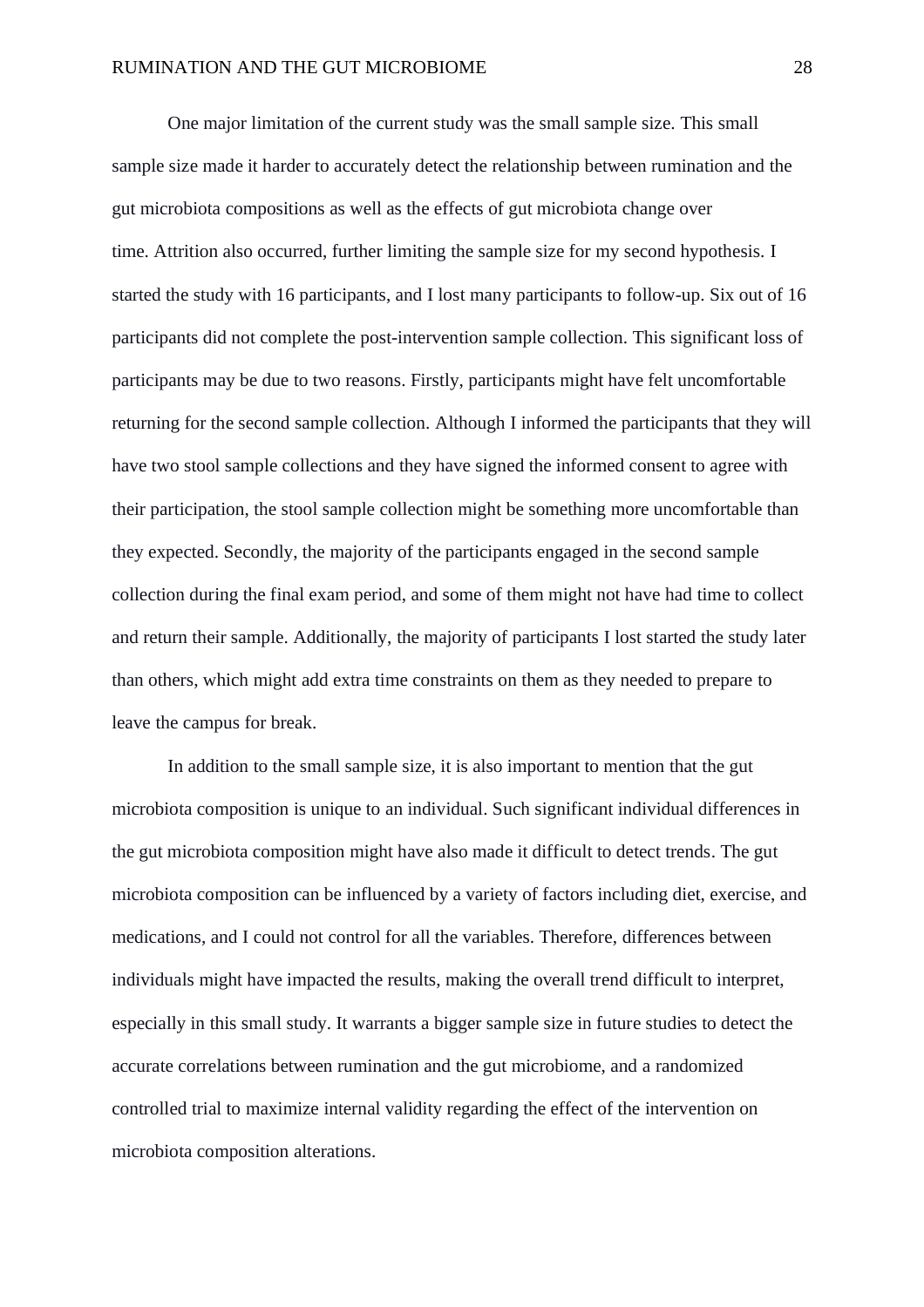One major limitation of the current study was the small sample size. This small sample size made it harder to accurately detect the relationship between rumination and the gut microbiota compositions as well as the effects of gut microbiota change over time. Attrition also occurred, further limiting the sample size for my second hypothesis. I started the study with 16 participants, and I lost many participants to follow-up. Six out of 16 participants did not complete the post-intervention sample collection. This significant loss of participants may be due to two reasons. Firstly, participants might have felt uncomfortable returning for the second sample collection. Although I informed the participants that they will have two stool sample collections and they have signed the informed consent to agree with their participation, the stool sample collection might be something more uncomfortable than they expected. Secondly, the majority of the participants engaged in the second sample collection during the final exam period, and some of them might not have had time to collect and return their sample. Additionally, the majority of participants I lost started the study later than others, which might add extra time constraints on them as they needed to prepare to leave the campus for break.

In addition to the small sample size, it is also important to mention that the gut microbiota composition is unique to an individual. Such significant individual differences in the gut microbiota composition might have also made it difficult to detect trends. The gut microbiota composition can be influenced by a variety of factors including diet, exercise, and medications, and I could not control for all the variables. Therefore, differences between individuals might have impacted the results, making the overall trend difficult to interpret, especially in this small study. It warrants a bigger sample size in future studies to detect the accurate correlations between rumination and the gut microbiome, and a randomized controlled trial to maximize internal validity regarding the effect of the intervention on microbiota composition alterations.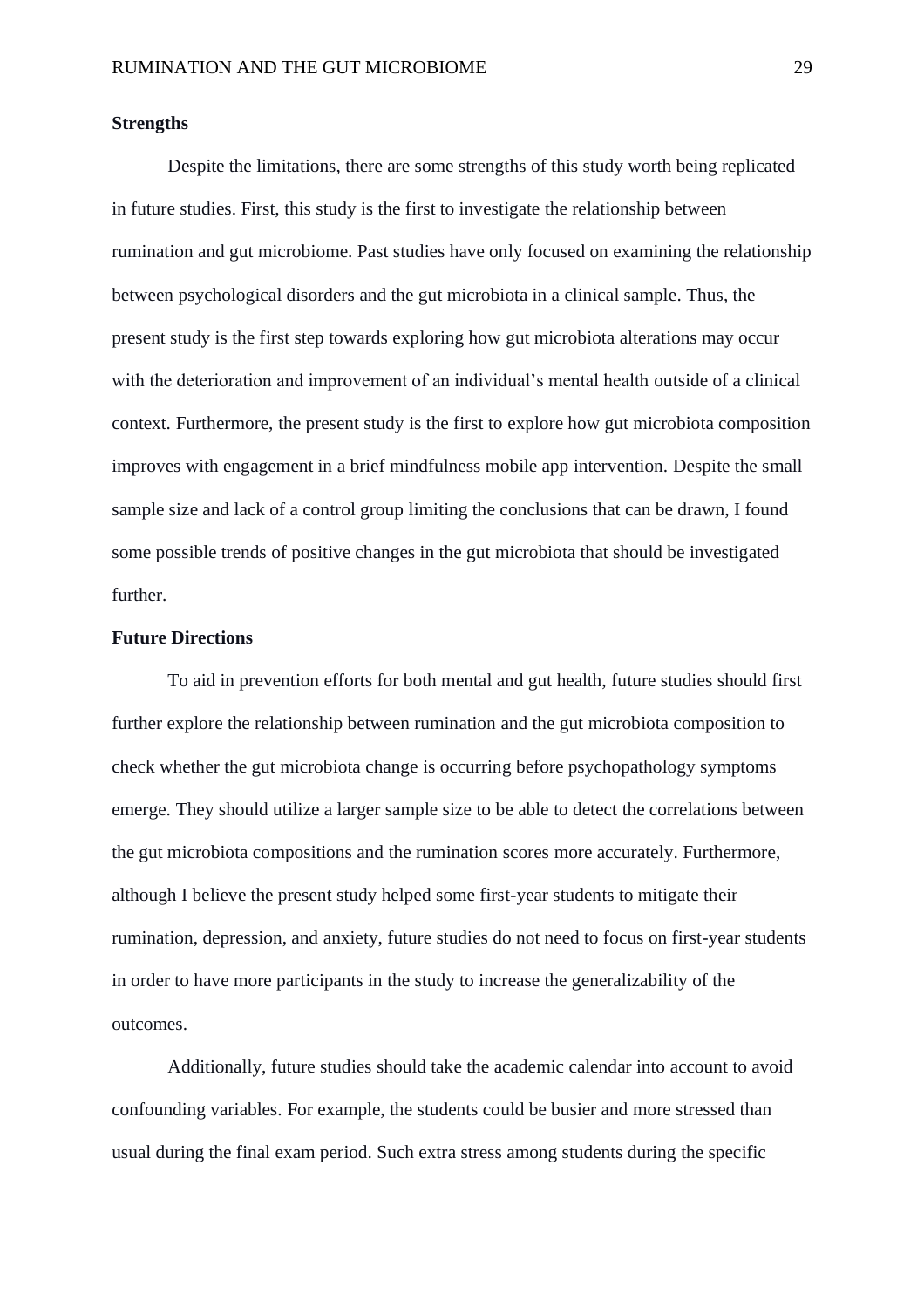### Strengths

Despite the limitations, there are some strengths of this study worth being replicated in future studies. First, this study is the first to investigate the relationship between rumination and gut microbiome. Past studies have only focused on examining the relationship between psychological disorders and the gut microbiota in a clinical sample. Thus, the present study is the first step towards exploring how gut microbiota alterations may occur with the deterioration and improvement of an individual's mental health outside of a clinical context. Furthermore, the present study is the first to explore how gut microbiota composition improves with engagement in a brief mindfulness mobile app intervention. Despite the small sample size and lack of a control group limiting the conclusions that can be drawn, I found some possible trends of positive changes in the gut microbiota that should be investigated further.

### Future Directions

To aid in prevention efforts for both mental and gut health, future studies should first further explore the relationship between rumination and the gut microbiota composition to check whether the gut microbiota change is occurring before psychopathology symptoms emerge. They should utilize a larger sample size to be able to detect the correlations between the gut microbiota compositions and the rumination scores more accurately. Furthermore, although I believe the present study helped some first-year students to mitigate their rumination, depression, and anxiety, future studies do not need to focus on first-year students in order to have more participants in the study to increase the generalizability of the outcomes.

Additionally, future studies should take the academic calendar into account to avoid confounding variables. For example, the students could be busier and more stressed than usual during the final exam period. Such extra stress among students during the specific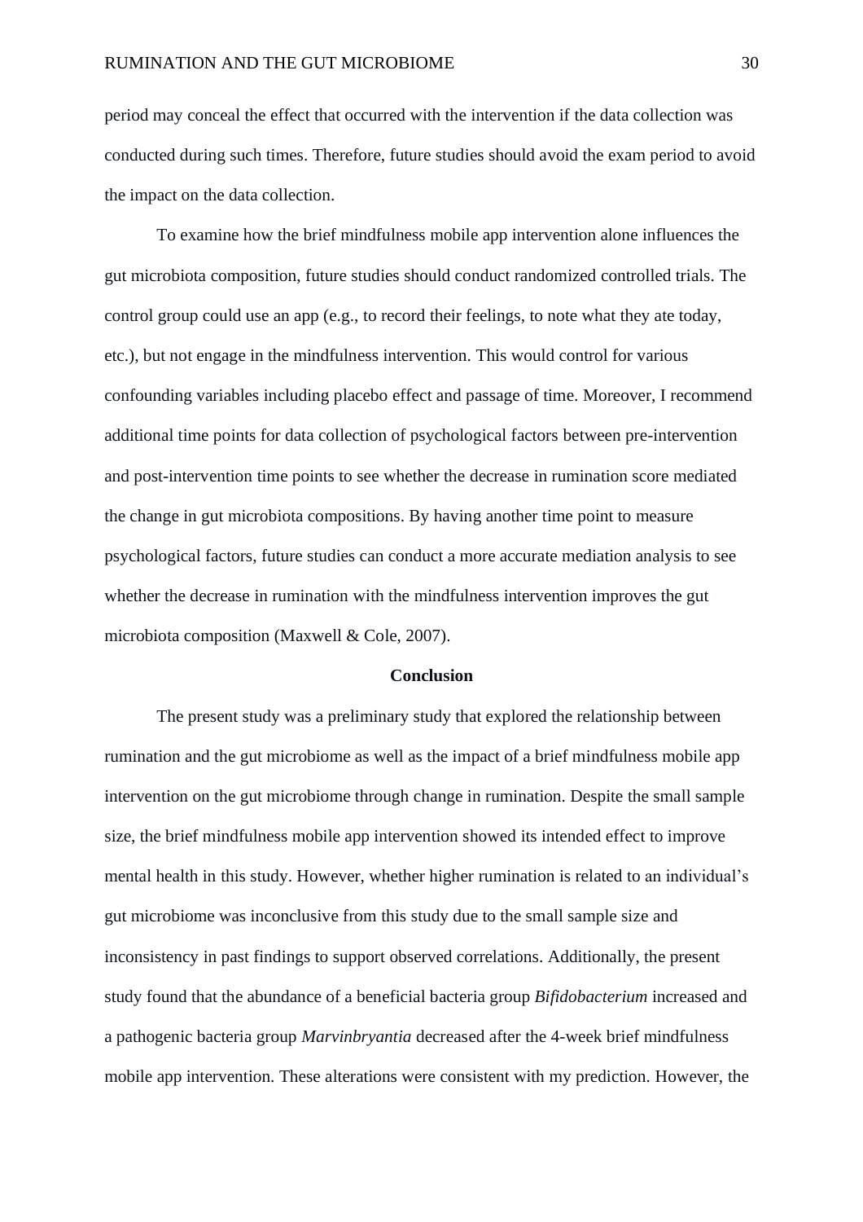period may conceal the effect that occurred with the intervention if the data collection was conducted during such times. Therefore, future studies should avoid the exam period to avoid the impact on the data collection.

To examine how the brief mindfulness mobile app intervention alone influences the gut microbiota composition, future studies should conduct randomized controlled trials. The control group could use an app (e.g., to record their feelings, to note what they ate today, etc.), but not engage in the mindfulness intervention. This would control for various confounding variables including placebo effect and passage of time. Moreover, I recommend additional time points for data collection of psychological factors between pre-intervention and post-intervention time points to see whether the decrease in rumination score mediated the change in gut microbiota compositions. By having another time point to measure psychological factors, future studies can conduct a more accurate mediation analysis to see whether the decrease in rumination with the mindfulness intervention improves the gut microbiota composition (Maxwell & Cole, 2007).

## Conclusion

The present study was a preliminary study that explored the relationship between rumination and the gut microbiome as well as the impact of a brief mindfulness mobile app intervention on the gut microbiome through change in rumination. Despite the small sample size, the brief mindfulness mobile app intervention showed its intended effect to improve mental health in this study. However, whether higher rumination is related to an individual's gut microbiome was inconclusive from this study due to the small sample size and inconsistency in past findings to support observed correlations. Additionally, the present study found that the abundance of a beneficial bacteria group *Bifidobacterium* increased and a pathogenic bacteria group *Marvinbryantia* decreased after the 4-week brief mindfulness mobile app intervention. These alterations were consistent with my prediction. However, the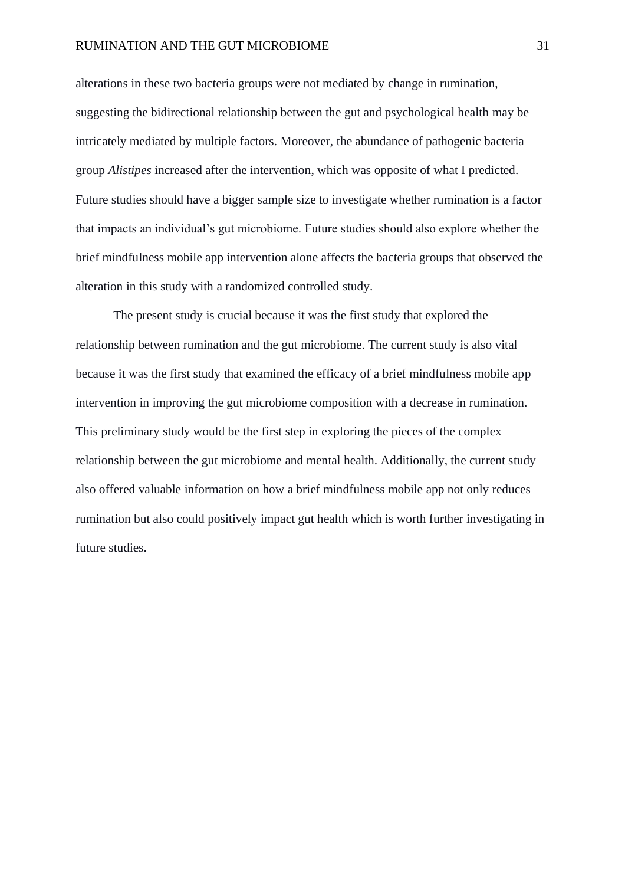alterations in these two bacteria groups were not mediated by change in rumination, suggesting the bidirectional relationship between the gut and psychological health may be intricately mediated by multiple factors. Moreover, the abundance of pathogenic bacteria group *Alistipes* increased after the intervention, which was opposite of what I predicted. Future studies should have a bigger sample size to investigate whether rumination is a factor that impacts an individual's gut microbiome. Future studies should also explore whether the brief mindfulness mobile app intervention alone affects the bacteria groups that observed the alteration in this study with a randomized controlled study.

The present study is crucial because it was the first study that explored the relationship between rumination and the gut microbiome. The current study is also vital because it was the first study that examined the efficacy of a brief mindfulness mobile app intervention in improving the gut microbiome composition with a decrease in rumination. This preliminary study would be the first step in exploring the pieces of the complex relationship between the gut microbiome and mental health. Additionally, the current study also offered valuable information on how a brief mindfulness mobile app not only reduces rumination but also could positively impact gut health which is worth further investigating in future studies.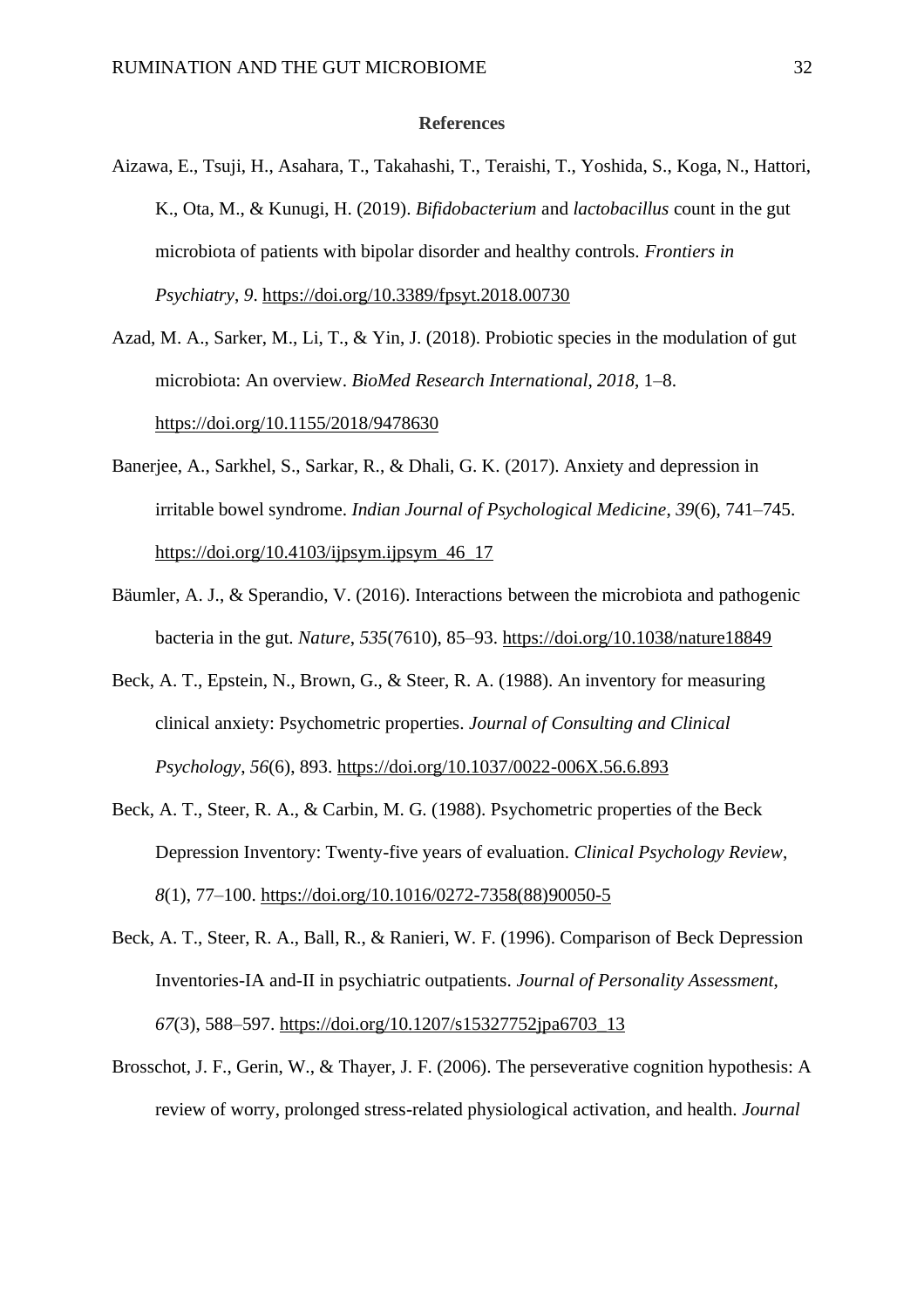## References

Aizawa, E., Tsuji, H., Asahara, T., Takahashi, T., Teraishi, T., Yoshida, S., Koga, N., Hattori, K., Ota, M., & Kunugi, H. (2019). *Bifidobacterium* and *lactobacillus* count in the gut microbiota of patients with bipolar disorder and healthy controls. *Frontiers in Psychiatry*, *9*. https://doi.org/10.3389/fpsyt.2018.00730

Azad, M. A., Sarker, M., Li, T., & Yin, J. (2018). Probiotic species in the modulation of gut microbiota: An overview. *BioMed Research International*, *2018*, 1–8. https://doi.org/10.1155/2018/9478630

Banerjee, A., Sarkhel, S., Sarkar, R., & Dhali, G. K. (2017). Anxiety and depression in irritable bowel syndrome. *Indian Journal of Psychological Medicine*, *39*(6), 741–745. https://doi.org/10.4103/ijpsym.ijpsym_46_17

Bäumler, A. J., & Sperandio, V. (2016). Interactions between the microbiota and pathogenic bacteria in the gut. *Nature*, *535*(7610), 85–93. https://doi.org/10.1038/nature18849

Beck, A. T., Epstein, N., Brown, G., & Steer, R. A. (1988). An inventory for measuring clinical anxiety: Psychometric properties. *Journal of Consulting and Clinical Psychology*, *56*(6), 893. https://doi.org/10.1037/0022-006X.56.6.893

Beck, A. T., Steer, R. A., & Carbin, M. G. (1988). Psychometric properties of the Beck Depression Inventory: Twenty-five years of evaluation. *Clinical Psychology Review*, *8*(1), 77–100. https://doi.org/10.1016/0272-7358(88)90050-5

Beck, A. T., Steer, R. A., Ball, R., & Ranieri, W. F. (1996). Comparison of Beck Depression Inventories-IA and-II in psychiatric outpatients. *Journal of Personality Assessment*, *67*(3), 588–597. https://doi.org/10.1207/s15327752jpa6703_13

Brosschot, J. F., Gerin, W., & Thayer, J. F. (2006). The perseverative cognition hypothesis: A review of worry, prolonged stress-related physiological activation, and health. *Journal*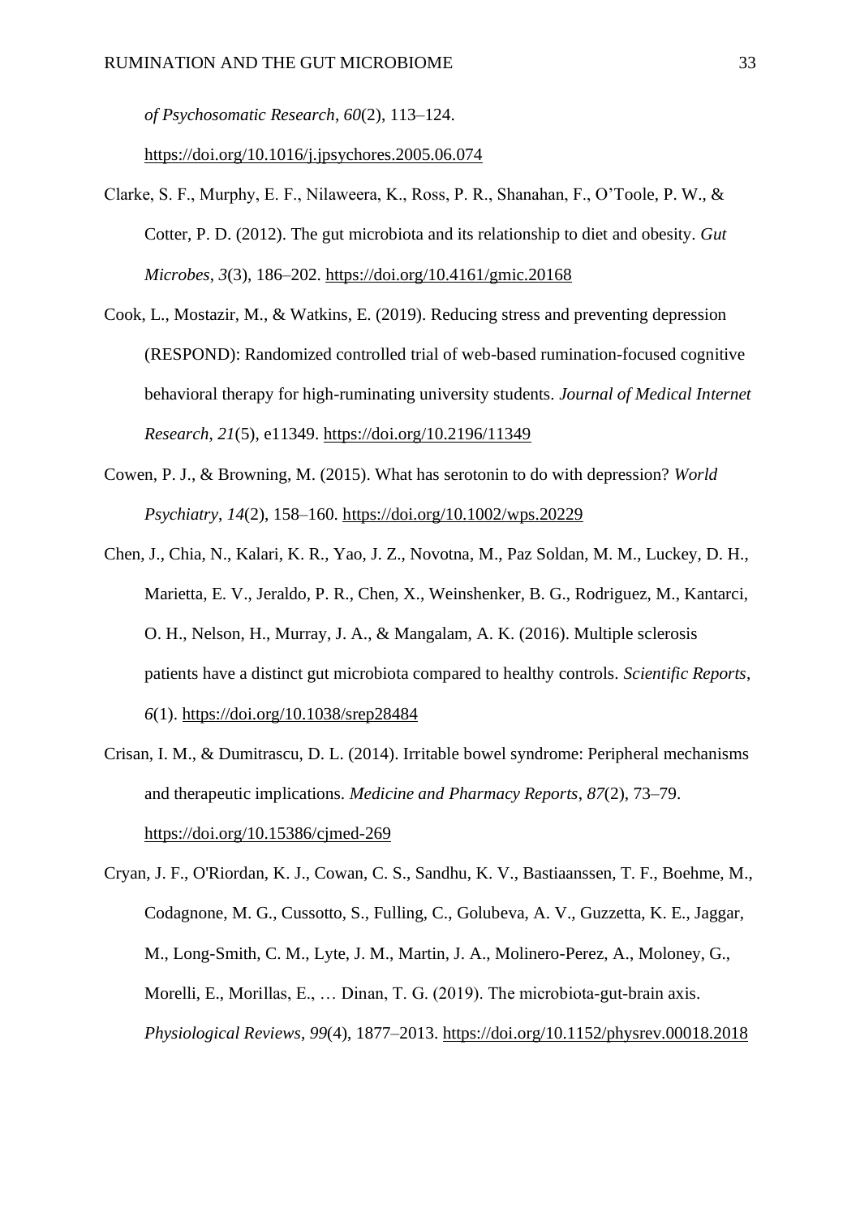*of Psychosomatic Research*, *60*(2), 113–124. https://doi.org/10.1016/j.jpsychores.2005.06.074

Clarke, S. F., Murphy, E. F., Nilaweera, K., Ross, P. R., Shanahan, F., O'Toole, P. W., & Cotter, P. D. (2012). The gut microbiota and its relationship to diet and obesity. *Gut Microbes*, *3*(3), 186–202. https://doi.org/10.4161/gmic.20168

Cook, L., Mostazir, M., & Watkins, E. (2019). Reducing stress and preventing depression (RESPOND): Randomized controlled trial of web-based rumination-focused cognitive behavioral therapy for high-ruminating university students. *Journal of Medical Internet Research*, *21*(5), e11349. https://doi.org/10.2196/11349

Cowen, P. J., & Browning, M. (2015). What has serotonin to do with depression? *World Psychiatry*, *14*(2), 158–160. https://doi.org/10.1002/wps.20229

Chen, J., Chia, N., Kalari, K. R., Yao, J. Z., Novotna, M., Paz Soldan, M. M., Luckey, D. H., Marietta, E. V., Jeraldo, P. R., Chen, X., Weinshenker, B. G., Rodriguez, M., Kantarci, O. H., Nelson, H., Murray, J. A., & Mangalam, A. K. (2016). Multiple sclerosis patients have a distinct gut microbiota compared to healthy controls. *Scientific Reports*, *6*(1). https://doi.org/10.1038/srep28484

Crisan, I. M., & Dumitrascu, D. L. (2014). Irritable bowel syndrome: Peripheral mechanisms and therapeutic implications. *Medicine and Pharmacy Reports*, *87*(2), 73–79. https://doi.org/10.15386/cjmed-269

Cryan, J. F., O'Riordan, K. J., Cowan, C. S., Sandhu, K. V., Bastiaanssen, T. F., Boehme, M., Codagnone, M. G., Cussotto, S., Fulling, C., Golubeva, A. V., Guzzetta, K. E., Jaggar, M., Long-Smith, C. M., Lyte, J. M., Martin, J. A., Molinero-Perez, A., Moloney, G., Morelli, E., Morillas, E., … Dinan, T. G. (2019). The microbiota-gut-brain axis. *Physiological Reviews*, *99*(4), 1877–2013. https://doi.org/10.1152/physrev.00018.2018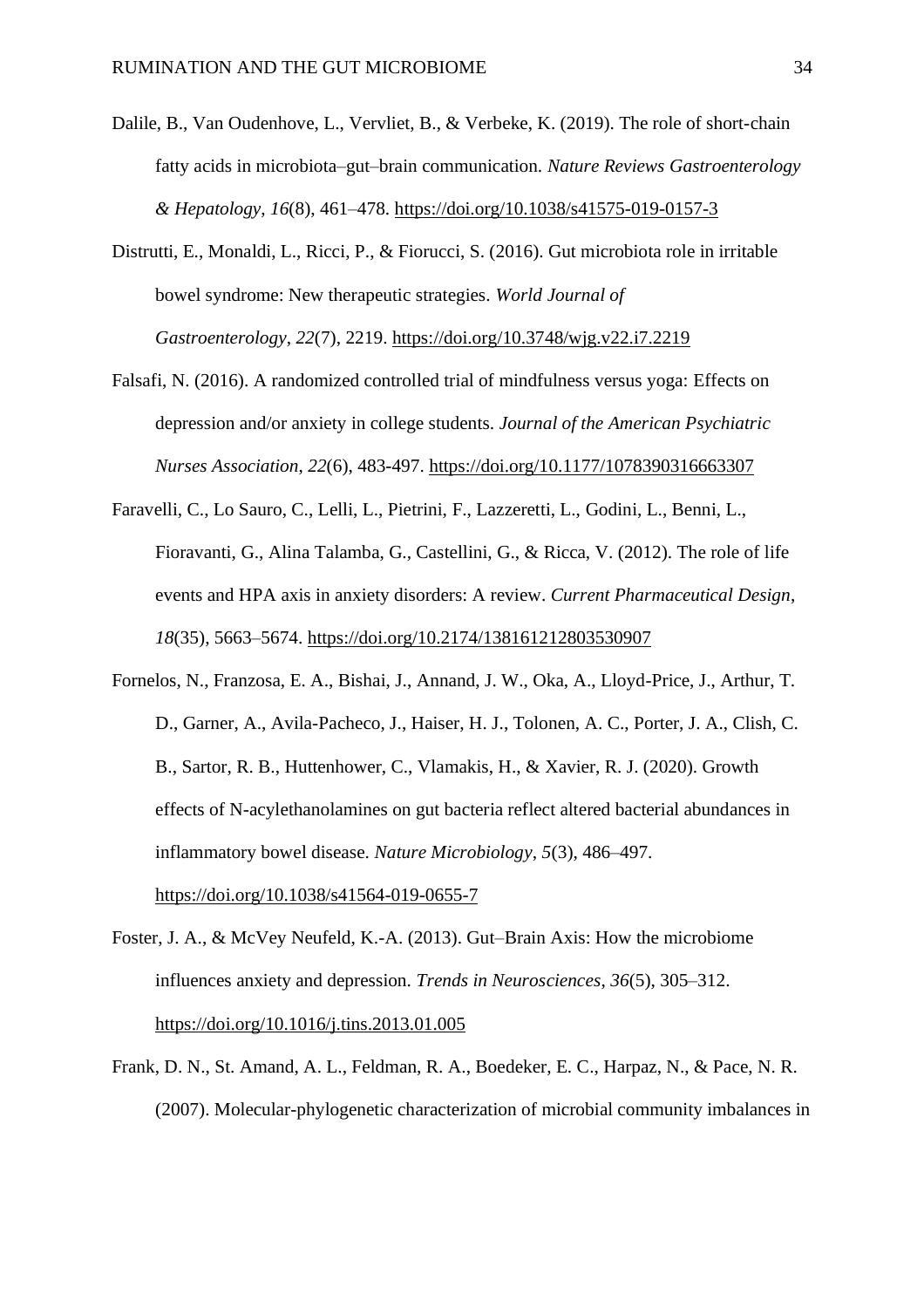Dalile, B., Van Oudenhove, L., Vervliet, B., & Verbeke, K. (2019). The role of short-chain fatty acids in microbiota–gut–brain communication. *Nature Reviews Gastroenterology & Hepatology*, *16*(8), 461–478. https://doi.org/10.1038/s41575-019-0157-3

Distrutti, E., Monaldi, L., Ricci, P., & Fiorucci, S. (2016). Gut microbiota role in irritable bowel syndrome: New therapeutic strategies. *World Journal of Gastroenterology*, *22*(7), 2219. https://doi.org/10.3748/wjg.v22.i7.2219

Falsafi, N. (2016). A randomized controlled trial of mindfulness versus yoga: Effects on depression and/or anxiety in college students. *Journal of the American Psychiatric Nurses Association*, *22*(6), 483-497. https://doi.org/10.1177/1078390316663307

Faravelli, C., Lo Sauro, C., Lelli, L., Pietrini, F., Lazzeretti, L., Godini, L., Benni, L., Fioravanti, G., Alina Talamba, G., Castellini, G., & Ricca, V. (2012). The role of life events and HPA axis in anxiety disorders: A review. *Current Pharmaceutical Design*, *18*(35), 5663–5674. https://doi.org/10.2174/138161212803530907

Fornelos, N., Franzosa, E. A., Bishai, J., Annand, J. W., Oka, A., Lloyd-Price, J., Arthur, T. D., Garner, A., Avila-Pacheco, J., Haiser, H. J., Tolonen, A. C., Porter, J. A., Clish, C. B., Sartor, R. B., Huttenhower, C., Vlamakis, H., & Xavier, R. J. (2020). Growth effects of N-acylethanolamines on gut bacteria reflect altered bacterial abundances in inflammatory bowel disease. *Nature Microbiology*, *5*(3), 486–497. https://doi.org/10.1038/s41564-019-0655-7

Foster, J. A., & McVey Neufeld, K.-A. (2013). Gut–Brain Axis: How the microbiome influences anxiety and depression. *Trends in Neurosciences*, *36*(5), 305–312. https://doi.org/10.1016/j.tins.2013.01.005

Frank, D. N., St. Amand, A. L., Feldman, R. A., Boedeker, E. C., Harpaz, N., & Pace, N. R. (2007). Molecular-phylogenetic characterization of microbial community imbalances in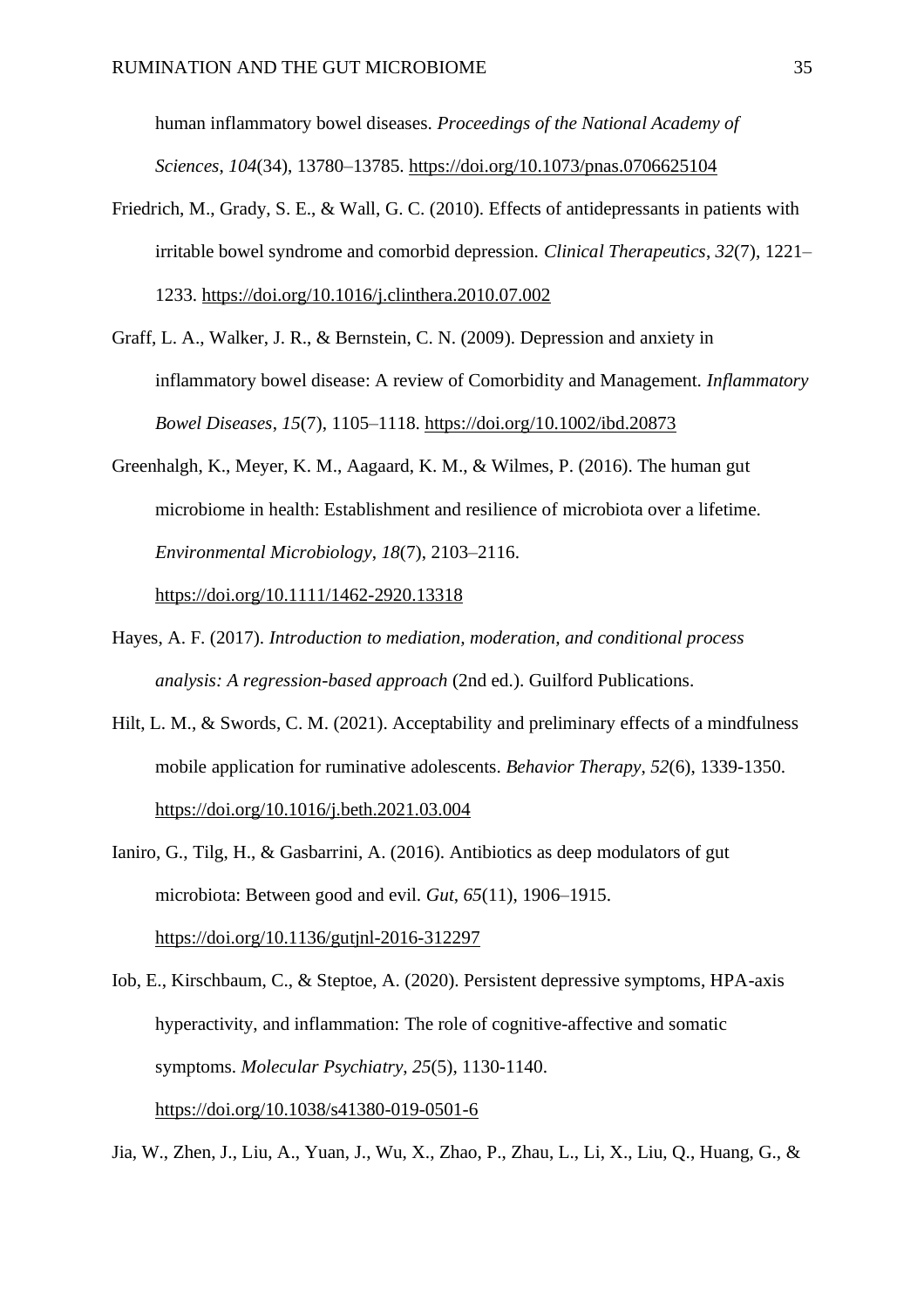human inflammatory bowel diseases. *Proceedings of the National Academy of Sciences*, *104*(34), 13780–13785. https://doi.org/10.1073/pnas.0706625104

Friedrich, M., Grady, S. E., & Wall, G. C. (2010). Effects of antidepressants in patients with irritable bowel syndrome and comorbid depression. *Clinical Therapeutics*, *32*(7), 1221–1233. https://doi.org/10.1016/j.clinthera.2010.07.002

Graff, L. A., Walker, J. R., & Bernstein, C. N. (2009). Depression and anxiety in inflammatory bowel disease: A review of Comorbidity and Management. *Inflammatory Bowel Diseases*, *15*(7), 1105–1118. https://doi.org/10.1002/ibd.20873

Greenhalgh, K., Meyer, K. M., Aagaard, K. M., & Wilmes, P. (2016). The human gut microbiome in health: Establishment and resilience of microbiota over a lifetime. *Environmental Microbiology*, *18*(7), 2103–2116. https://doi.org/10.1111/1462-2920.13318

Hayes, A. F. (2017). *Introduction to mediation, moderation, and conditional process analysis: A regression-based approach* (2nd ed.). Guilford Publications.

Hilt, L. M., & Swords, C. M. (2021). Acceptability and preliminary effects of a mindfulness mobile application for ruminative adolescents. *Behavior Therapy*, *52*(6), 1339-1350. https://doi.org/10.1016/j.beth.2021.03.004

Ianiro, G., Tilg, H., & Gasbarrini, A. (2016). Antibiotics as deep modulators of gut microbiota: Between good and evil. *Gut*, *65*(11), 1906–1915. https://doi.org/10.1136/gutjnl-2016-312297

Iob, E., Kirschbaum, C., & Steptoe, A. (2020). Persistent depressive symptoms, HPA-axis hyperactivity, and inflammation: The role of cognitive-affective and somatic symptoms. *Molecular Psychiatry*, *25*(5), 1130-1140. https://doi.org/10.1038/s41380-019-0501-6

Jia, W., Zhen, J., Liu, A., Yuan, J., Wu, X., Zhao, P., Zhau, L., Li, X., Liu, Q., Huang, G., &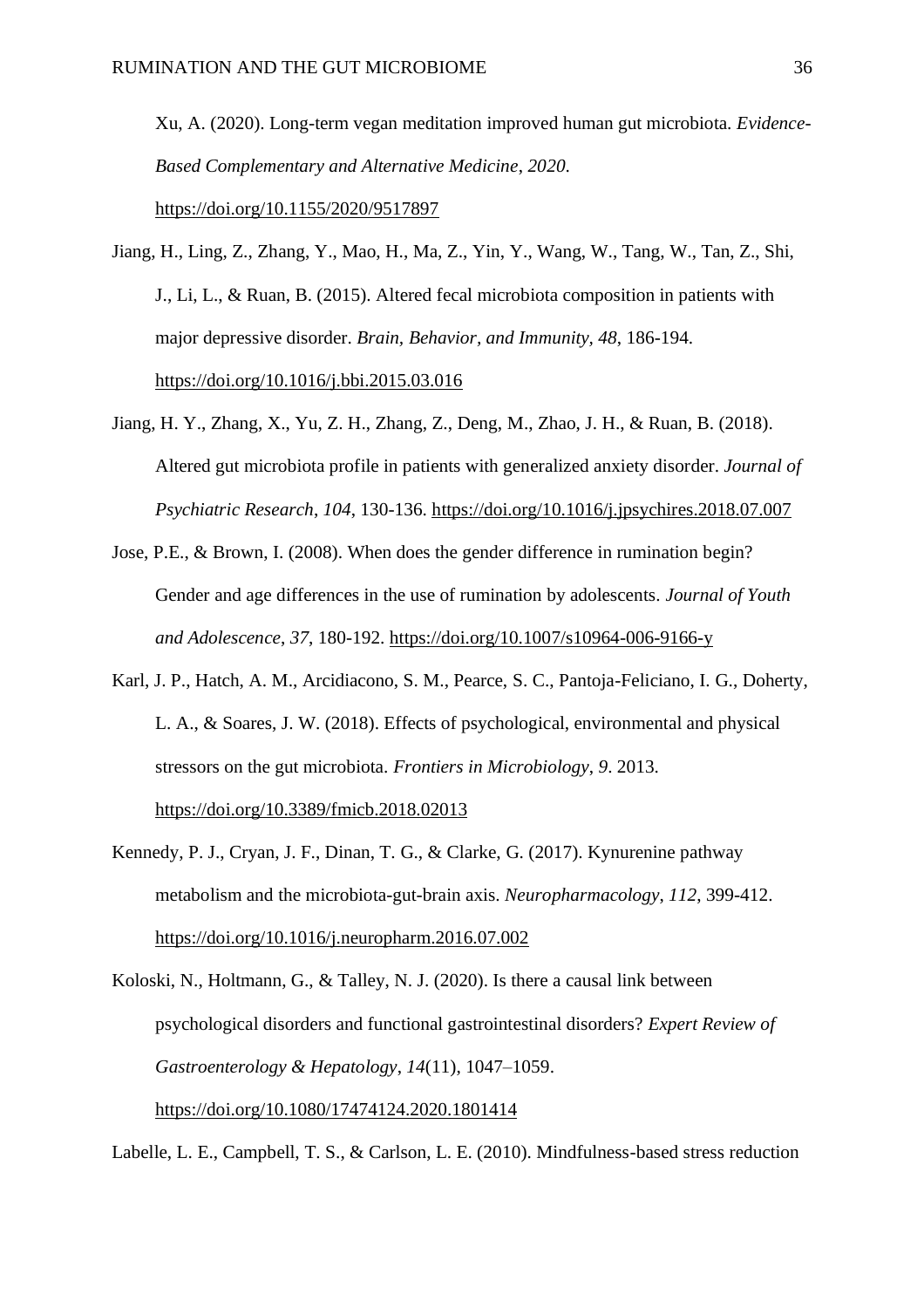Xu, A. (2020). Long-term vegan meditation improved human gut microbiota. *Evidence-Based Complementary and Alternative Medicine*, *2020*. https://doi.org/10.1155/2020/9517897

Jiang, H., Ling, Z., Zhang, Y., Mao, H., Ma, Z., Yin, Y., Wang, W., Tang, W., Tan, Z., Shi, J., Li, L., & Ruan, B. (2015). Altered fecal microbiota composition in patients with major depressive disorder. *Brain, Behavior, and Immunity*, *48*, 186-194. https://doi.org/10.1016/j.bbi.2015.03.016

Jiang, H. Y., Zhang, X., Yu, Z. H., Zhang, Z., Deng, M., Zhao, J. H., & Ruan, B. (2018). Altered gut microbiota profile in patients with generalized anxiety disorder. *Journal of Psychiatric Research*, *104*, 130-136. https://doi.org/10.1016/j.jpsychires.2018.07.007

Jose, P.E., & Brown, I. (2008). When does the gender difference in rumination begin? Gender and age differences in the use of rumination by adolescents. *Journal of Youth and Adolescence*, *37*, 180-192. https://doi.org/10.1007/s10964-006-9166-y

Karl, J. P., Hatch, A. M., Arcidiacono, S. M., Pearce, S. C., Pantoja-Feliciano, I. G., Doherty, L. A., & Soares, J. W. (2018). Effects of psychological, environmental and physical stressors on the gut microbiota. *Frontiers in Microbiology*, *9*. 2013. https://doi.org/10.3389/fmicb.2018.02013

Kennedy, P. J., Cryan, J. F., Dinan, T. G., & Clarke, G. (2017). Kynurenine pathway metabolism and the microbiota-gut-brain axis. *Neuropharmacology*, *112*, 399-412. https://doi.org/10.1016/j.neuropharm.2016.07.002

Koloski, N., Holtmann, G., & Talley, N. J. (2020). Is there a causal link between psychological disorders and functional gastrointestinal disorders? *Expert Review of Gastroenterology & Hepatology*, *14*(11), 1047–1059. https://doi.org/10.1080/17474124.2020.1801414

Labelle, L. E., Campbell, T. S., & Carlson, L. E. (2010). Mindfulness-based stress reduction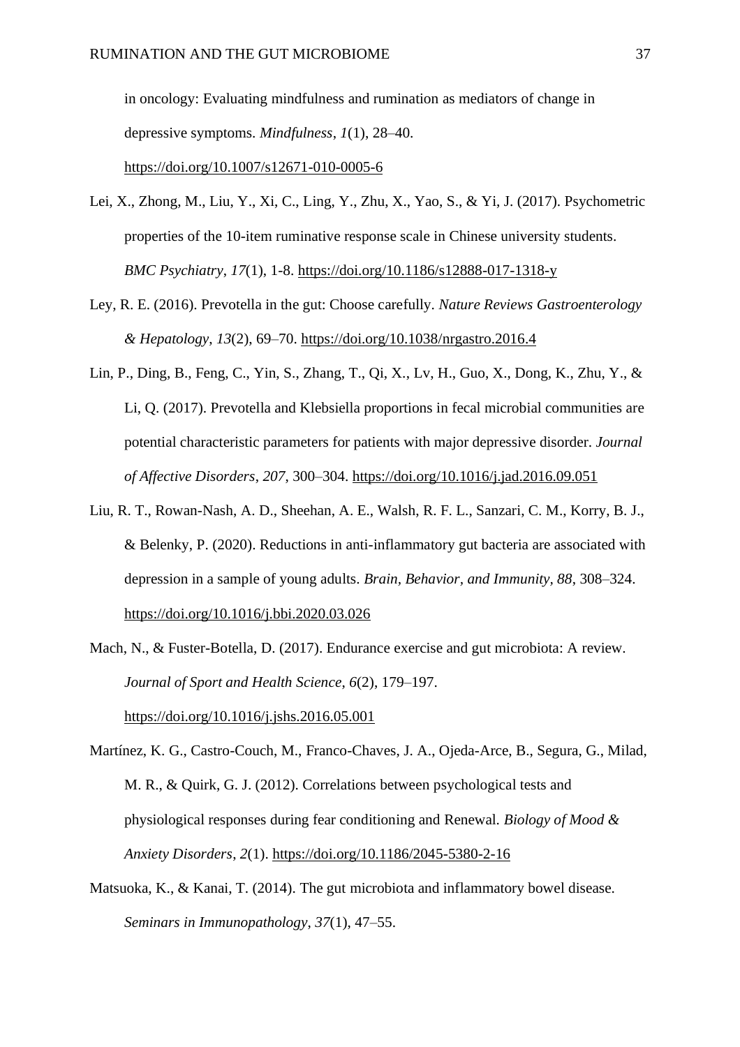in oncology: Evaluating mindfulness and rumination as mediators of change in depressive symptoms. *Mindfulness*, *1*(1), 28–40. https://doi.org/10.1007/s12671-010-0005-6

Lei, X., Zhong, M., Liu, Y., Xi, C., Ling, Y., Zhu, X., Yao, S., & Yi, J. (2017). Psychometric properties of the 10-item ruminative response scale in Chinese university students. *BMC Psychiatry*, *17*(1), 1-8. https://doi.org/10.1186/s12888-017-1318-y

Ley, R. E. (2016). Prevotella in the gut: Choose carefully. *Nature Reviews Gastroenterology & Hepatology*, *13*(2), 69–70. https://doi.org/10.1038/nrgastro.2016.4

Lin, P., Ding, B., Feng, C., Yin, S., Zhang, T., Qi, X., Lv, H., Guo, X., Dong, K., Zhu, Y., & Li, Q. (2017). Prevotella and Klebsiella proportions in fecal microbial communities are potential characteristic parameters for patients with major depressive disorder. *Journal of Affective Disorders*, *207*, 300–304. https://doi.org/10.1016/j.jad.2016.09.051

Liu, R. T., Rowan-Nash, A. D., Sheehan, A. E., Walsh, R. F. L., Sanzari, C. M., Korry, B. J., & Belenky, P. (2020). Reductions in anti-inflammatory gut bacteria are associated with depression in a sample of young adults. *Brain, Behavior, and Immunity*, *88*, 308–324. https://doi.org/10.1016/j.bbi.2020.03.026

Mach, N., & Fuster-Botella, D. (2017). Endurance exercise and gut microbiota: A review. *Journal of Sport and Health Science*, *6*(2), 179–197. https://doi.org/10.1016/j.jshs.2016.05.001

Martínez, K. G., Castro-Couch, M., Franco-Chaves, J. A., Ojeda-Arce, B., Segura, G., Milad, M. R., & Quirk, G. J. (2012). Correlations between psychological tests and physiological responses during fear conditioning and Renewal. *Biology of Mood & Anxiety Disorders*, *2*(1). https://doi.org/10.1186/2045-5380-2-16

Matsuoka, K., & Kanai, T. (2014). The gut microbiota and inflammatory bowel disease. *Seminars in Immunopathology*, *37*(1), 47–55.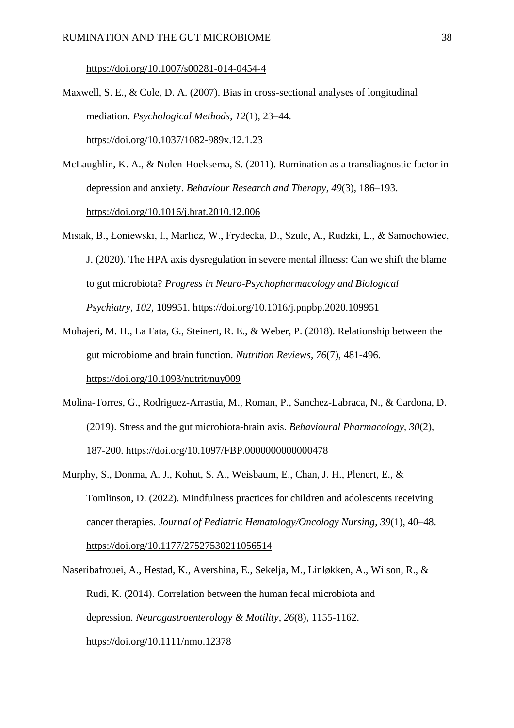https://doi.org/10.1007/s00281-014-0454-4

Maxwell, S. E., & Cole, D. A. (2007). Bias in cross-sectional analyses of longitudinal mediation. *Psychological Methods*, *12*(1), 23–44. https://doi.org/10.1037/1082-989x.12.1.23

McLaughlin, K. A., & Nolen-Hoeksema, S. (2011). Rumination as a transdiagnostic factor in depression and anxiety. *Behaviour Research and Therapy*, *49*(3), 186–193. https://doi.org/10.1016/j.brat.2010.12.006

Misiak, B., Łoniewski, I., Marlicz, W., Frydecka, D., Szulc, A., Rudzki, L., & Samochowiec, J. (2020). The HPA axis dysregulation in severe mental illness: Can we shift the blame to gut microbiota? *Progress in Neuro-Psychopharmacology and Biological Psychiatry*, *102*, 109951. https://doi.org/10.1016/j.pnpbp.2020.109951

Mohajeri, M. H., La Fata, G., Steinert, R. E., & Weber, P. (2018). Relationship between the gut microbiome and brain function. *Nutrition Reviews*, *76*(7), 481-496. https://doi.org/10.1093/nutrit/nuy009

Molina-Torres, G., Rodriguez-Arrastia, M., Roman, P., Sanchez-Labraca, N., & Cardona, D. (2019). Stress and the gut microbiota-brain axis. *Behavioural Pharmacology*, *30*(2), 187-200. https://doi.org/10.1097/FBP.0000000000000478

Murphy, S., Donma, A. J., Kohut, S. A., Weisbaum, E., Chan, J. H., Plenert, E., & Tomlinson, D. (2022). Mindfulness practices for children and adolescents receiving cancer therapies. *Journal of Pediatric Hematology/Oncology Nursing*, *39*(1), 40–48. https://doi.org/10.1177/27527530211056514

Naseribafrouei, A., Hestad, K., Avershina, E., Sekelja, M., Linløkken, A., Wilson, R., & Rudi, K. (2014). Correlation between the human fecal microbiota and depression. *Neurogastroenterology & Motility*, *26*(8), 1155-1162. https://doi.org/10.1111/nmo.12378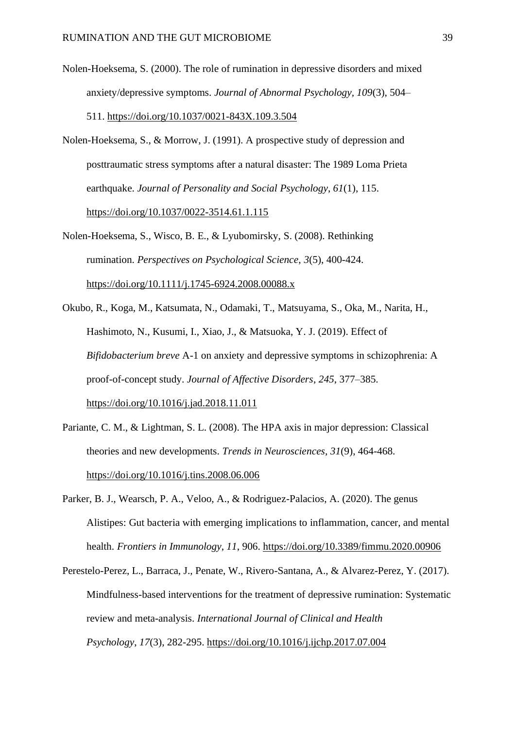Nolen-Hoeksema, S. (2000). The role of rumination in depressive disorders and mixed anxiety/depressive symptoms. *Journal of Abnormal Psychology*, *109*(3), 504–511. https://doi.org/10.1037/0021-843X.109.3.504

Nolen-Hoeksema, S., & Morrow, J. (1991). A prospective study of depression and posttraumatic stress symptoms after a natural disaster: The 1989 Loma Prieta earthquake. *Journal of Personality and Social Psychology*, *61*(1), 115. https://doi.org/10.1037/0022-3514.61.1.115

Nolen-Hoeksema, S., Wisco, B. E., & Lyubomirsky, S. (2008). Rethinking rumination. *Perspectives on Psychological Science*, *3*(5), 400-424. https://doi.org/10.1111/j.1745-6924.2008.00088.x

Okubo, R., Koga, M., Katsumata, N., Odamaki, T., Matsuyama, S., Oka, M., Narita, H., Hashimoto, N., Kusumi, I., Xiao, J., & Matsuoka, Y. J. (2019). Effect of *Bifidobacterium breve* A-1 on anxiety and depressive symptoms in schizophrenia: A proof-of-concept study. *Journal of Affective Disorders*, *245*, 377–385. https://doi.org/10.1016/j.jad.2018.11.011

Pariante, C. M., & Lightman, S. L. (2008). The HPA axis in major depression: Classical theories and new developments. *Trends in Neurosciences*, *31*(9), 464-468. https://doi.org/10.1016/j.tins.2008.06.006

Parker, B. J., Wearsch, P. A., Veloo, A., & Rodriguez-Palacios, A. (2020). The genus Alistipes: Gut bacteria with emerging implications to inflammation, cancer, and mental health. *Frontiers in Immunology*, *11*, 906. https://doi.org/10.3389/fimmu.2020.00906

Perestelo-Perez, L., Barraca, J., Penate, W., Rivero-Santana, A., & Alvarez-Perez, Y. (2017). Mindfulness-based interventions for the treatment of depressive rumination: Systematic review and meta-analysis. *International Journal of Clinical and Health Psychology*, *17*(3), 282-295. https://doi.org/10.1016/j.ijchp.2017.07.004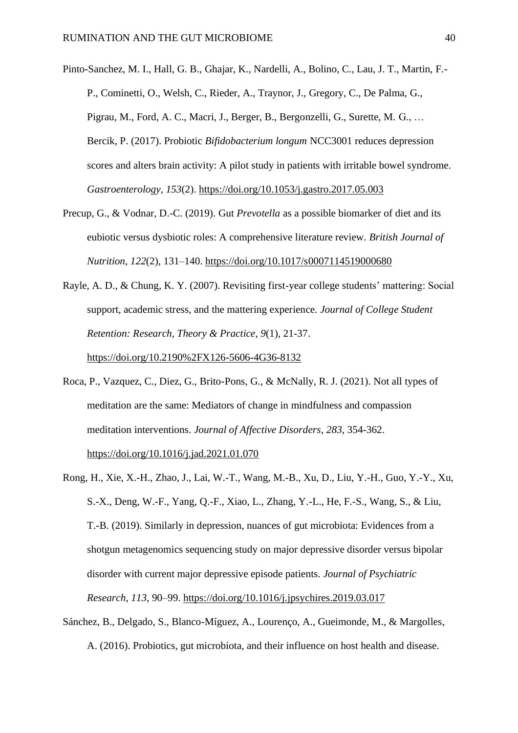Pinto-Sanchez, M. I., Hall, G. B., Ghajar, K., Nardelli, A., Bolino, C., Lau, J. T., Martin, F.-P., Cominetti, O., Welsh, C., Rieder, A., Traynor, J., Gregory, C., De Palma, G., Pigrau, M., Ford, A. C., Macri, J., Berger, B., Bergonzelli, G., Surette, M. G., … Bercik, P. (2017). Probiotic *Bifidobacterium longum* NCC3001 reduces depression scores and alters brain activity: A pilot study in patients with irritable bowel syndrome. *Gastroenterology*, *153*(2). https://doi.org/10.1053/j.gastro.2017.05.003

Precup, G., & Vodnar, D.-C. (2019). Gut *Prevotella* as a possible biomarker of diet and its eubiotic versus dysbiotic roles: A comprehensive literature review. *British Journal of Nutrition*, *122*(2), 131–140. https://doi.org/10.1017/s0007114519000680

Rayle, A. D., & Chung, K. Y. (2007). Revisiting first-year college students' mattering: Social support, academic stress, and the mattering experience. *Journal of College Student Retention: Research, Theory & Practice*, *9*(1), 21-37. https://doi.org/10.2190%2FX126-5606-4G36-8132

Roca, P., Vazquez, C., Diez, G., Brito-Pons, G., & McNally, R. J. (2021). Not all types of meditation are the same: Mediators of change in mindfulness and compassion meditation interventions. *Journal of Affective Disorders*, *283*, 354-362. https://doi.org/10.1016/j.jad.2021.01.070

Rong, H., Xie, X.-H., Zhao, J., Lai, W.-T., Wang, M.-B., Xu, D., Liu, Y.-H., Guo, Y.-Y., Xu, S.-X., Deng, W.-F., Yang, Q.-F., Xiao, L., Zhang, Y.-L., He, F.-S., Wang, S., & Liu, T.-B. (2019). Similarly in depression, nuances of gut microbiota: Evidences from a shotgun metagenomics sequencing study on major depressive disorder versus bipolar disorder with current major depressive episode patients. *Journal of Psychiatric Research*, *113*, 90–99. https://doi.org/10.1016/j.jpsychires.2019.03.017

Sánchez, B., Delgado, S., Blanco-Míguez, A., Lourenço, A., Gueimonde, M., & Margolles, A. (2016). Probiotics, gut microbiota, and their influence on host health and disease.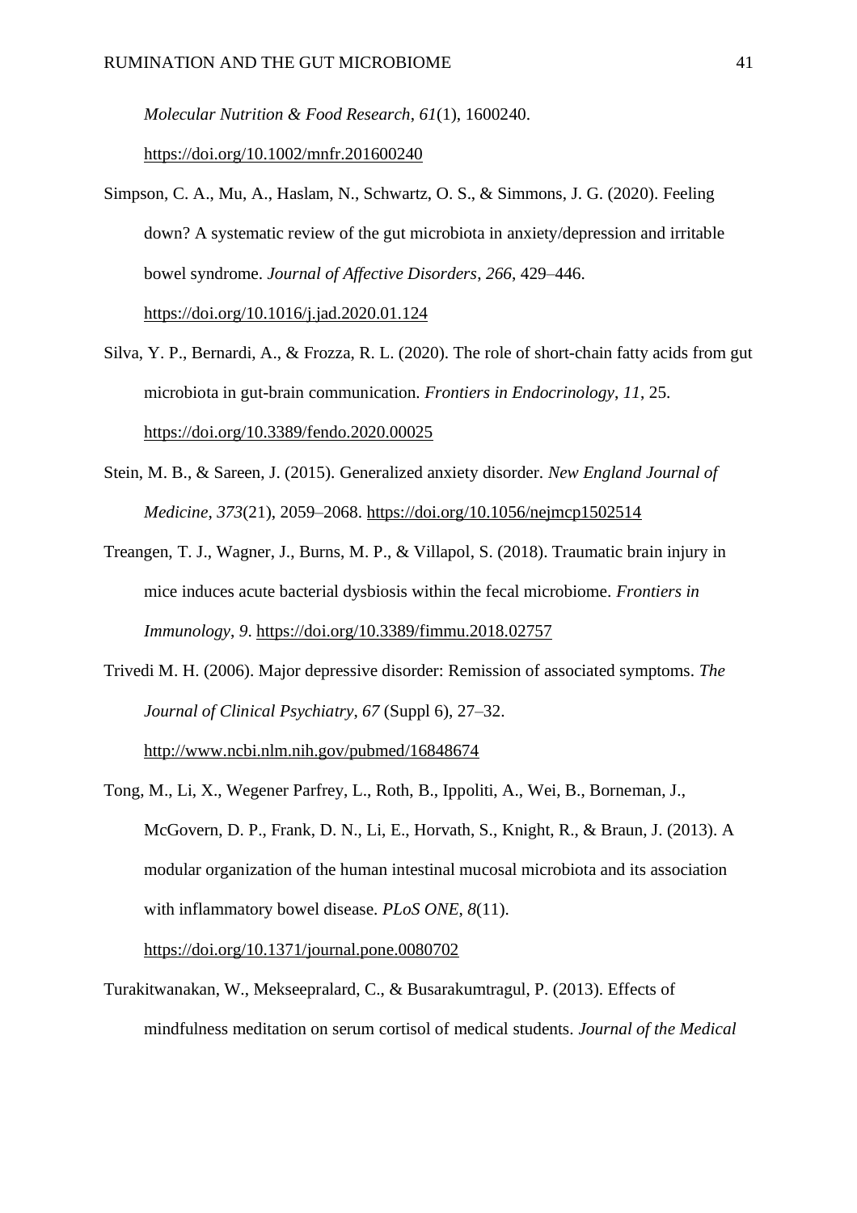*Molecular Nutrition & Food Research*, *61*(1), 1600240. https://doi.org/10.1002/mnfr.201600240

Simpson, C. A., Mu, A., Haslam, N., Schwartz, O. S., & Simmons, J. G. (2020). Feeling down? A systematic review of the gut microbiota in anxiety/depression and irritable bowel syndrome. *Journal of Affective Disorders*, *266*, 429–446. https://doi.org/10.1016/j.jad.2020.01.124

Silva, Y. P., Bernardi, A., & Frozza, R. L. (2020). The role of short-chain fatty acids from gut microbiota in gut-brain communication. *Frontiers in Endocrinology*, *11*, 25. https://doi.org/10.3389/fendo.2020.00025

Stein, M. B., & Sareen, J. (2015). Generalized anxiety disorder. *New England Journal of Medicine*, *373*(21), 2059–2068. https://doi.org/10.1056/nejmcp1502514

Treangen, T. J., Wagner, J., Burns, M. P., & Villapol, S. (2018). Traumatic brain injury in mice induces acute bacterial dysbiosis within the fecal microbiome. *Frontiers in Immunology*, *9*. https://doi.org/10.3389/fimmu.2018.02757

Trivedi M. H. (2006). Major depressive disorder: Remission of associated symptoms. *The Journal of Clinical Psychiatry*, *67* (Suppl 6), 27–32. http://www.ncbi.nlm.nih.gov/pubmed/16848674

Tong, M., Li, X., Wegener Parfrey, L., Roth, B., Ippoliti, A., Wei, B., Borneman, J., McGovern, D. P., Frank, D. N., Li, E., Horvath, S., Knight, R., & Braun, J. (2013). A modular organization of the human intestinal mucosal microbiota and its association with inflammatory bowel disease. *PLoS ONE*, *8*(11). https://doi.org/10.1371/journal.pone.0080702

Turakitwanakan, W., Mekseepralard, C., & Busarakumtragul, P. (2013). Effects of mindfulness meditation on serum cortisol of medical students. *Journal of the Medical*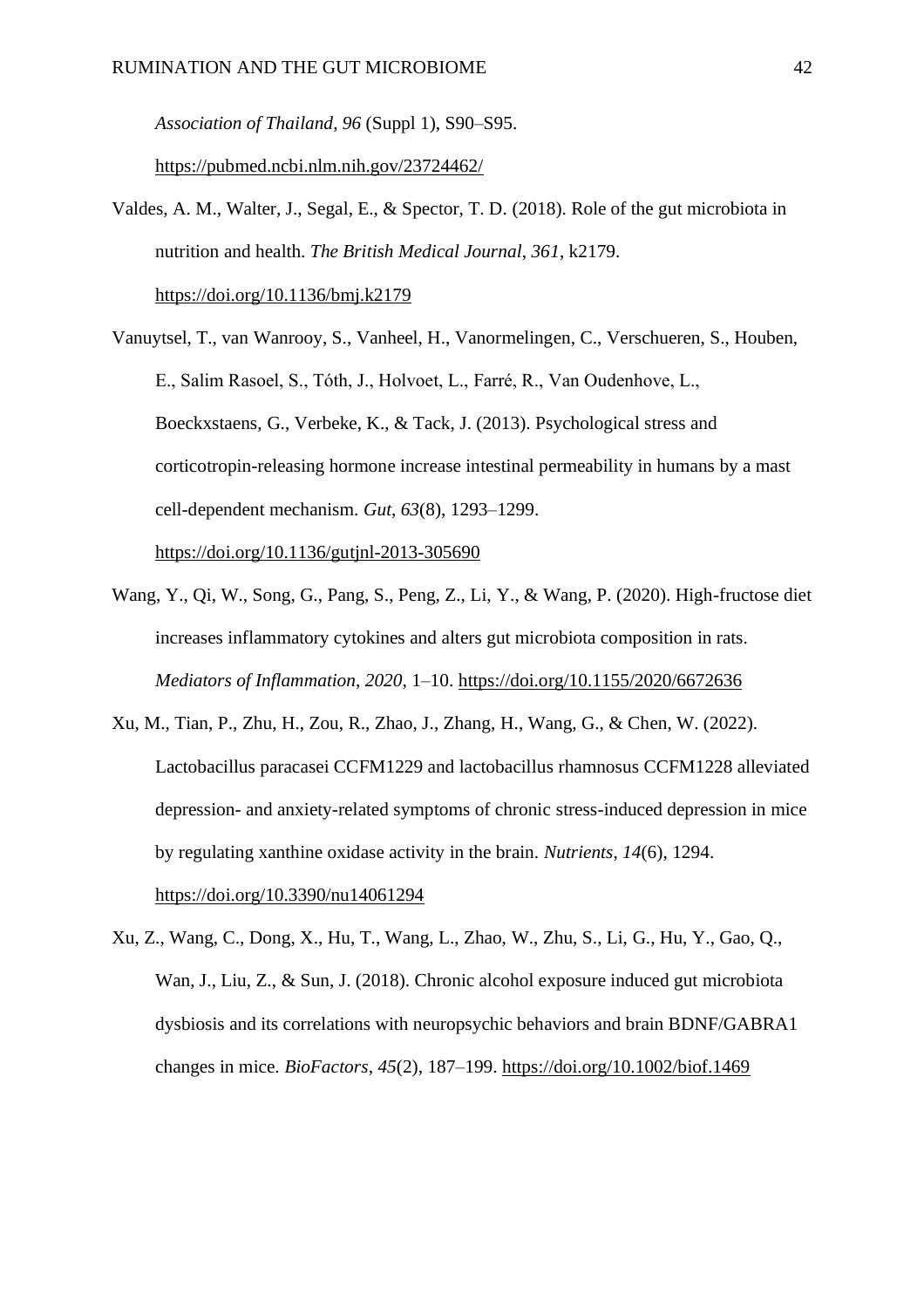*Association of Thailand*, *96* (Suppl 1), S90–S95. https://pubmed.ncbi.nlm.nih.gov/23724462/

Valdes, A. M., Walter, J., Segal, E., & Spector, T. D. (2018). Role of the gut microbiota in nutrition and health. *The British Medical Journal*, *361*, k2179. https://doi.org/10.1136/bmj.k2179

Vanuytsel, T., van Wanrooy, S., Vanheel, H., Vanormelingen, C., Verschueren, S., Houben, E., Salim Rasoel, S., Tóth, J., Holvoet, L., Farré, R., Van Oudenhove, L., Boeckxstaens, G., Verbeke, K., & Tack, J. (2013). Psychological stress and corticotropin-releasing hormone increase intestinal permeability in humans by a mast cell-dependent mechanism. *Gut*, *63*(8), 1293–1299. https://doi.org/10.1136/gutjnl-2013-305690

Wang, Y., Qi, W., Song, G., Pang, S., Peng, Z., Li, Y., & Wang, P. (2020). High-fructose diet increases inflammatory cytokines and alters gut microbiota composition in rats. *Mediators of Inflammation*, *2020*, 1–10. https://doi.org/10.1155/2020/6672636

Xu, M., Tian, P., Zhu, H., Zou, R., Zhao, J., Zhang, H., Wang, G., & Chen, W. (2022). Lactobacillus paracasei CCFM1229 and lactobacillus rhamnosus CCFM1228 alleviated depression- and anxiety-related symptoms of chronic stress-induced depression in mice by regulating xanthine oxidase activity in the brain. *Nutrients*, *14*(6), 1294. https://doi.org/10.3390/nu14061294

Xu, Z., Wang, C., Dong, X., Hu, T., Wang, L., Zhao, W., Zhu, S., Li, G., Hu, Y., Gao, Q., Wan, J., Liu, Z., & Sun, J. (2018). Chronic alcohol exposure induced gut microbiota dysbiosis and its correlations with neuropsychic behaviors and brain BDNF/GABRA1 changes in mice. *BioFactors*, *45*(2), 187–199. https://doi.org/10.1002/biof.1469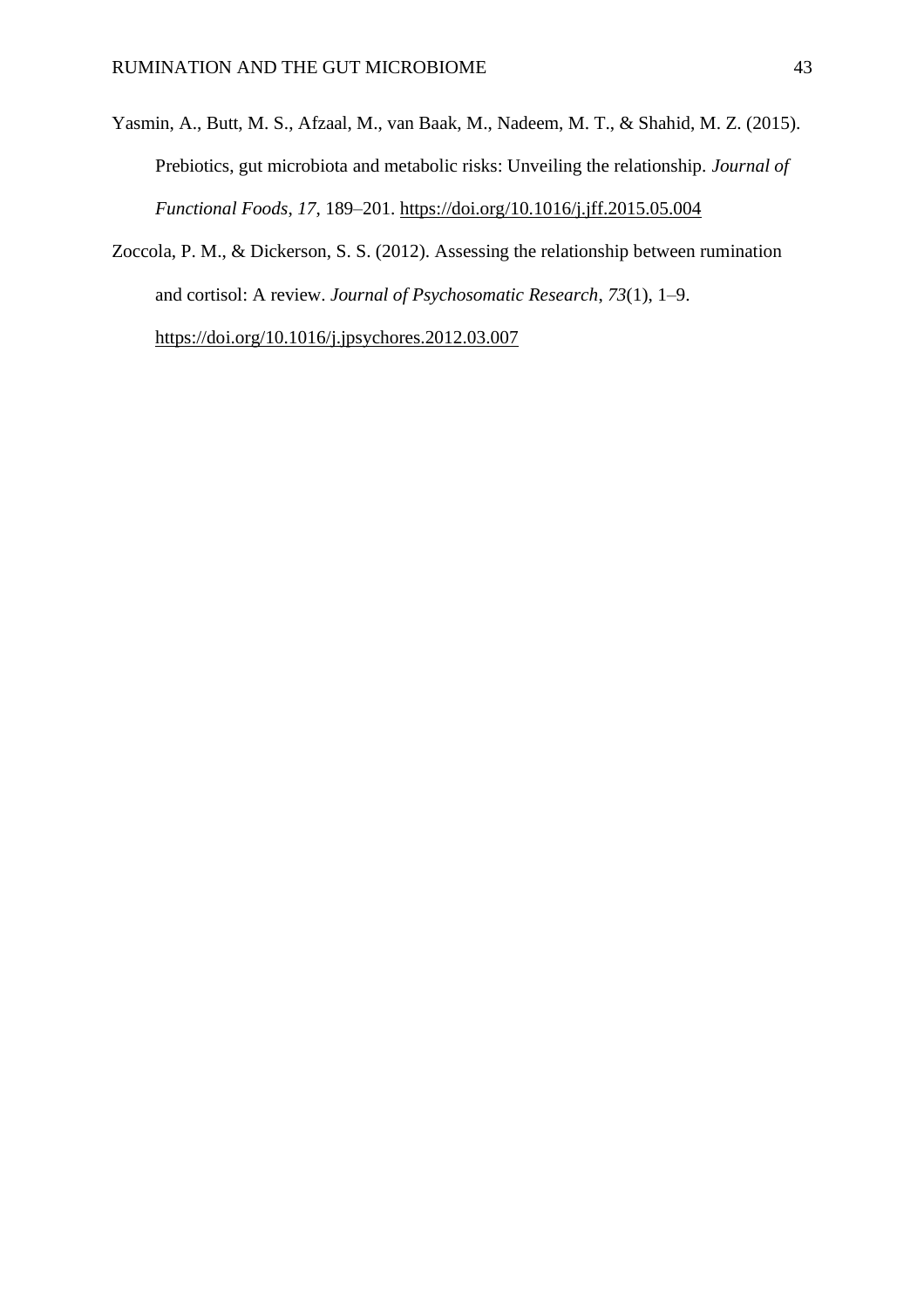Yasmin, A., Butt, M. S., Afzaal, M., van Baak, M., Nadeem, M. T., & Shahid, M. Z. (2015). Prebiotics, gut microbiota and metabolic risks: Unveiling the relationship. *Journal of Functional Foods*, *17*, 189–201. https://doi.org/10.1016/j.jff.2015.05.004

Zoccola, P. M., & Dickerson, S. S. (2012). Assessing the relationship between rumination and cortisol: A review. *Journal of Psychosomatic Research*, *73*(1), 1–9. https://doi.org/10.1016/j.jpsychores.2012.03.007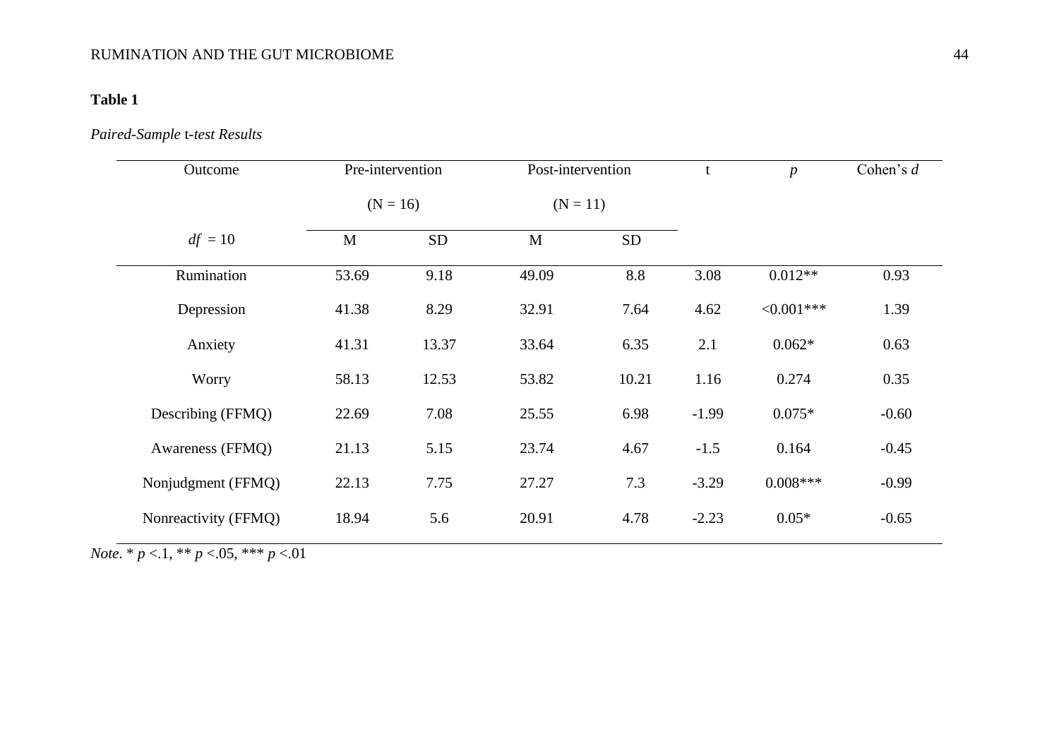**Table 1**

*Paired-Sample* t*-test Results*

| Outcome | Pre-intervention (N = 16) | | Post-intervention (N = 11) | | t | *p* | Cohen's *d* |
|---|---|---|---|---|---|---|---|
| *df* = 10 | M | SD | M | SD | | | |
| Rumination | 53.69 | 9.18 | 49.09 | 8.8 | 3.08 | 0.012** | 0.93 |
| Depression | 41.38 | 8.29 | 32.91 | 7.64 | 4.62 | <0.001*** | 1.39 |
| Anxiety | 41.31 | 13.37 | 33.64 | 6.35 | 2.1 | 0.062* | 0.63 |
| Worry | 58.13 | 12.53 | 53.82 | 10.21 | 1.16 | 0.274 | 0.35 |
| Describing (FFMQ) | 22.69 | 7.08 | 25.55 | 6.98 | -1.99 | 0.075* | -0.60 |
| Awareness (FFMQ) | 21.13 | 5.15 | 23.74 | 4.67 | -1.5 | 0.164 | -0.45 |
| Nonjudgment (FFMQ) | 22.13 | 7.75 | 27.27 | 7.3 | -3.29 | 0.008*** | -0.99 |
| Nonreactivity (FFMQ) | 18.94 | 5.6 | 20.91 | 4.78 | -2.23 | 0.05* | -0.65 |

*Note*. * $p$ <.1, ** $p$ <.05, *** $p$ <.01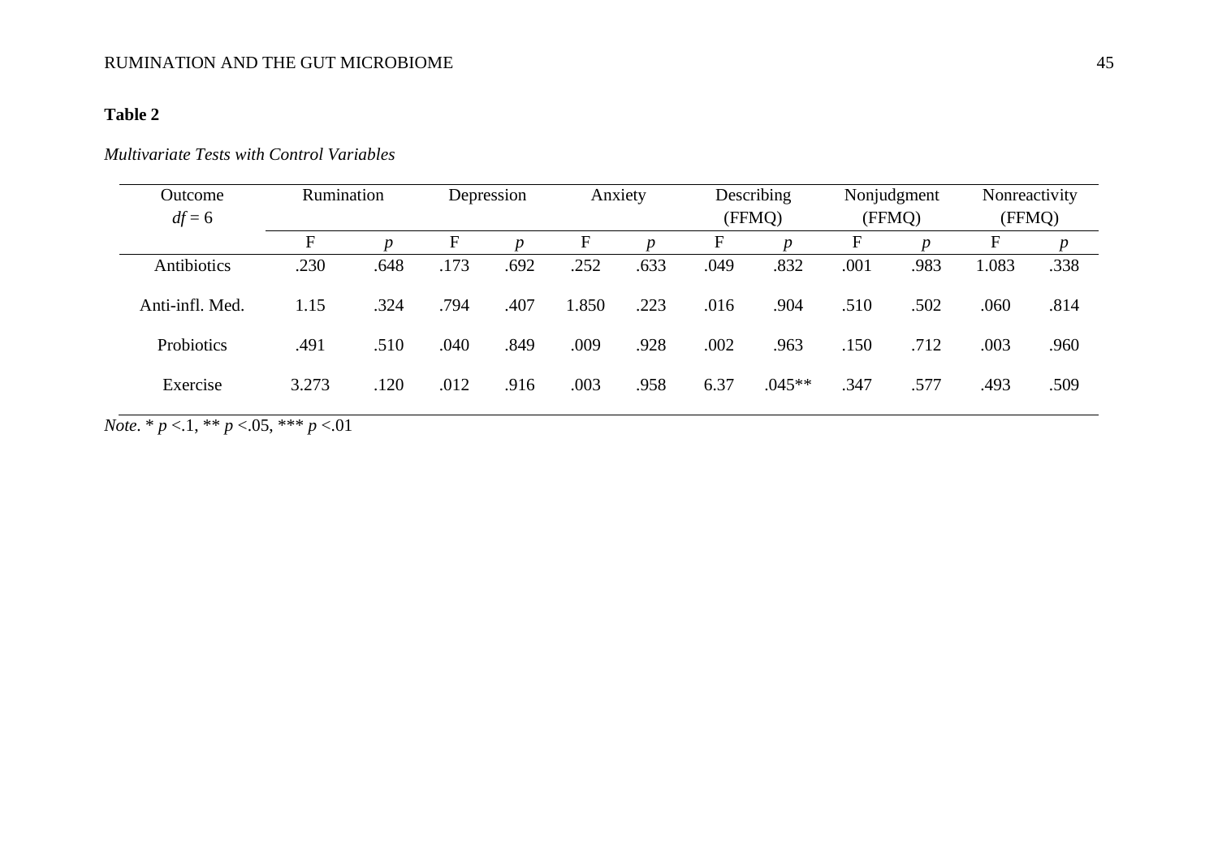**Table 2**

*Multivariate Tests with Control Variables*

| Outcome<br>*df* = 6 | Rumination | | Depression | | Anxiety | | Describing (FFMQ) | | Nonjudgment (FFMQ) | | Nonreactivity (FFMQ) | |
|---|---|---|---|---|---|---|---|---|---|---|---|---|
| | F | *p* | F | *p* | F | *p* | F | *p* | F | *p* | F | *p* |
| Antibiotics | .230 | .648 | .173 | .692 | .252 | .633 | .049 | .832 | .001 | .983 | 1.083 | .338 |
| Anti-infl. Med. | 1.15 | .324 | .794 | .407 | 1.850 | .223 | .016 | .904 | .510 | .502 | .060 | .814 |
| Probiotics | .491 | .510 | .040 | .849 | .009 | .928 | .002 | .963 | .150 | .712 | .003 | .960 |
| Exercise | 3.273 | .120 | .012 | .916 | .003 | .958 | 6.37 | .045** | .347 | .577 | .493 | .509 |

*Note*. * $p$ <.1, ** $p$ <.05, *** $p$ <.01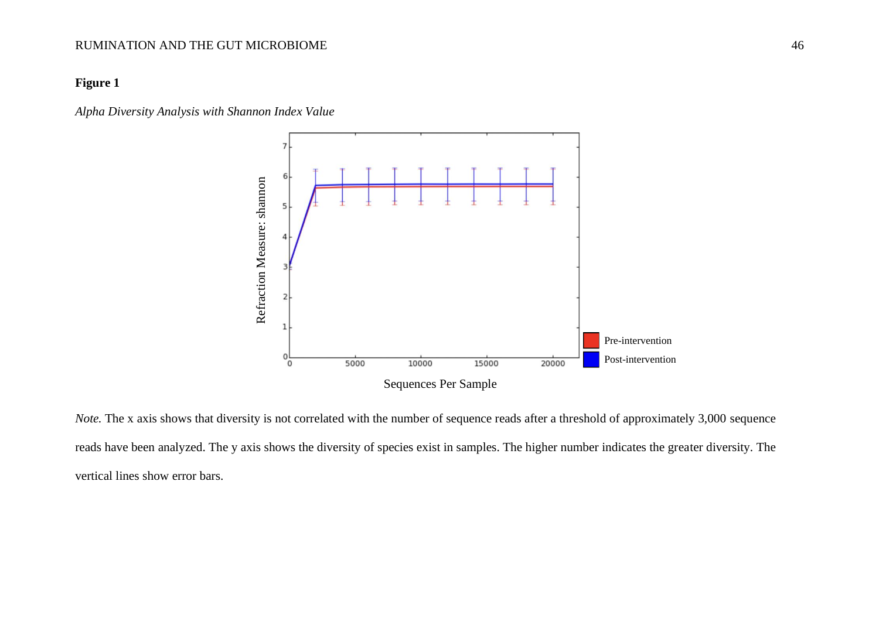**Figure 1**

*Alpha Diversity Analysis with Shannon Index Value*

*Note.* The x axis shows that diversity is not correlated with the number of sequence reads after a threshold of approximately 3,000 sequence reads have been analyzed. The y axis shows the diversity of species exist in samples. The higher number indicates the greater diversity. The vertical lines show error bars.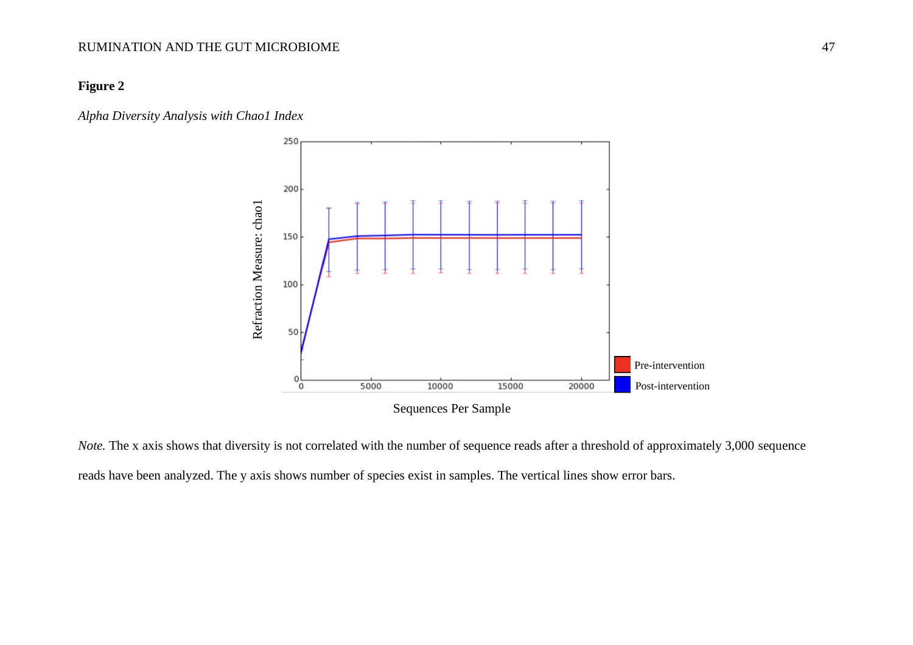**Figure 2**

*Alpha Diversity Analysis with Chao1 Index*

*Note.* The x axis shows that diversity is not correlated with the number of sequence reads after a threshold of approximately 3,000 sequence reads have been analyzed. The y axis shows number of species exist in samples. The vertical lines show error bars.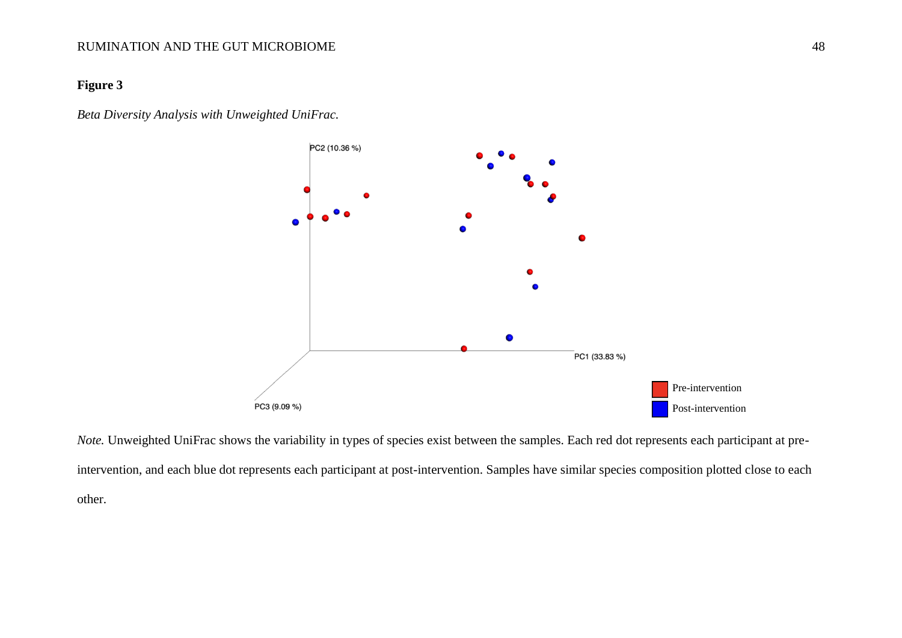**Figure 3**

*Beta Diversity Analysis with Unweighted UniFrac.*

*Note.* Unweighted UniFrac shows the variability in types of species exist between the samples. Each red dot represents each participant at pre-intervention, and each blue dot represents each participant at post-intervention. Samples have similar species composition plotted close to each other.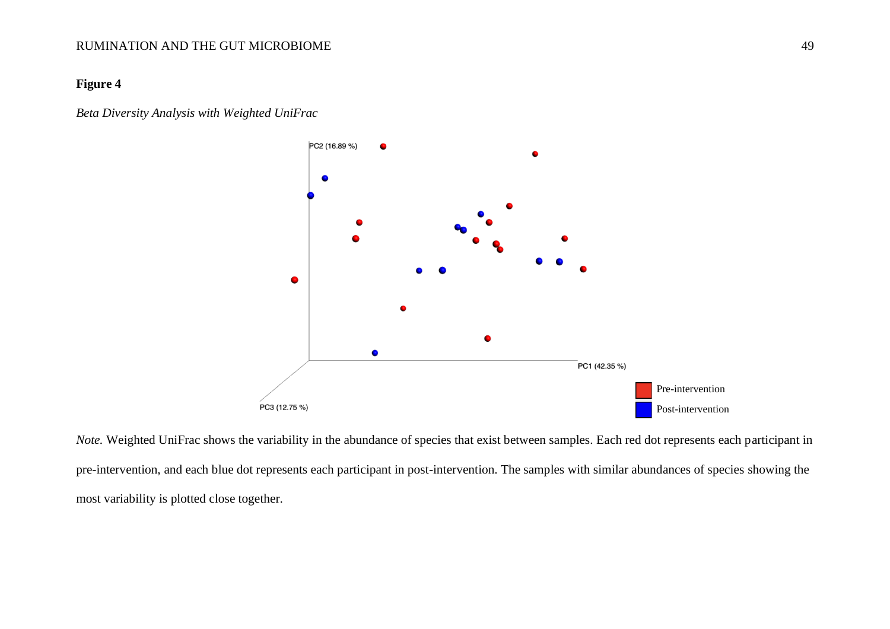**Figure 4**

*Beta Diversity Analysis with Weighted UniFrac*

*Note.* Weighted UniFrac shows the variability in the abundance of species that exist between samples. Each red dot represents each participant in pre-intervention, and each blue dot represents each participant in post-intervention. The samples with similar abundances of species showing the most variability is plotted close together.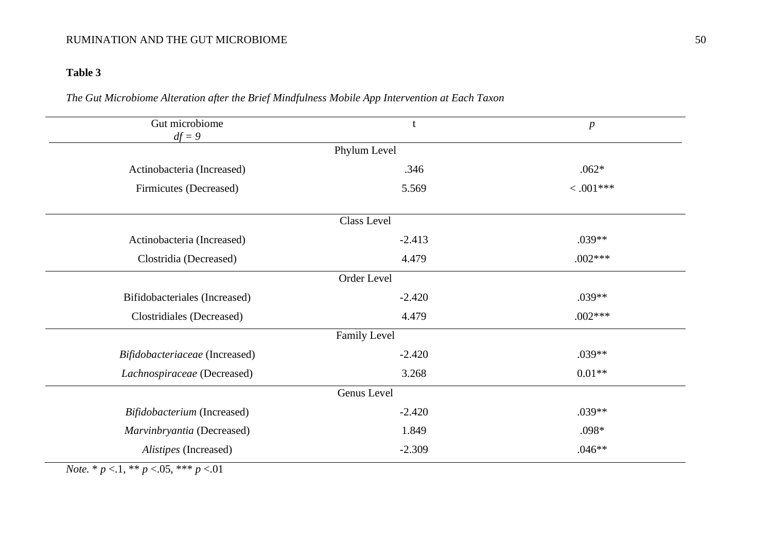**Table 3**

*The Gut Microbiome Alteration after the Brief Mindfulness Mobile App Intervention at Each Taxon*

| Gut microbiome *df = 9* | t | *p* |
|---|---|---|
| **Phylum Level** | | |
| Actinobacteria (Increased) | .346 | .062* |
| Firmicutes (Decreased) | 5.569 | < .001*** |
| **Class Level** | | |
| Actinobacteria (Increased) | -2.413 | .039** |
| Clostridia (Decreased) | 4.479 | .002*** |
| **Order Level** | | |
| Bifidobacteriales (Increased) | -2.420 | .039** |
| Clostridiales (Decreased) | 4.479 | .002*** |
| **Family Level** | | |
| *Bifidobacteriaceae* (Increased) | -2.420 | .039** |
| *Lachnospiraceae* (Decreased) | 3.268 | 0.01** |
| **Genus Level** | | |
| *Bifidobacterium* (Increased) | -2.420 | .039** |
| *Marvinbryantia* (Decreased) | 1.849 | .098* |
| *Alistipes* (Increased) | -2.309 | .046** |

*Note.* * $p$ <.1, ** $p$ <.05, *** $p$ <.01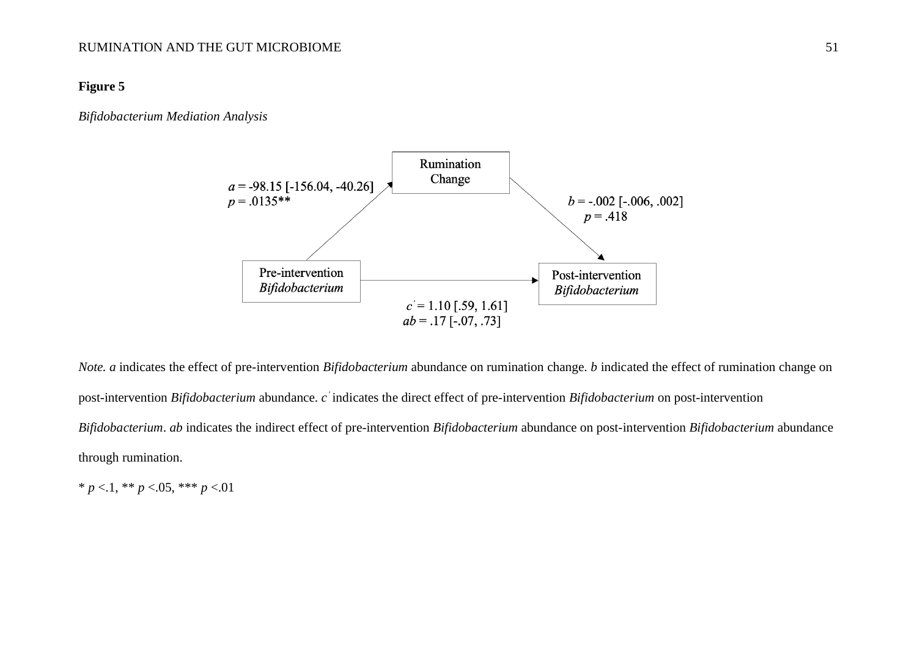**Figure 5**

*Bifidobacterium Mediation Analysis*

Rumination Change

$a$ = -98.15 [-156.04, -40.26]
$p$ = .0135**

$b$ = -.002 [-.006, .002]
$p$ = .418

Pre-intervention *Bifidobacterium*

Post-intervention *Bifidobacterium*

$c'$ = 1.10 [.59, 1.61]
$ab$ = .17 [-.07, .73]

*Note.* $a$ indicates the effect of pre-intervention *Bifidobacterium* abundance on rumination change. $b$ indicated the effect of rumination change on post-intervention *Bifidobacterium* abundance. $c'$ indicates the direct effect of pre-intervention *Bifidobacterium* on post-intervention *Bifidobacterium*. $ab$ indicates the indirect effect of pre-intervention *Bifidobacterium* abundance on post-intervention *Bifidobacterium* abundance through rumination.

* $p$ <.1, ** $p$ <.05, *** $p$ <.01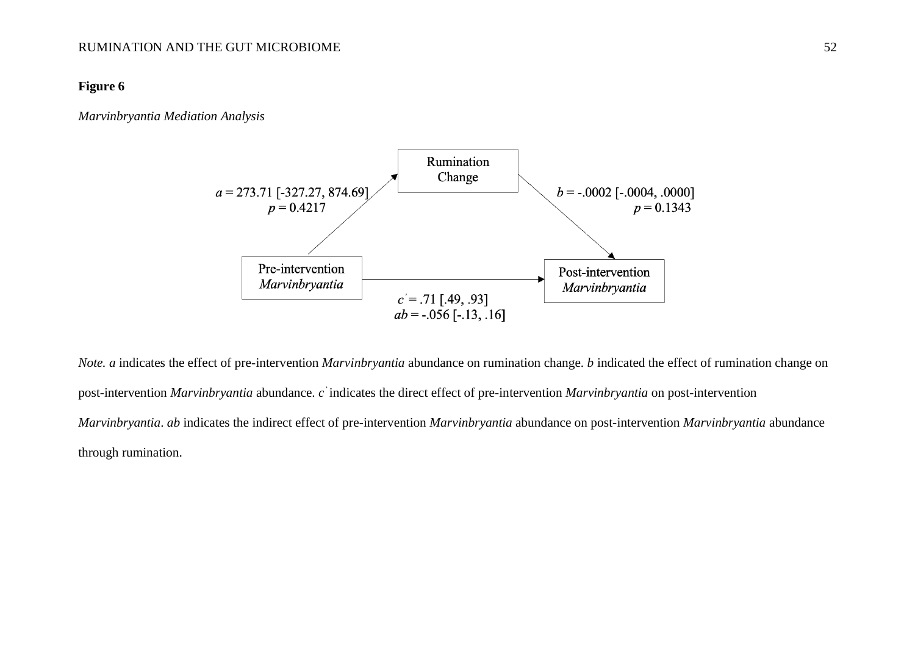**Figure 6**

*Marvinbryantia Mediation Analysis*

Rumination Change

$a$ = 273.71 [-327.27, 874.69]
$p$ = 0.4217

$b$ = -.0002 [-.0004, .0000]
$p$ = 0.1343

Pre-intervention *Marvinbryantia*

Post-intervention *Marvinbryantia*

$c'$ = .71 [.49, .93]
$ab$ = -.056 [-.13, .16]

*Note.* $a$ indicates the effect of pre-intervention *Marvinbryantia* abundance on rumination change. $b$ indicated the effect of rumination change on post-intervention *Marvinbryantia* abundance. $c'$ indicates the direct effect of pre-intervention *Marvinbryantia* on post-intervention *Marvinbryantia*. $ab$ indicates the indirect effect of pre-intervention *Marvinbryantia* abundance on post-intervention *Marvinbryantia* abundance through rumination.